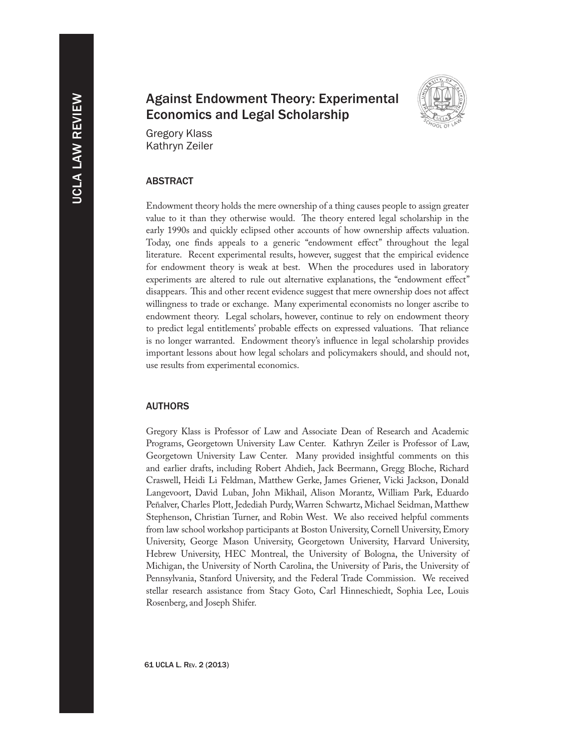# Against Endowment Theory: Experimental Economics and Legal Scholarship

Gregory Klass
Kathryn Zeiler

## ABSTRACT

Endowment theory holds the mere ownership of a thing causes people to assign greater value to it than they otherwise would. The theory entered legal scholarship in the early 1990s and quickly eclipsed other accounts of how ownership affects valuation. Today, one finds appeals to a generic "endowment effect" throughout the legal literature. Recent experimental results, however, suggest that the empirical evidence for endowment theory is weak at best. When the procedures used in laboratory experiments are altered to rule out alternative explanations, the "endowment effect" disappears. This and other recent evidence suggest that mere ownership does not affect willingness to trade or exchange. Many experimental economists no longer ascribe to endowment theory. Legal scholars, however, continue to rely on endowment theory to predict legal entitlements' probable effects on expressed valuations. That reliance is no longer warranted. Endowment theory's influence in legal scholarship provides important lessons about how legal scholars and policymakers should, and should not, use results from experimental economics.

## AUTHORS

Gregory Klass is Professor of Law and Associate Dean of Research and Academic Programs, Georgetown University Law Center. Kathryn Zeiler is Professor of Law, Georgetown University Law Center. Many provided insightful comments on this and earlier drafts, including Robert Ahdieh, Jack Beermann, Gregg Bloche, Richard Craswell, Heidi Li Feldman, Matthew Gerke, James Griener, Vicki Jackson, Donald Langevoort, David Luban, John Mikhail, Alison Morantz, William Park, Eduardo Peñalver, Charles Plott, Jedediah Purdy, Warren Schwartz, Michael Seidman, Matthew Stephenson, Christian Turner, and Robin West. We also received helpful comments from law school workshop participants at Boston University, Cornell University, Emory University, George Mason University, Georgetown University, Harvard University, Hebrew University, HEC Montreal, the University of Bologna, the University of Michigan, the University of North Carolina, the University of Paris, the University of Pennsylvania, Stanford University, and the Federal Trade Commission. We received stellar research assistance from Stacy Goto, Carl Hinneschiedt, Sophia Lee, Louis Rosenberg, and Joseph Shifer.

61 UCLA L. Rev. 2 (2013)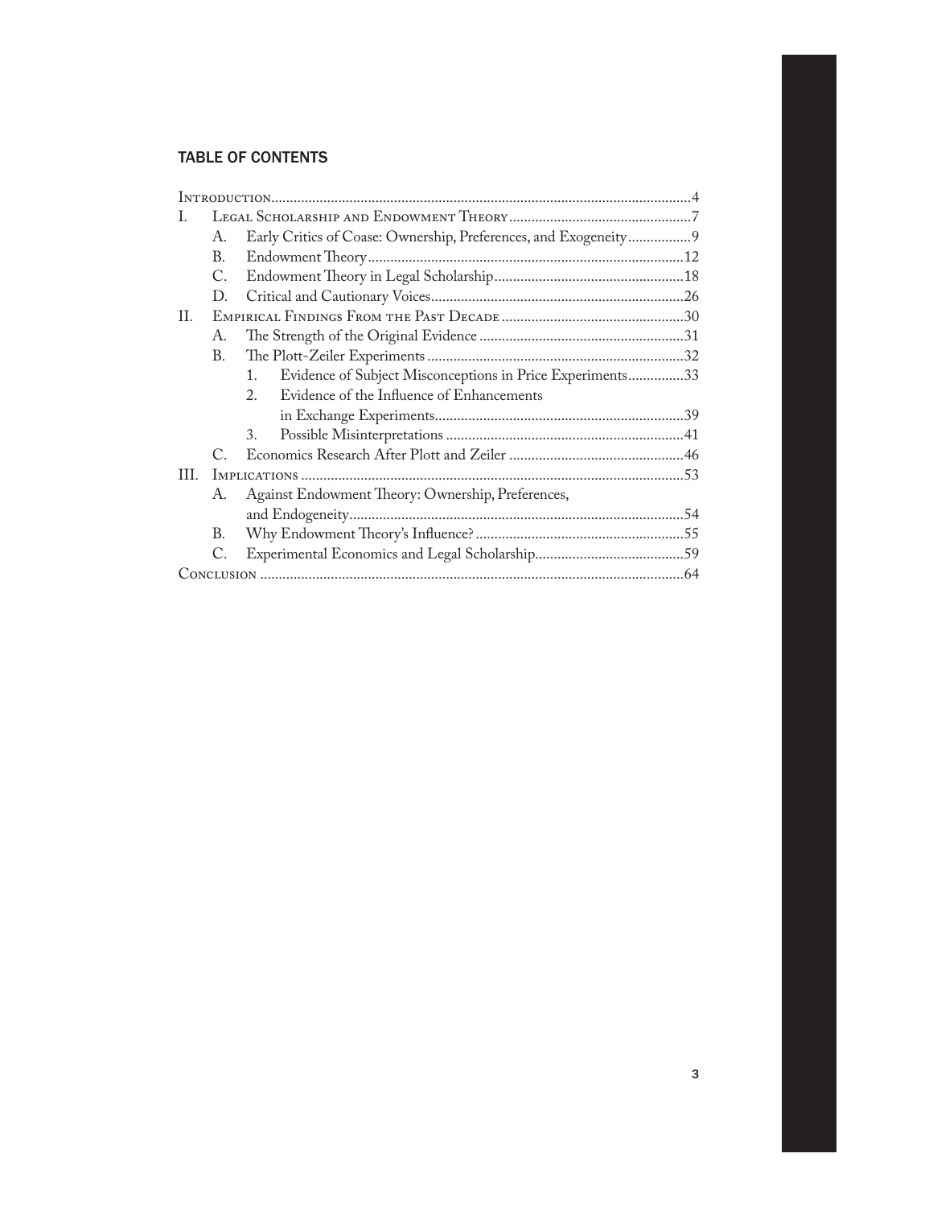## TABLE OF CONTENTS

Introduction ....... 4

I. Legal Scholarship and Endowment Theory ....... 7
   - A. Early Critics of Coase: Ownership, Preferences, and Exogeneity ....... 9
   - B. Endowment Theory ....... 12
   - C. Endowment Theory in Legal Scholarship ....... 18
   - D. Critical and Cautionary Voices ....... 26

II. Empirical Findings From the Past Decade ....... 30
   - A. The Strength of the Original Evidence ....... 31
   - B. The Plott-Zeiler Experiments ....... 32
     1. Evidence of Subject Misconceptions in Price Experiments ....... 33
     2. Evidence of the Influence of Enhancements in Exchange Experiments ....... 39
     3. Possible Misinterpretations ....... 41
   - C. Economics Research After Plott and Zeiler ....... 46

III. Implications ....... 53
   - A. Against Endowment Theory: Ownership, Preferences, and Endogeneity ....... 54
   - B. Why Endowment Theory's Influence? ....... 55
   - C. Experimental Economics and Legal Scholarship ....... 59

Conclusion ....... 64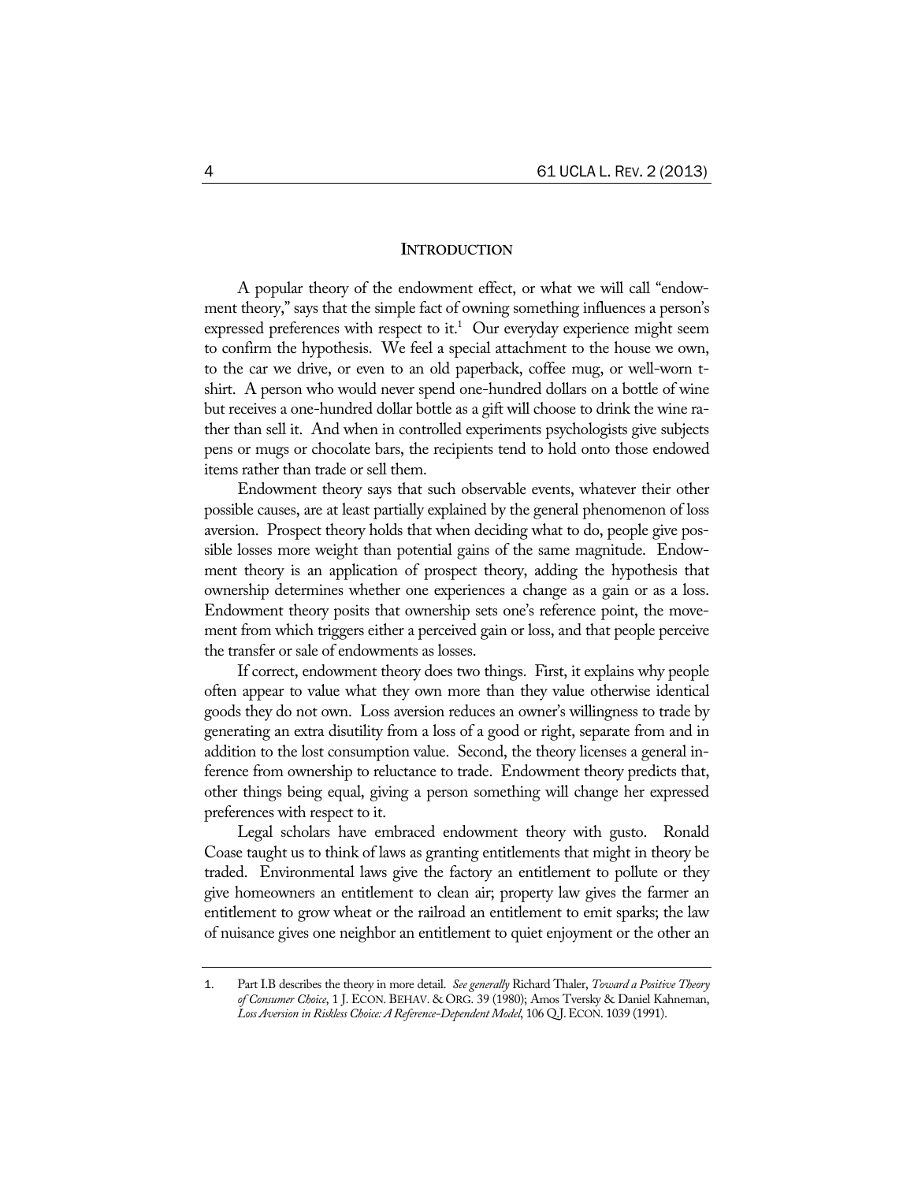## INTRODUCTION

A popular theory of the endowment effect, or what we will call "endowment theory," says that the simple fact of owning something influences a person's expressed preferences with respect to it.[1] Our everyday experience might seem to confirm the hypothesis. We feel a special attachment to the house we own, to the car we drive, or even to an old paperback, coffee mug, or well-worn t-shirt. A person who would never spend one-hundred dollars on a bottle of wine but receives a one-hundred dollar bottle as a gift will choose to drink the wine rather than sell it. And when in controlled experiments psychologists give subjects pens or mugs or chocolate bars, the recipients tend to hold onto those endowed items rather than trade or sell them.

Endowment theory says that such observable events, whatever their other possible causes, are at least partially explained by the general phenomenon of loss aversion. Prospect theory holds that when deciding what to do, people give possible losses more weight than potential gains of the same magnitude. Endowment theory is an application of prospect theory, adding the hypothesis that ownership determines whether one experiences a change as a gain or as a loss. Endowment theory posits that ownership sets one's reference point, the movement from which triggers either a perceived gain or loss, and that people perceive the transfer or sale of endowments as losses.

If correct, endowment theory does two things. First, it explains why people often appear to value what they own more than they value otherwise identical goods they do not own. Loss aversion reduces an owner's willingness to trade by generating an extra disutility from a loss of a good or right, separate from and in addition to the lost consumption value. Second, the theory licenses a general inference from ownership to reluctance to trade. Endowment theory predicts that, other things being equal, giving a person something will change her expressed preferences with respect to it.

Legal scholars have embraced endowment theory with gusto. Ronald Coase taught us to think of laws as granting entitlements that might in theory be traded. Environmental laws give the factory an entitlement to pollute or they give homeowners an entitlement to clean air; property law gives the farmer an entitlement to grow wheat or the railroad an entitlement to emit sparks; the law of nuisance gives one neighbor an entitlement to quiet enjoyment or the other an

---

1. Part I.B describes the theory in more detail. *See generally* Richard Thaler, *Toward a Positive Theory of Consumer Choice*, 1 J. ECON. BEHAV. & ORG. 39 (1980); Amos Tversky & Daniel Kahneman, *Loss Aversion in Riskless Choice: A Reference-Dependent Model*, 106 Q.J. ECON. 1039 (1991).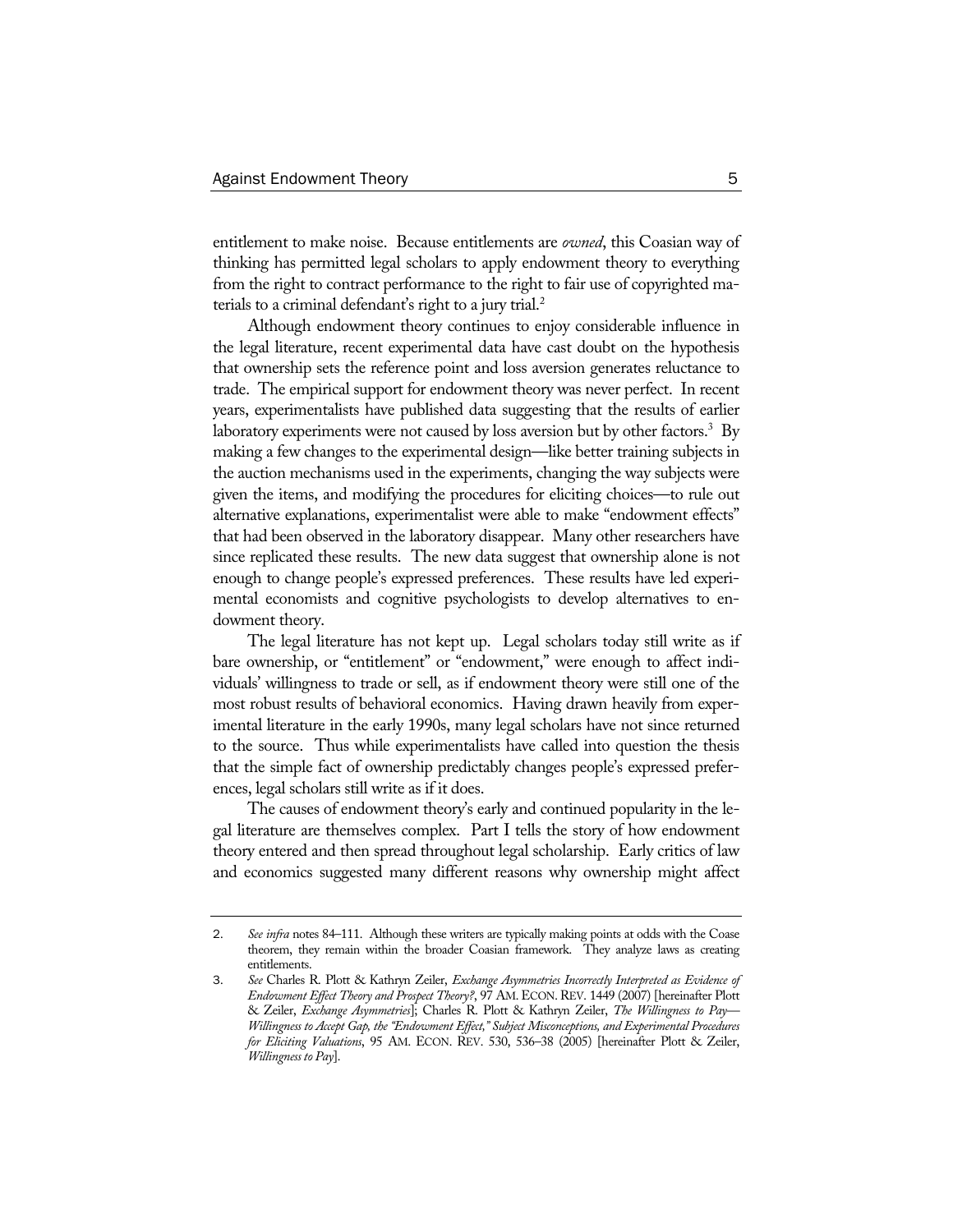entitlement to make noise. Because entitlements are *owned*, this Coasian way of thinking has permitted legal scholars to apply endowment theory to everything from the right to contract performance to the right to fair use of copyrighted materials to a criminal defendant's right to a jury trial.[2]

Although endowment theory continues to enjoy considerable influence in the legal literature, recent experimental data have cast doubt on the hypothesis that ownership sets the reference point and loss aversion generates reluctance to trade. The empirical support for endowment theory was never perfect. In recent years, experimentalists have published data suggesting that the results of earlier laboratory experiments were not caused by loss aversion but by other factors.[3] By making a few changes to the experimental design—like better training subjects in the auction mechanisms used in the experiments, changing the way subjects were given the items, and modifying the procedures for eliciting choices—to rule out alternative explanations, experimentalist were able to make "endowment effects" that had been observed in the laboratory disappear. Many other researchers have since replicated these results. The new data suggest that ownership alone is not enough to change people's expressed preferences. These results have led experimental economists and cognitive psychologists to develop alternatives to endowment theory.

The legal literature has not kept up. Legal scholars today still write as if bare ownership, or "entitlement" or "endowment," were enough to affect individuals' willingness to trade or sell, as if endowment theory were still one of the most robust results of behavioral economics. Having drawn heavily from experimental literature in the early 1990s, many legal scholars have not since returned to the source. Thus while experimentalists have called into question the thesis that the simple fact of ownership predictably changes people's expressed preferences, legal scholars still write as if it does.

The causes of endowment theory's early and continued popularity in the legal literature are themselves complex. Part I tells the story of how endowment theory entered and then spread throughout legal scholarship. Early critics of law and economics suggested many different reasons why ownership might affect

---

2. *See infra* notes 84–111. Although these writers are typically making points at odds with the Coase theorem, they remain within the broader Coasian framework. They analyze laws as creating entitlements.

3. *See* Charles R. Plott & Kathryn Zeiler, *Exchange Asymmetries Incorrectly Interpreted as Evidence of Endowment Effect Theory and Prospect Theory?*, 97 AM. ECON. REV. 1449 (2007) [hereinafter Plott & Zeiler, *Exchange Asymmetries*]; Charles R. Plott & Kathryn Zeiler, *The Willingness to Pay—Willingness to Accept Gap, the "Endowment Effect," Subject Misconceptions, and Experimental Procedures for Eliciting Valuations*, 95 AM. ECON. REV. 530, 536–38 (2005) [hereinafter Plott & Zeiler, *Willingness to Pay*].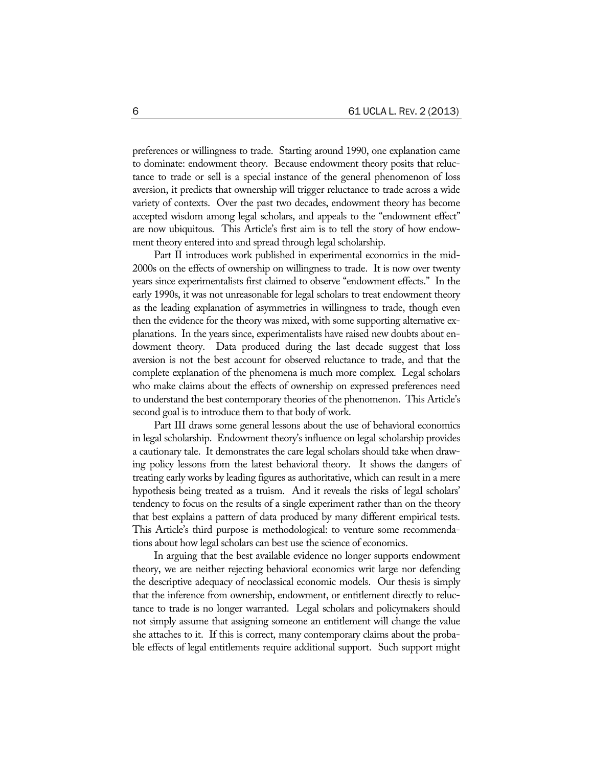preferences or willingness to trade. Starting around 1990, one explanation came to dominate: endowment theory. Because endowment theory posits that reluctance to trade or sell is a special instance of the general phenomenon of loss aversion, it predicts that ownership will trigger reluctance to trade across a wide variety of contexts. Over the past two decades, endowment theory has become accepted wisdom among legal scholars, and appeals to the "endowment effect" are now ubiquitous. This Article's first aim is to tell the story of how endowment theory entered into and spread through legal scholarship.

Part II introduces work published in experimental economics in the mid-2000s on the effects of ownership on willingness to trade. It is now over twenty years since experimentalists first claimed to observe "endowment effects." In the early 1990s, it was not unreasonable for legal scholars to treat endowment theory as the leading explanation of asymmetries in willingness to trade, though even then the evidence for the theory was mixed, with some supporting alternative explanations. In the years since, experimentalists have raised new doubts about endowment theory. Data produced during the last decade suggest that loss aversion is not the best account for observed reluctance to trade, and that the complete explanation of the phenomena is much more complex. Legal scholars who make claims about the effects of ownership on expressed preferences need to understand the best contemporary theories of the phenomenon. This Article's second goal is to introduce them to that body of work.

Part III draws some general lessons about the use of behavioral economics in legal scholarship. Endowment theory's influence on legal scholarship provides a cautionary tale. It demonstrates the care legal scholars should take when drawing policy lessons from the latest behavioral theory. It shows the dangers of treating early works by leading figures as authoritative, which can result in a mere hypothesis being treated as a truism. And it reveals the risks of legal scholars' tendency to focus on the results of a single experiment rather than on the theory that best explains a pattern of data produced by many different empirical tests. This Article's third purpose is methodological: to venture some recommendations about how legal scholars can best use the science of economics.

In arguing that the best available evidence no longer supports endowment theory, we are neither rejecting behavioral economics writ large nor defending the descriptive adequacy of neoclassical economic models. Our thesis is simply that the inference from ownership, endowment, or entitlement directly to reluctance to trade is no longer warranted. Legal scholars and policymakers should not simply assume that assigning someone an entitlement will change the value she attaches to it. If this is correct, many contemporary claims about the probable effects of legal entitlements require additional support. Such support might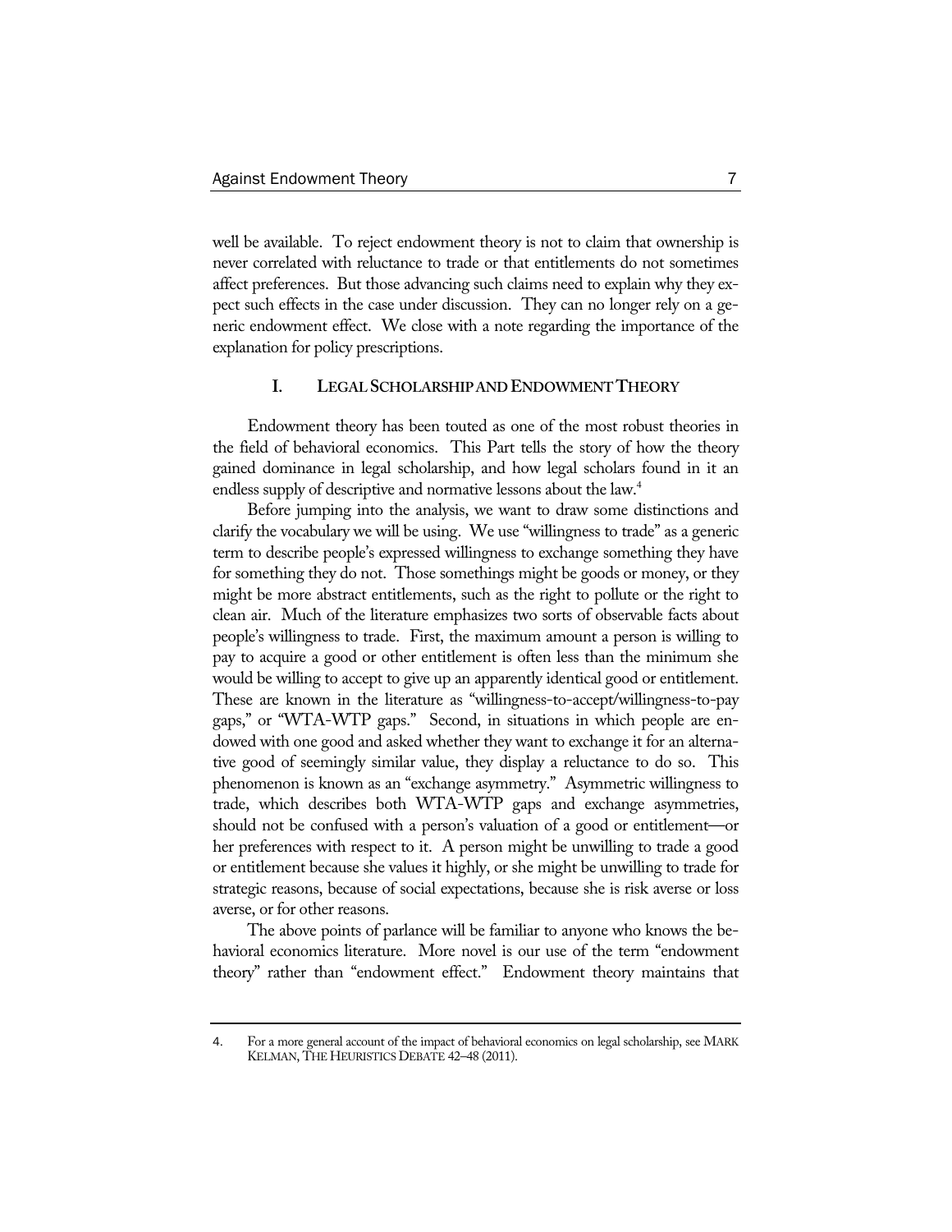well be available. To reject endowment theory is not to claim that ownership is never correlated with reluctance to trade or that entitlements do not sometimes affect preferences. But those advancing such claims need to explain why they expect such effects in the case under discussion. They can no longer rely on a generic endowment effect. We close with a note regarding the importance of the explanation for policy prescriptions.

## I. LEGAL SCHOLARSHIP AND ENDOWMENT THEORY

Endowment theory has been touted as one of the most robust theories in the field of behavioral economics. This Part tells the story of how the theory gained dominance in legal scholarship, and how legal scholars found in it an endless supply of descriptive and normative lessons about the law.[4]

Before jumping into the analysis, we want to draw some distinctions and clarify the vocabulary we will be using. We use "willingness to trade" as a generic term to describe people's expressed willingness to exchange something they have for something they do not. Those somethings might be goods or money, or they might be more abstract entitlements, such as the right to pollute or the right to clean air. Much of the literature emphasizes two sorts of observable facts about people's willingness to trade. First, the maximum amount a person is willing to pay to acquire a good or other entitlement is often less than the minimum she would be willing to accept to give up an apparently identical good or entitlement. These are known in the literature as "willingness-to-accept/willingness-to-pay gaps," or "WTA-WTP gaps." Second, in situations in which people are endowed with one good and asked whether they want to exchange it for an alternative good of seemingly similar value, they display a reluctance to do so. This phenomenon is known as an "exchange asymmetry." Asymmetric willingness to trade, which describes both WTA-WTP gaps and exchange asymmetries, should not be confused with a person's valuation of a good or entitlement—or her preferences with respect to it. A person might be unwilling to trade a good or entitlement because she values it highly, or she might be unwilling to trade for strategic reasons, because of social expectations, because she is risk averse or loss averse, or for other reasons.

The above points of parlance will be familiar to anyone who knows the behavioral economics literature. More novel is our use of the term "endowment theory" rather than "endowment effect." Endowment theory maintains that

---

4. For a more general account of the impact of behavioral economics on legal scholarship, see MARK KELMAN, THE HEURISTICS DEBATE 42–48 (2011).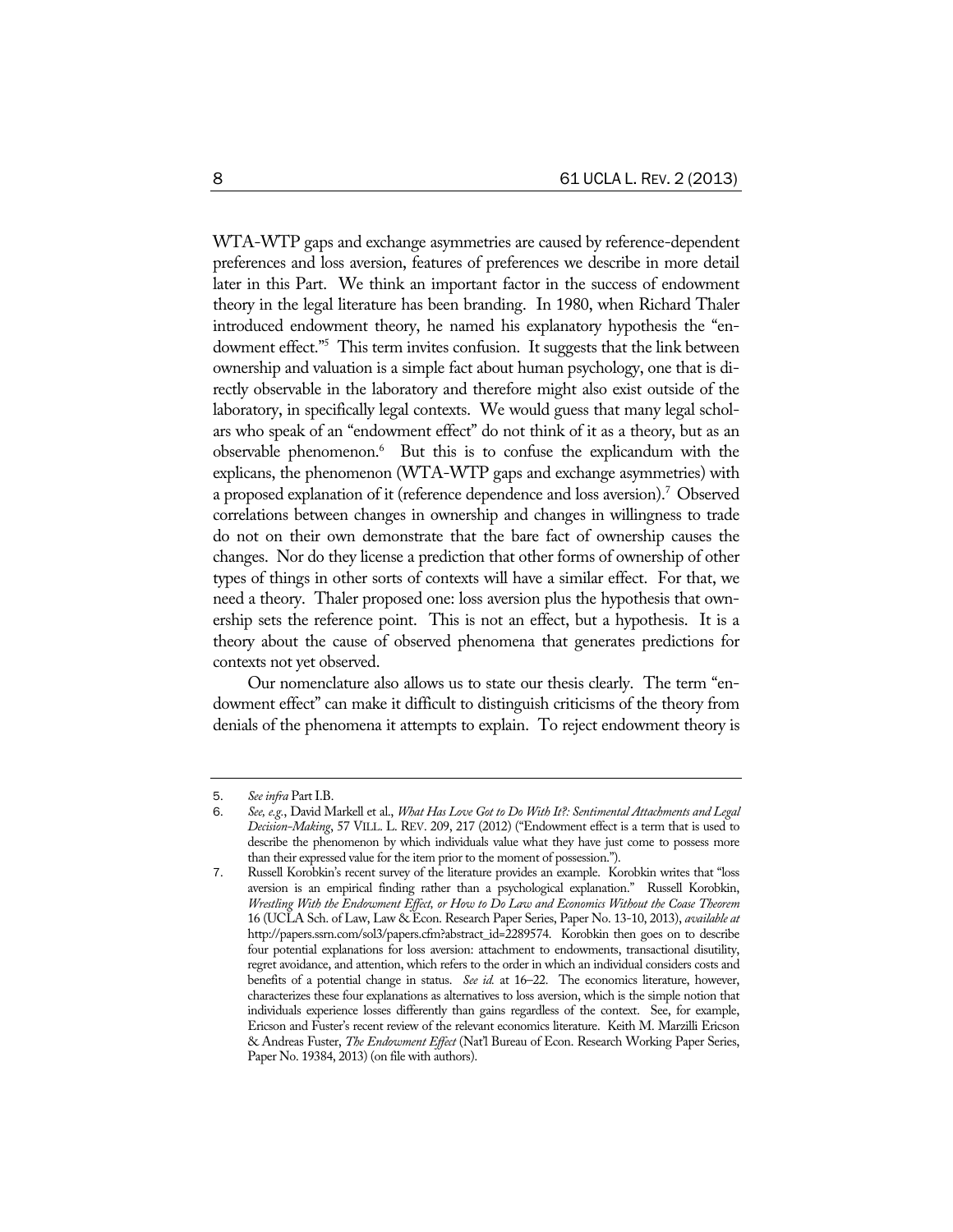WTA-WTP gaps and exchange asymmetries are caused by reference-dependent preferences and loss aversion, features of preferences we describe in more detail later in this Part. We think an important factor in the success of endowment theory in the legal literature has been branding. In 1980, when Richard Thaler introduced endowment theory, he named his explanatory hypothesis the "endowment effect."[5] This term invites confusion. It suggests that the link between ownership and valuation is a simple fact about human psychology, one that is directly observable in the laboratory and therefore might also exist outside of the laboratory, in specifically legal contexts. We would guess that many legal scholars who speak of an "endowment effect" do not think of it as a theory, but as an observable phenomenon.[6] But this is to confuse the explicandum with the explicans, the phenomenon (WTA-WTP gaps and exchange asymmetries) with a proposed explanation of it (reference dependence and loss aversion).[7] Observed correlations between changes in ownership and changes in willingness to trade do not on their own demonstrate that the bare fact of ownership causes the changes. Nor do they license a prediction that other forms of ownership of other types of things in other sorts of contexts will have a similar effect. For that, we need a theory. Thaler proposed one: loss aversion plus the hypothesis that ownership sets the reference point. This is not an effect, but a hypothesis. It is a theory about the cause of observed phenomena that generates predictions for contexts not yet observed.

Our nomenclature also allows us to state our thesis clearly. The term "endowment effect" can make it difficult to distinguish criticisms of the theory from denials of the phenomena it attempts to explain. To reject endowment theory is

---

5. *See infra* Part I.B.

6. *See, e.g.*, David Markell et al., *What Has Love Got to Do With It?: Sentimental Attachments and Legal Decision-Making*, 57 VILL. L. REV. 209, 217 (2012) ("Endowment effect is a term that is used to describe the phenomenon by which individuals value what they have just come to possess more than their expressed value for the item prior to the moment of possession.").

7. Russell Korobkin's recent survey of the literature provides an example. Korobkin writes that "loss aversion is an empirical finding rather than a psychological explanation." Russell Korobkin, *Wrestling With the Endowment Effect, or How to Do Law and Economics Without the Coase Theorem* 16 (UCLA Sch. of Law, Law & Econ. Research Paper Series, Paper No. 13-10, 2013), *available at* http://papers.ssrn.com/sol3/papers.cfm?abstract_id=2289574. Korobkin then goes on to describe four potential explanations for loss aversion: attachment to endowments, transactional disutility, regret avoidance, and attention, which refers to the order in which an individual considers costs and benefits of a potential change in status. *See id.* at 16–22. The economics literature, however, characterizes these four explanations as alternatives to loss aversion, which is the simple notion that individuals experience losses differently than gains regardless of the context. See, for example, Ericson and Fuster's recent review of the relevant economics literature. Keith M. Marzilli Ericson & Andreas Fuster, *The Endowment Effect* (Nat'l Bureau of Econ. Research Working Paper Series, Paper No. 19384, 2013) (on file with authors).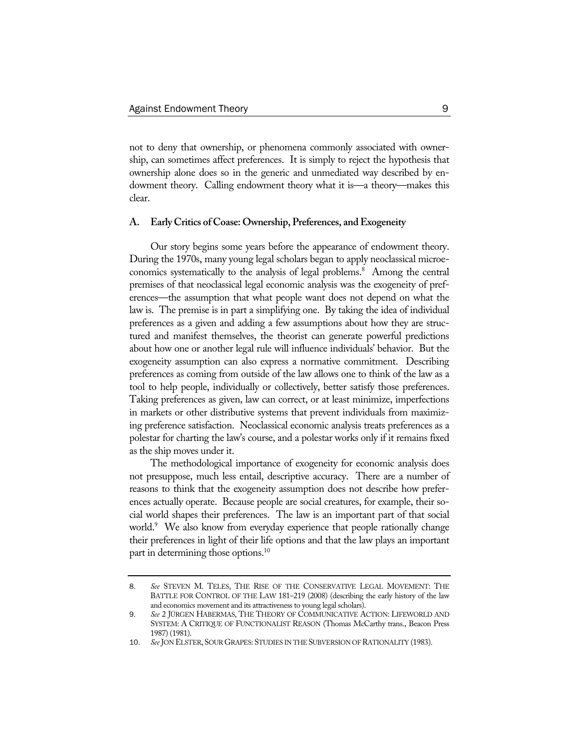not to deny that ownership, or phenomena commonly associated with ownership, can sometimes affect preferences. It is simply to reject the hypothesis that ownership alone does so in the generic and unmediated way described by endowment theory. Calling endowment theory what it is—a theory—makes this clear.

### A. Early Critics of Coase: Ownership, Preferences, and Exogeneity

Our story begins some years before the appearance of endowment theory. During the 1970s, many young legal scholars began to apply neoclassical microeconomics systematically to the analysis of legal problems.[8] Among the central premises of that neoclassical legal economic analysis was the exogeneity of preferences—the assumption that what people want does not depend on what the law is. The premise is in part a simplifying one. By taking the idea of individual preferences as a given and adding a few assumptions about how they are structured and manifest themselves, the theorist can generate powerful predictions about how one or another legal rule will influence individuals' behavior. But the exogeneity assumption can also express a normative commitment. Describing preferences as coming from outside of the law allows one to think of the law as a tool to help people, individually or collectively, better satisfy those preferences. Taking preferences as given, law can correct, or at least minimize, imperfections in markets or other distributive systems that prevent individuals from maximizing preference satisfaction. Neoclassical economic analysis treats preferences as a polestar for charting the law's course, and a polestar works only if it remains fixed as the ship moves under it.

The methodological importance of exogeneity for economic analysis does not presuppose, much less entail, descriptive accuracy. There are a number of reasons to think that the exogeneity assumption does not describe how preferences actually operate. Because people are social creatures, for example, their social world shapes their preferences. The law is an important part of that social world.[9] We also know from everyday experience that people rationally change their preferences in light of their life options and that the law plays an important part in determining those options.[10]

---

8. *See* STEVEN M. TELES, THE RISE OF THE CONSERVATIVE LEGAL MOVEMENT: THE BATTLE FOR CONTROL OF THE LAW 181–219 (2008) (describing the early history of the law and economics movement and its attractiveness to young legal scholars).

9. *See* 2 JÜRGEN HABERMAS, THE THEORY OF COMMUNICATIVE ACTION: LIFEWORLD AND SYSTEM: A CRITIQUE OF FUNCTIONALIST REASON (Thomas McCarthy trans., Beacon Press 1987) (1981).

10. *See* JON ELSTER, SOUR GRAPES: STUDIES IN THE SUBVERSION OF RATIONALITY (1983).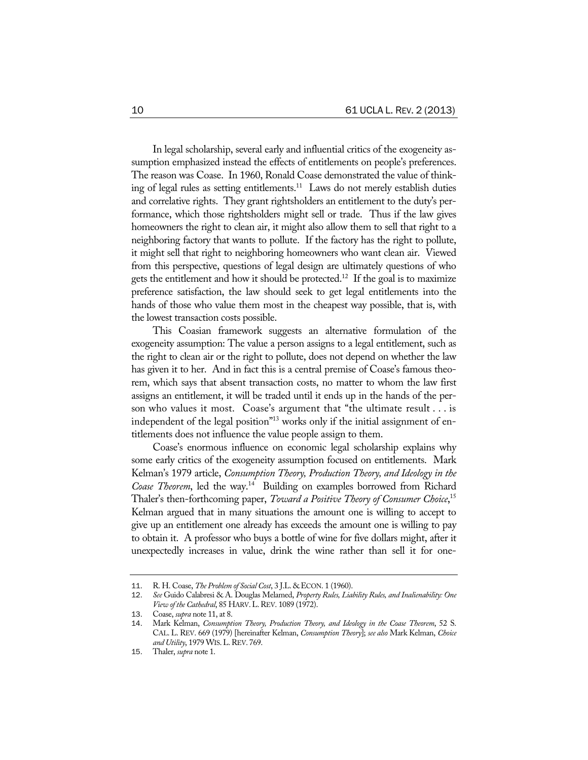In legal scholarship, several early and influential critics of the exogeneity assumption emphasized instead the effects of entitlements on people's preferences. The reason was Coase. In 1960, Ronald Coase demonstrated the value of thinking of legal rules as setting entitlements.[11] Laws do not merely establish duties and correlative rights. They grant rightsholders an entitlement to the duty's performance, which those rightsholders might sell or trade. Thus if the law gives homeowners the right to clean air, it might also allow them to sell that right to a neighboring factory that wants to pollute. If the factory has the right to pollute, it might sell that right to neighboring homeowners who want clean air. Viewed from this perspective, questions of legal design are ultimately questions of who gets the entitlement and how it should be protected.[12] If the goal is to maximize preference satisfaction, the law should seek to get legal entitlements into the hands of those who value them most in the cheapest way possible, that is, with the lowest transaction costs possible.

This Coasian framework suggests an alternative formulation of the exogeneity assumption: The value a person assigns to a legal entitlement, such as the right to clean air or the right to pollute, does not depend on whether the law has given it to her. And in fact this is a central premise of Coase's famous theorem, which says that absent transaction costs, no matter to whom the law first assigns an entitlement, it will be traded until it ends up in the hands of the person who values it most. Coase's argument that "the ultimate result . . . is independent of the legal position"[13] works only if the initial assignment of entitlements does not influence the value people assign to them.

Coase's enormous influence on economic legal scholarship explains why some early critics of the exogeneity assumption focused on entitlements. Mark Kelman's 1979 article, *Consumption Theory, Production Theory, and Ideology in the Coase Theorem*, led the way.[14] Building on examples borrowed from Richard Thaler's then-forthcoming paper, *Toward a Positive Theory of Consumer Choice*,[15] Kelman argued that in many situations the amount one is willing to accept to give up an entitlement one already has exceeds the amount one is willing to pay to obtain it. A professor who buys a bottle of wine for five dollars might, after it unexpectedly increases in value, drink the wine rather than sell it for one-

---

11. R. H. Coase, *The Problem of Social Cost*, 3 J.L. & ECON. 1 (1960).
12. *See* Guido Calabresi & A. Douglas Melamed, *Property Rules, Liability Rules, and Inalienability: One View of the Cathedral*, 85 HARV. L. REV. 1089 (1972).
13. Coase, *supra* note 11, at 8.
14. Mark Kelman, *Consumption Theory, Production Theory, and Ideology in the Coase Theorem*, 52 S. CAL. L. REV. 669 (1979) [hereinafter Kelman, *Consumption Theory*]; *see also* Mark Kelman, *Choice and Utility*, 1979 WIS. L. REV. 769.
15. Thaler, *supra* note 1.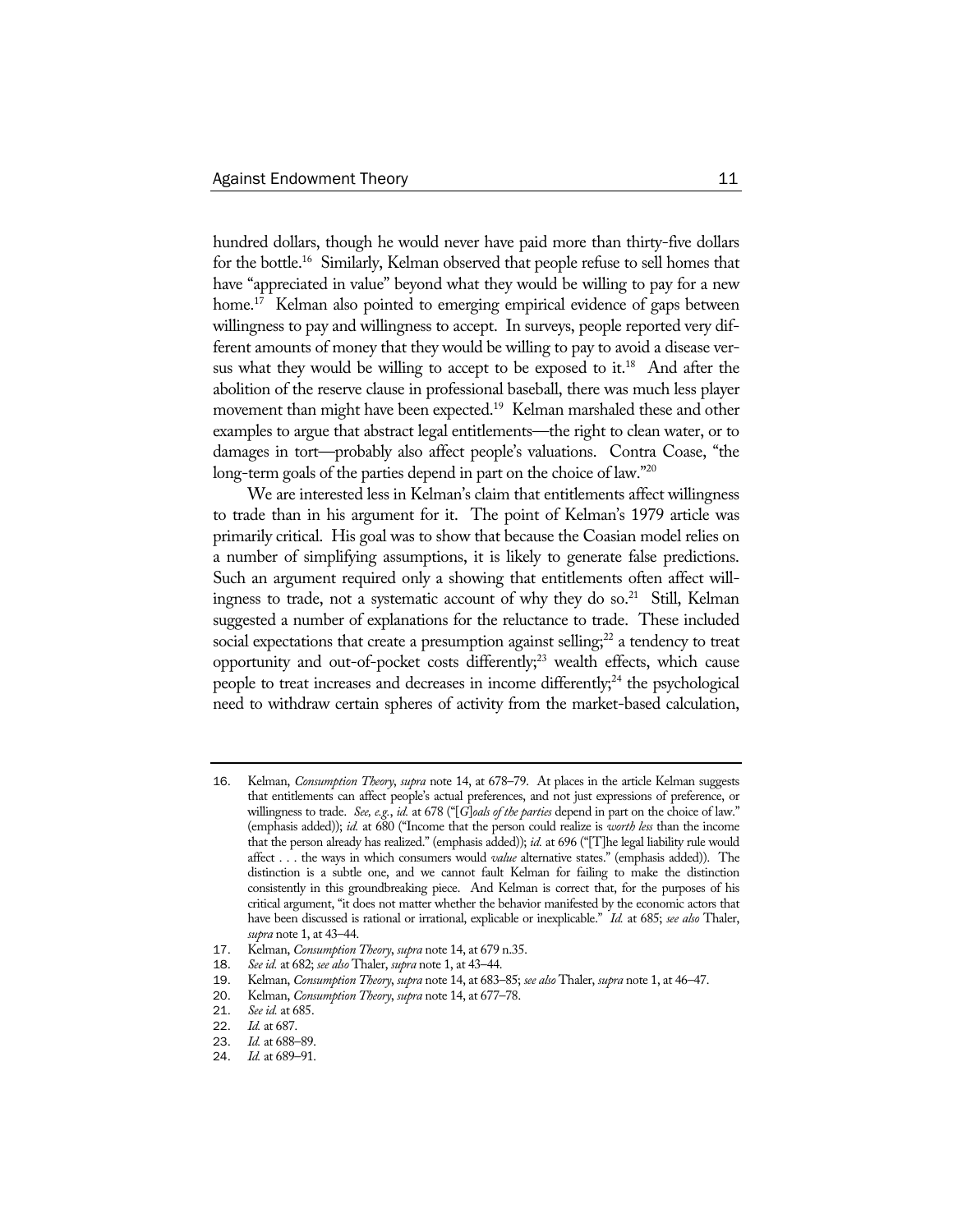hundred dollars, though he would never have paid more than thirty-five dollars for the bottle.[16] Similarly, Kelman observed that people refuse to sell homes that have "appreciated in value" beyond what they would be willing to pay for a new home.[17] Kelman also pointed to emerging empirical evidence of gaps between willingness to pay and willingness to accept. In surveys, people reported very different amounts of money that they would be willing to pay to avoid a disease versus what they would be willing to accept to be exposed to it.[18] And after the abolition of the reserve clause in professional baseball, there was much less player movement than might have been expected.[19] Kelman marshaled these and other examples to argue that abstract legal entitlements—the right to clean water, or to damages in tort—probably also affect people's valuations. Contra Coase, "the long-term goals of the parties depend in part on the choice of law."[20]

We are interested less in Kelman's claim that entitlements affect willingness to trade than in his argument for it. The point of Kelman's 1979 article was primarily critical. His goal was to show that because the Coasian model relies on a number of simplifying assumptions, it is likely to generate false predictions. Such an argument required only a showing that entitlements often affect willingness to trade, not a systematic account of why they do so.[21] Still, Kelman suggested a number of explanations for the reluctance to trade. These included social expectations that create a presumption against selling;[22] a tendency to treat opportunity and out-of-pocket costs differently;[23] wealth effects, which cause people to treat increases and decreases in income differently;[24] the psychological need to withdraw certain spheres of activity from the market-based calculation,

---

16. Kelman, *Consumption Theory*, *supra* note 14, at 678–79. At places in the article Kelman suggests that entitlements can affect people's actual preferences, and not just expressions of preference, or willingness to trade. *See, e.g.*, *id.* at 678 ("[*G*]*oals of the parties* depend in part on the choice of law." (emphasis added)); *id.* at 680 ("Income that the person could realize is *worth less* than the income that the person already has realized." (emphasis added)); *id.* at 696 ("[T]he legal liability rule would affect . . . the ways in which consumers would *value* alternative states." (emphasis added)). The distinction is a subtle one, and we cannot fault Kelman for failing to make the distinction consistently in this groundbreaking piece. And Kelman is correct that, for the purposes of his critical argument, "it does not matter whether the behavior manifested by the economic actors that have been discussed is rational or irrational, explicable or inexplicable." *Id.* at 685; *see also* Thaler, *supra* note 1, at 43–44.
17. Kelman, *Consumption Theory*, *supra* note 14, at 679 n.35.
18. *See id.* at 682; *see also* Thaler, *supra* note 1, at 43–44.
19. Kelman, *Consumption Theory*, *supra* note 14, at 683–85; *see also* Thaler, *supra* note 1, at 46–47.
20. Kelman, *Consumption Theory*, *supra* note 14, at 677–78.
21. *See id.* at 685.
22. *Id.* at 687.
23. *Id.* at 688–89.
24. *Id.* at 689–91.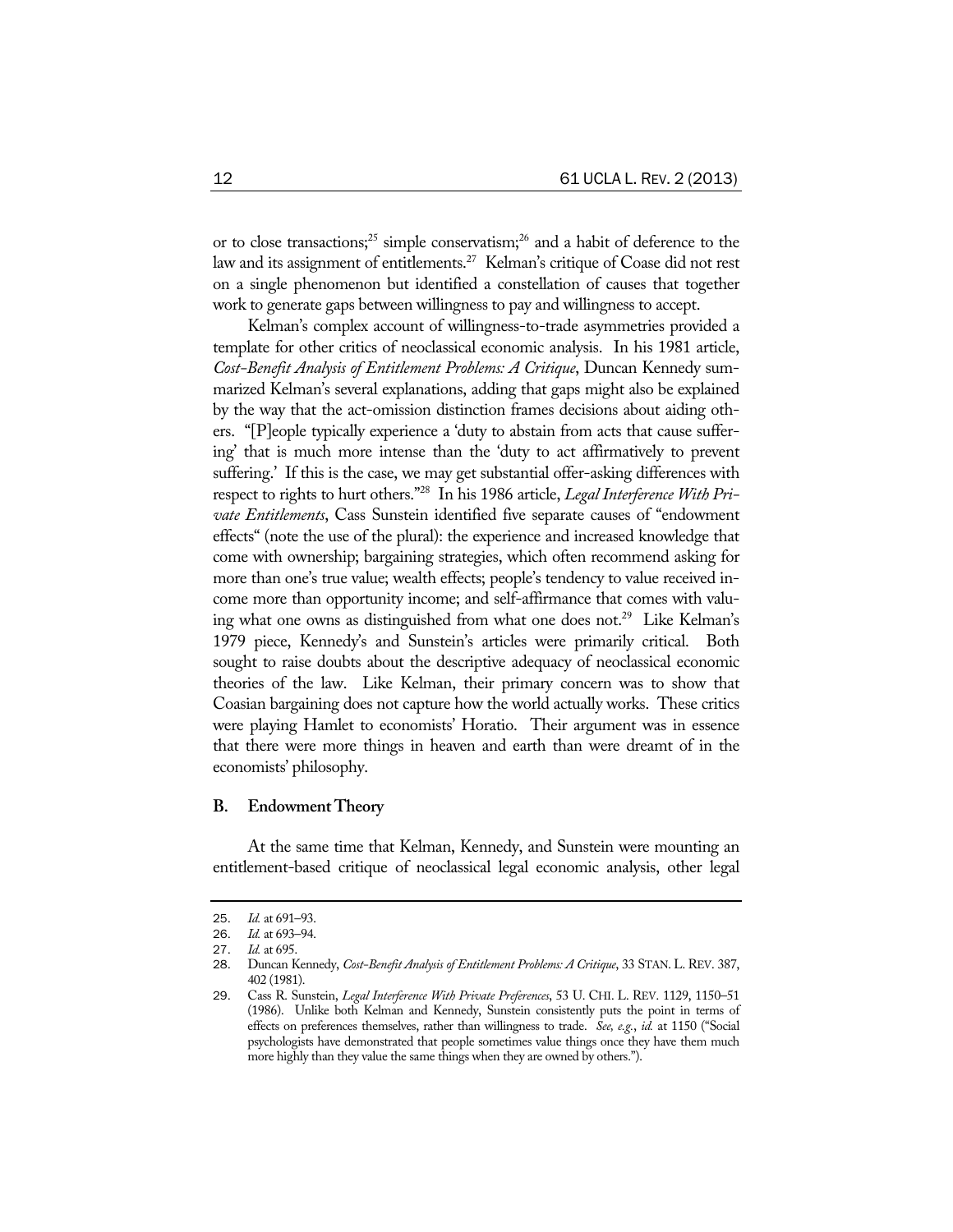or to close transactions;[25] simple conservatism;[26] and a habit of deference to the law and its assignment of entitlements.[27] Kelman's critique of Coase did not rest on a single phenomenon but identified a constellation of causes that together work to generate gaps between willingness to pay and willingness to accept.

Kelman's complex account of willingness-to-trade asymmetries provided a template for other critics of neoclassical economic analysis. In his 1981 article, *Cost-Benefit Analysis of Entitlement Problems: A Critique*, Duncan Kennedy summarized Kelman's several explanations, adding that gaps might also be explained by the way that the act-omission distinction frames decisions about aiding others. "[P]eople typically experience a 'duty to abstain from acts that cause suffering' that is much more intense than the 'duty to act affirmatively to prevent suffering.' If this is the case, we may get substantial offer-asking differences with respect to rights to hurt others."[28] In his 1986 article, *Legal Interference With Private Entitlements*, Cass Sunstein identified five separate causes of "endowment effects" (note the use of the plural): the experience and increased knowledge that come with ownership; bargaining strategies, which often recommend asking for more than one's true value; wealth effects; people's tendency to value received income more than opportunity income; and self-affirmance that comes with valuing what one owns as distinguished from what one does not.[29] Like Kelman's 1979 piece, Kennedy's and Sunstein's articles were primarily critical. Both sought to raise doubts about the descriptive adequacy of neoclassical economic theories of the law. Like Kelman, their primary concern was to show that Coasian bargaining does not capture how the world actually works. These critics were playing Hamlet to economists' Horatio. Their argument was in essence that there were more things in heaven and earth than were dreamt of in the economists' philosophy.

### B. Endowment Theory

At the same time that Kelman, Kennedy, and Sunstein were mounting an entitlement-based critique of neoclassical legal economic analysis, other legal

---

25. *Id.* at 691–93.
26. *Id.* at 693–94.
27. *Id.* at 695.
28. Duncan Kennedy, *Cost-Benefit Analysis of Entitlement Problems: A Critique*, 33 STAN. L. REV. 387, 402 (1981).
29. Cass R. Sunstein, *Legal Interference With Private Preferences*, 53 U. CHI. L. REV. 1129, 1150–51 (1986). Unlike both Kelman and Kennedy, Sunstein consistently puts the point in terms of effects on preferences themselves, rather than willingness to trade. *See, e.g.*, *id.* at 1150 ("Social psychologists have demonstrated that people sometimes value things once they have them much more highly than they value the same things when they are owned by others.").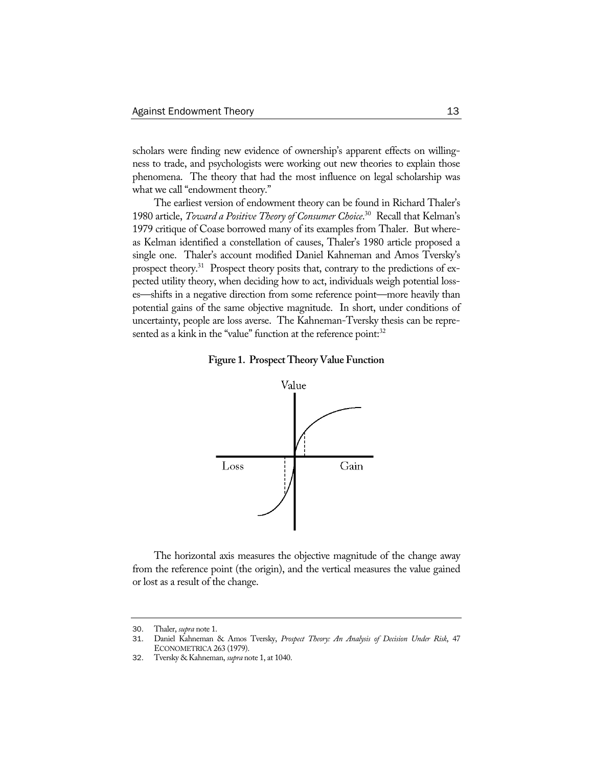scholars were finding new evidence of ownership's apparent effects on willingness to trade, and psychologists were working out new theories to explain those phenomena. The theory that had the most influence on legal scholarship was what we call "endowment theory."

The earliest version of endowment theory can be found in Richard Thaler's 1980 article, *Toward a Positive Theory of Consumer Choice*.[30] Recall that Kelman's 1979 critique of Coase borrowed many of its examples from Thaler. But whereas Kelman identified a constellation of causes, Thaler's 1980 article proposed a single one. Thaler's account modified Daniel Kahneman and Amos Tversky's prospect theory.[31] Prospect theory posits that, contrary to the predictions of expected utility theory, when deciding how to act, individuals weigh potential losses—shifts in a negative direction from some reference point—more heavily than potential gains of the same objective magnitude. In short, under conditions of uncertainty, people are loss averse. The Kahneman-Tversky thesis can be represented as a kink in the "value" function at the reference point:[32]

**Figure 1. Prospect Theory Value Function**

The horizontal axis measures the objective magnitude of the change away from the reference point (the origin), and the vertical measures the value gained or lost as a result of the change.

---

30. Thaler, *supra* note 1.
31. Daniel Kahneman & Amos Tversky, *Prospect Theory: An Analysis of Decision Under Risk*, 47 ECONOMETRICA 263 (1979).
32. Tversky & Kahneman, *supra* note 1, at 1040.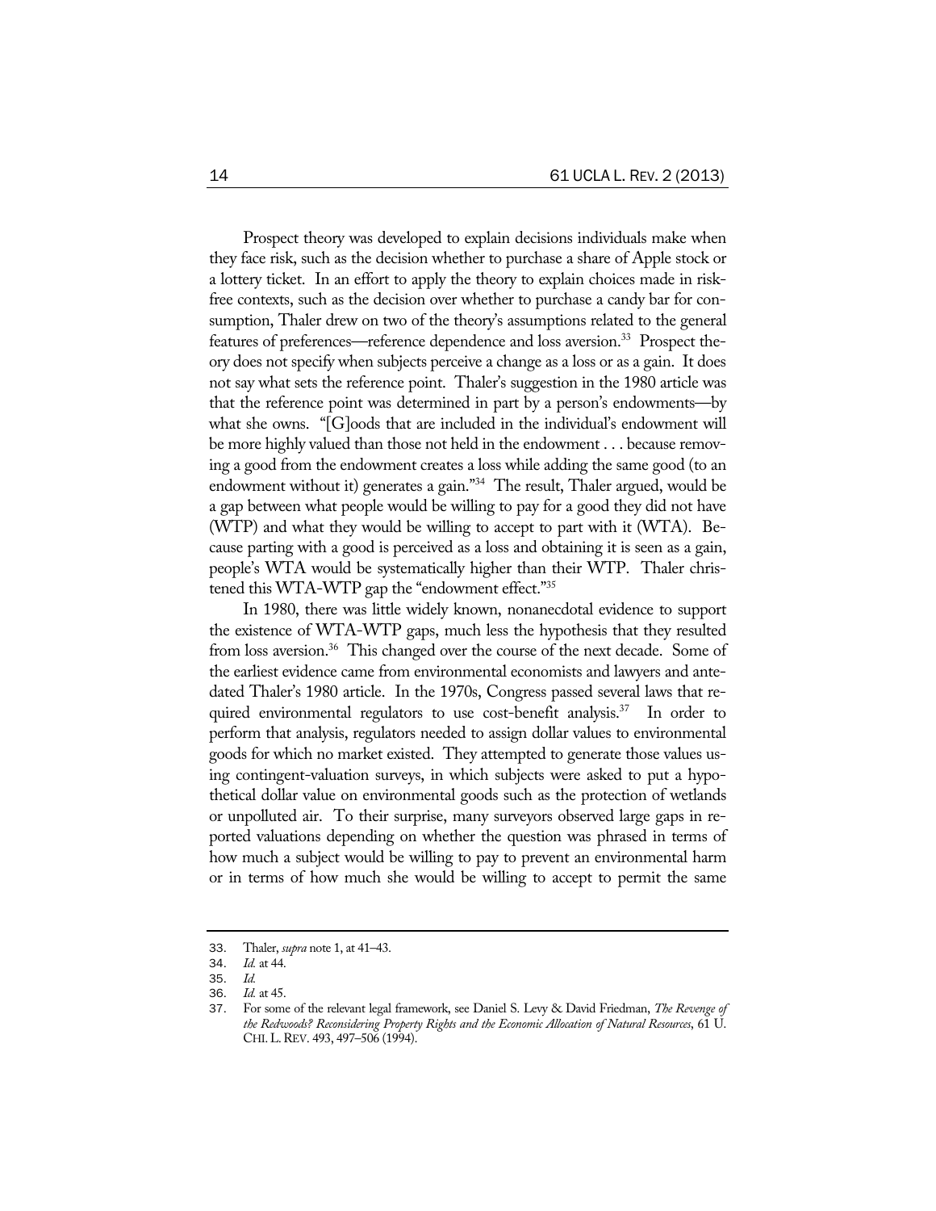Prospect theory was developed to explain decisions individuals make when they face risk, such as the decision whether to purchase a share of Apple stock or a lottery ticket. In an effort to apply the theory to explain choices made in risk-free contexts, such as the decision over whether to purchase a candy bar for consumption, Thaler drew on two of the theory's assumptions related to the general features of preferences—reference dependence and loss aversion.[33] Prospect theory does not specify when subjects perceive a change as a loss or as a gain. It does not say what sets the reference point. Thaler's suggestion in the 1980 article was that the reference point was determined in part by a person's endowments—by what she owns. "[G]oods that are included in the individual's endowment will be more highly valued than those not held in the endowment . . . because removing a good from the endowment creates a loss while adding the same good (to an endowment without it) generates a gain."[34] The result, Thaler argued, would be a gap between what people would be willing to pay for a good they did not have (WTP) and what they would be willing to accept to part with it (WTA). Because parting with a good is perceived as a loss and obtaining it is seen as a gain, people's WTA would be systematically higher than their WTP. Thaler christened this WTA-WTP gap the "endowment effect."[35]

In 1980, there was little widely known, nonanecdotal evidence to support the existence of WTA-WTP gaps, much less the hypothesis that they resulted from loss aversion.[36] This changed over the course of the next decade. Some of the earliest evidence came from environmental economists and lawyers and antedated Thaler's 1980 article. In the 1970s, Congress passed several laws that required environmental regulators to use cost-benefit analysis.[37] In order to perform that analysis, regulators needed to assign dollar values to environmental goods for which no market existed. They attempted to generate those values using contingent-valuation surveys, in which subjects were asked to put a hypothetical dollar value on environmental goods such as the protection of wetlands or unpolluted air. To their surprise, many surveyors observed large gaps in reported valuations depending on whether the question was phrased in terms of how much a subject would be willing to pay to prevent an environmental harm or in terms of how much she would be willing to accept to permit the same

---

33. Thaler, *supra* note 1, at 41–43.

34. *Id.* at 44.

35. *Id.*

36. *Id.* at 45.

37. For some of the relevant legal framework, see Daniel S. Levy & David Friedman, *The Revenge of the Redwoods? Reconsidering Property Rights and the Economic Allocation of Natural Resources*, 61 U. CHI. L. REV. 493, 497–506 (1994).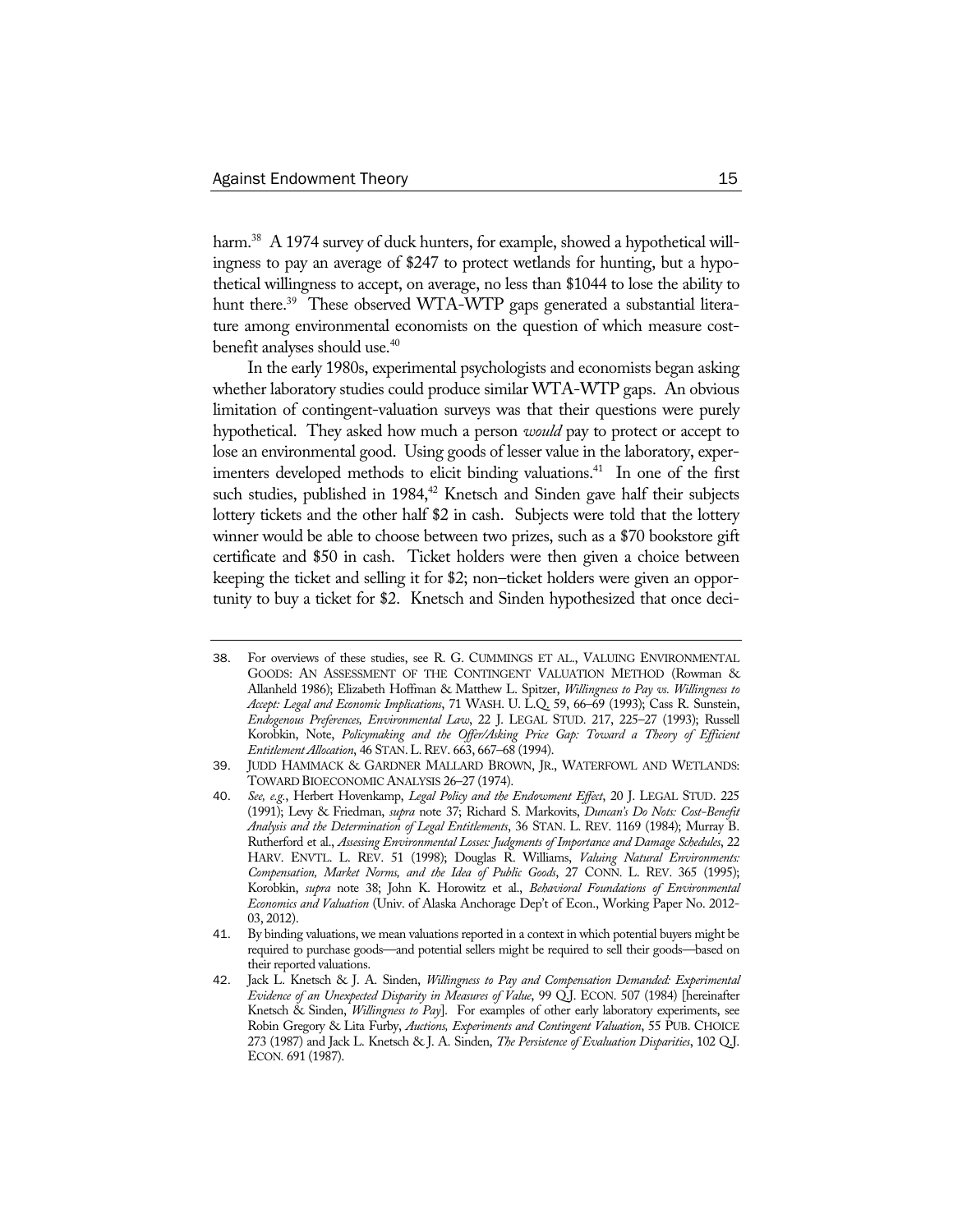harm.[38] A 1974 survey of duck hunters, for example, showed a hypothetical willingness to pay an average of $247 to protect wetlands for hunting, but a hypothetical willingness to accept, on average, no less than $1044 to lose the ability to hunt there.[39] These observed WTA-WTP gaps generated a substantial literature among environmental economists on the question of which measure cost-benefit analyses should use.[40]

In the early 1980s, experimental psychologists and economists began asking whether laboratory studies could produce similar WTA-WTP gaps. An obvious limitation of contingent-valuation surveys was that their questions were purely hypothetical. They asked how much a person *would* pay to protect or accept to lose an environmental good. Using goods of lesser value in the laboratory, experimenters developed methods to elicit binding valuations.[41] In one of the first such studies, published in 1984,[42] Knetsch and Sinden gave half their subjects lottery tickets and the other half $2 in cash. Subjects were told that the lottery winner would be able to choose between two prizes, such as a $70 bookstore gift certificate and $50 in cash. Ticket holders were then given a choice between keeping the ticket and selling it for $2; non–ticket holders were given an opportunity to buy a ticket for $2. Knetsch and Sinden hypothesized that once deci-

---

38. For overviews of these studies, see R. G. CUMMINGS ET AL., VALUING ENVIRONMENTAL GOODS: AN ASSESSMENT OF THE CONTINGENT VALUATION METHOD (Rowman & Allanheld 1986); Elizabeth Hoffman & Matthew L. Spitzer, *Willingness to Pay vs. Willingness to Accept: Legal and Economic Implications*, 71 WASH. U. L.Q. 59, 66–69 (1993); Cass R. Sunstein, *Endogenous Preferences, Environmental Law*, 22 J. LEGAL STUD. 217, 225–27 (1993); Russell Korobkin, Note, *Policymaking and the Offer/Asking Price Gap: Toward a Theory of Efficient Entitlement Allocation*, 46 STAN. L. REV. 663, 667–68 (1994).

39. JUDD HAMMACK & GARDNER MALLARD BROWN, JR., WATERFOWL AND WETLANDS: TOWARD BIOECONOMIC ANALYSIS 26–27 (1974).

40. *See, e.g.*, Herbert Hovenkamp, *Legal Policy and the Endowment Effect*, 20 J. LEGAL STUD. 225 (1991); Levy & Friedman, *supra* note 37; Richard S. Markovits, *Duncan's Do Nots: Cost-Benefit Analysis and the Determination of Legal Entitlements*, 36 STAN. L. REV. 1169 (1984); Murray B. Rutherford et al., *Assessing Environmental Losses: Judgments of Importance and Damage Schedules*, 22 HARV. ENVTL. L. REV. 51 (1998); Douglas R. Williams, *Valuing Natural Environments: Compensation, Market Norms, and the Idea of Public Goods*, 27 CONN. L. REV. 365 (1995); Korobkin, *supra* note 38; John K. Horowitz et al., *Behavioral Foundations of Environmental Economics and Valuation* (Univ. of Alaska Anchorage Dep't of Econ., Working Paper No. 2012-03, 2012).

41. By binding valuations, we mean valuations reported in a context in which potential buyers might be required to purchase goods—and potential sellers might be required to sell their goods—based on their reported valuations.

42. Jack L. Knetsch & J. A. Sinden, *Willingness to Pay and Compensation Demanded: Experimental Evidence of an Unexpected Disparity in Measures of Value*, 99 Q.J. ECON. 507 (1984) [hereinafter Knetsch & Sinden, *Willingness to Pay*]. For examples of other early laboratory experiments, see Robin Gregory & Lita Furby, *Auctions, Experiments and Contingent Valuation*, 55 PUB. CHOICE 273 (1987) and Jack L. Knetsch & J. A. Sinden, *The Persistence of Evaluation Disparities*, 102 Q.J. ECON. 691 (1987).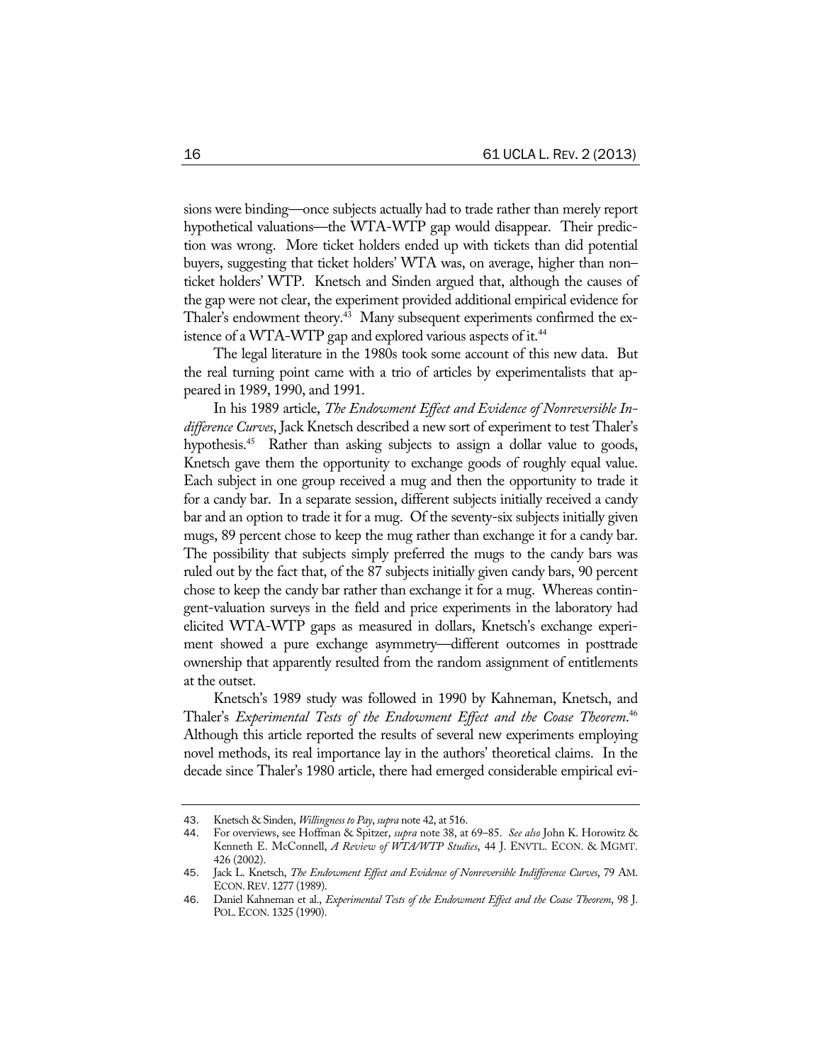sions were binding—once subjects actually had to trade rather than merely report hypothetical valuations—the WTA-WTP gap would disappear. Their prediction was wrong. More ticket holders ended up with tickets than did potential buyers, suggesting that ticket holders' WTA was, on average, higher than non–ticket holders' WTP. Knetsch and Sinden argued that, although the causes of the gap were not clear, the experiment provided additional empirical evidence for Thaler's endowment theory.[43] Many subsequent experiments confirmed the existence of a WTA-WTP gap and explored various aspects of it.[44]

The legal literature in the 1980s took some account of this new data. But the real turning point came with a trio of articles by experimentalists that appeared in 1989, 1990, and 1991.

In his 1989 article, *The Endowment Effect and Evidence of Nonreversible Indifference Curves*, Jack Knetsch described a new sort of experiment to test Thaler's hypothesis.[45] Rather than asking subjects to assign a dollar value to goods, Knetsch gave them the opportunity to exchange goods of roughly equal value. Each subject in one group received a mug and then the opportunity to trade it for a candy bar. In a separate session, different subjects initially received a candy bar and an option to trade it for a mug. Of the seventy-six subjects initially given mugs, 89 percent chose to keep the mug rather than exchange it for a candy bar. The possibility that subjects simply preferred the mugs to the candy bars was ruled out by the fact that, of the 87 subjects initially given candy bars, 90 percent chose to keep the candy bar rather than exchange it for a mug. Whereas contingent-valuation surveys in the field and price experiments in the laboratory had elicited WTA-WTP gaps as measured in dollars, Knetsch's exchange experiment showed a pure exchange asymmetry—different outcomes in posttrade ownership that apparently resulted from the random assignment of entitlements at the outset.

Knetsch's 1989 study was followed in 1990 by Kahneman, Knetsch, and Thaler's *Experimental Tests of the Endowment Effect and the Coase Theorem*.[46] Although this article reported the results of several new experiments employing novel methods, its real importance lay in the authors' theoretical claims. In the decade since Thaler's 1980 article, there had emerged considerable empirical evi-

---

43. Knetsch & Sinden, *Willingness to Pay*, *supra* note 42, at 516.

44. For overviews, see Hoffman & Spitzer, *supra* note 38, at 69–85. *See also* John K. Horowitz & Kenneth E. McConnell, *A Review of WTA/WTP Studies*, 44 J. ENVTL. ECON. & MGMT. 426 (2002).

45. Jack L. Knetsch, *The Endowment Effect and Evidence of Nonreversible Indifference Curves*, 79 AM. ECON. REV. 1277 (1989).

46. Daniel Kahneman et al., *Experimental Tests of the Endowment Effect and the Coase Theorem*, 98 J. POL. ECON. 1325 (1990).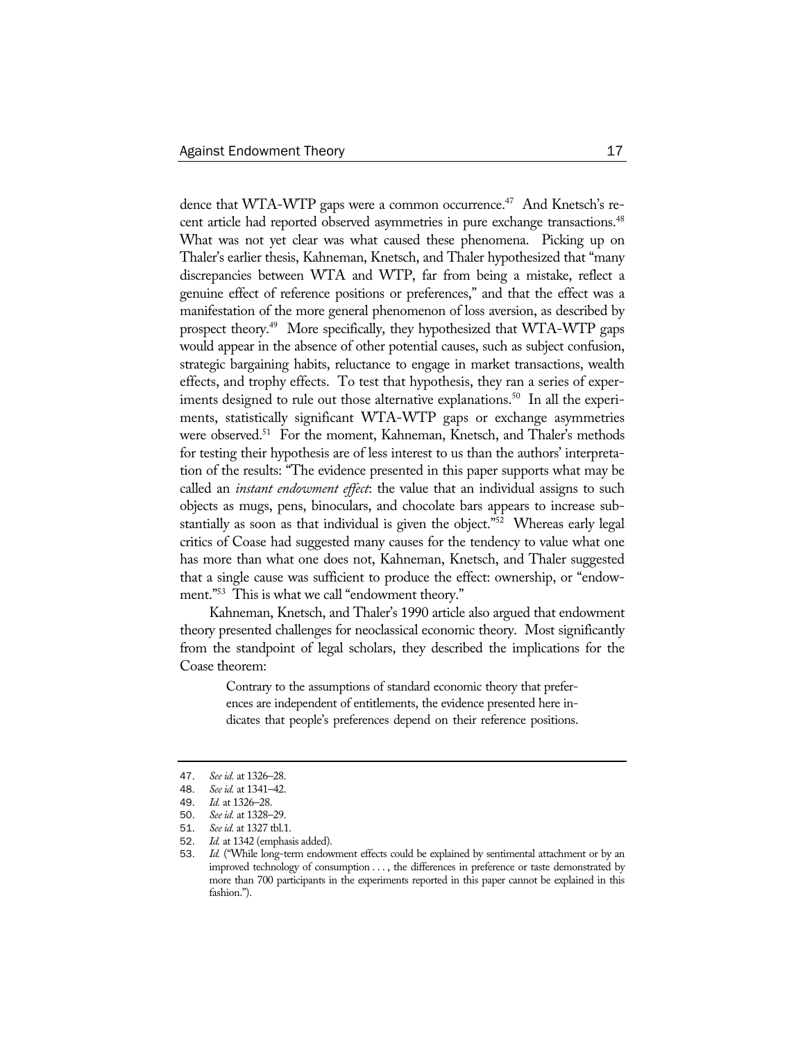dence that WTA-WTP gaps were a common occurrence.[47] And Knetsch's recent article had reported observed asymmetries in pure exchange transactions.[48] What was not yet clear was what caused these phenomena. Picking up on Thaler's earlier thesis, Kahneman, Knetsch, and Thaler hypothesized that "many discrepancies between WTA and WTP, far from being a mistake, reflect a genuine effect of reference positions or preferences," and that the effect was a manifestation of the more general phenomenon of loss aversion, as described by prospect theory.[49] More specifically, they hypothesized that WTA-WTP gaps would appear in the absence of other potential causes, such as subject confusion, strategic bargaining habits, reluctance to engage in market transactions, wealth effects, and trophy effects. To test that hypothesis, they ran a series of experiments designed to rule out those alternative explanations.[50] In all the experiments, statistically significant WTA-WTP gaps or exchange asymmetries were observed.[51] For the moment, Kahneman, Knetsch, and Thaler's methods for testing their hypothesis are of less interest to us than the authors' interpretation of the results: "The evidence presented in this paper supports what may be called an *instant endowment effect*: the value that an individual assigns to such objects as mugs, pens, binoculars, and chocolate bars appears to increase substantially as soon as that individual is given the object."[52] Whereas early legal critics of Coase had suggested many causes for the tendency to value what one has more than what one does not, Kahneman, Knetsch, and Thaler suggested that a single cause was sufficient to produce the effect: ownership, or "endowment."[53] This is what we call "endowment theory."

Kahneman, Knetsch, and Thaler's 1990 article also argued that endowment theory presented challenges for neoclassical economic theory. Most significantly from the standpoint of legal scholars, they described the implications for the Coase theorem:

> Contrary to the assumptions of standard economic theory that preferences are independent of entitlements, the evidence presented here indicates that people's preferences depend on their reference positions.

---

47. *See id.* at 1326–28.
48. *See id.* at 1341–42.
49. *Id.* at 1326–28.
50. *See id.* at 1328–29.
51. *See id.* at 1327 tbl.1.
52. *Id.* at 1342 (emphasis added).
53. *Id.* ("While long-term endowment effects could be explained by sentimental attachment or by an improved technology of consumption . . . , the differences in preference or taste demonstrated by more than 700 participants in the experiments reported in this paper cannot be explained in this fashion.").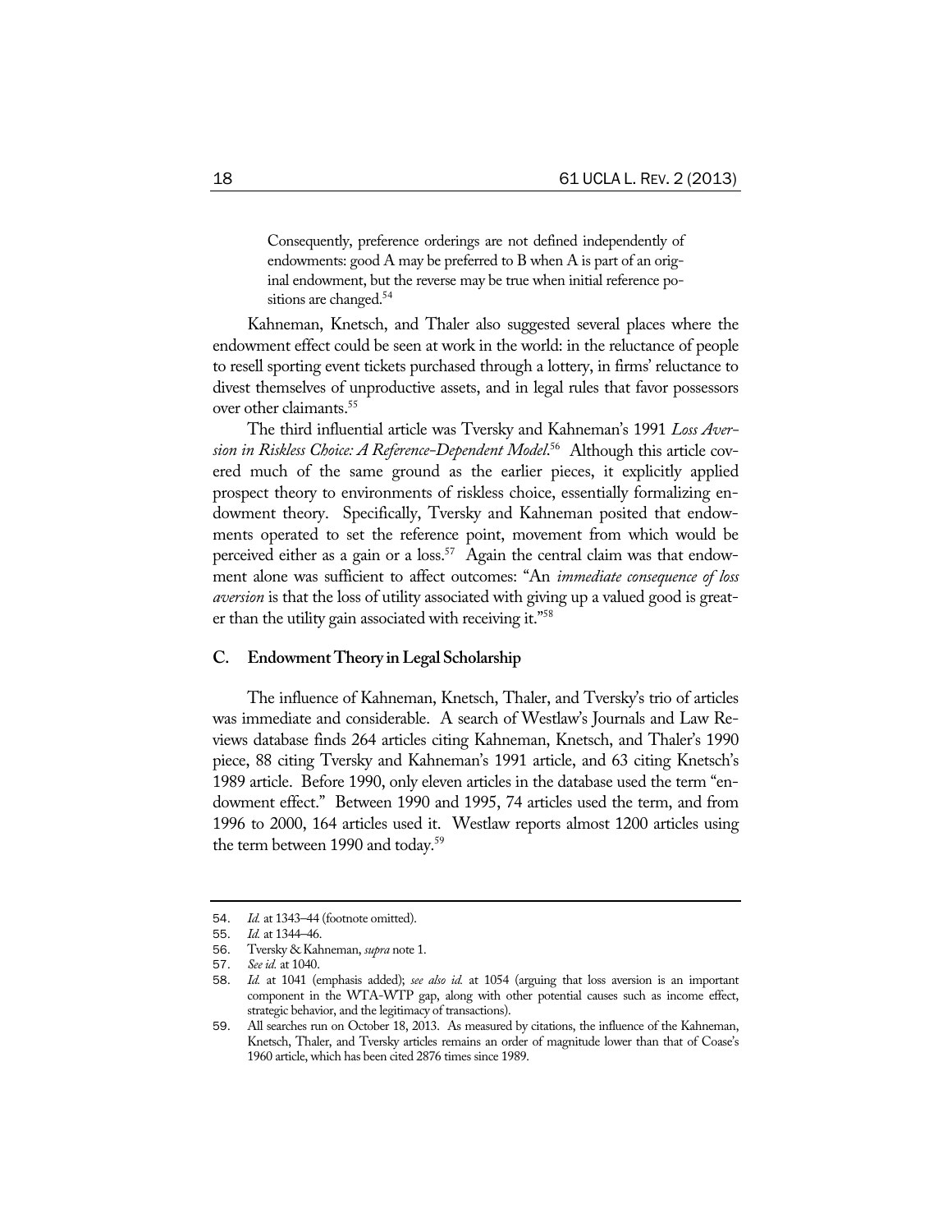> Consequently, preference orderings are not defined independently of endowments: good A may be preferred to B when A is part of an original endowment, but the reverse may be true when initial reference positions are changed.[54]

Kahneman, Knetsch, and Thaler also suggested several places where the endowment effect could be seen at work in the world: in the reluctance of people to resell sporting event tickets purchased through a lottery, in firms' reluctance to divest themselves of unproductive assets, and in legal rules that favor possessors over other claimants.[55]

The third influential article was Tversky and Kahneman's 1991 *Loss Aversion in Riskless Choice: A Reference-Dependent Model*.[56] Although this article covered much of the same ground as the earlier pieces, it explicitly applied prospect theory to environments of riskless choice, essentially formalizing endowment theory. Specifically, Tversky and Kahneman posited that endowments operated to set the reference point, movement from which would be perceived either as a gain or a loss.[57] Again the central claim was that endowment alone was sufficient to affect outcomes: "An *immediate consequence of loss aversion* is that the loss of utility associated with giving up a valued good is greater than the utility gain associated with receiving it."[58]

### C. Endowment Theory in Legal Scholarship

The influence of Kahneman, Knetsch, Thaler, and Tversky's trio of articles was immediate and considerable. A search of Westlaw's Journals and Law Reviews database finds 264 articles citing Kahneman, Knetsch, and Thaler's 1990 piece, 88 citing Tversky and Kahneman's 1991 article, and 63 citing Knetsch's 1989 article. Before 1990, only eleven articles in the database used the term "endowment effect." Between 1990 and 1995, 74 articles used the term, and from 1996 to 2000, 164 articles used it. Westlaw reports almost 1200 articles using the term between 1990 and today.[59]

---

54. *Id.* at 1343–44 (footnote omitted).
55. *Id.* at 1344–46.
56. Tversky & Kahneman, *supra* note 1.
57. *See id.* at 1040.
58. *Id.* at 1041 (emphasis added); *see also id.* at 1054 (arguing that loss aversion is an important component in the WTA-WTP gap, along with other potential causes such as income effect, strategic behavior, and the legitimacy of transactions).
59. All searches run on October 18, 2013. As measured by citations, the influence of the Kahneman, Knetsch, Thaler, and Tversky articles remains an order of magnitude lower than that of Coase's 1960 article, which has been cited 2876 times since 1989.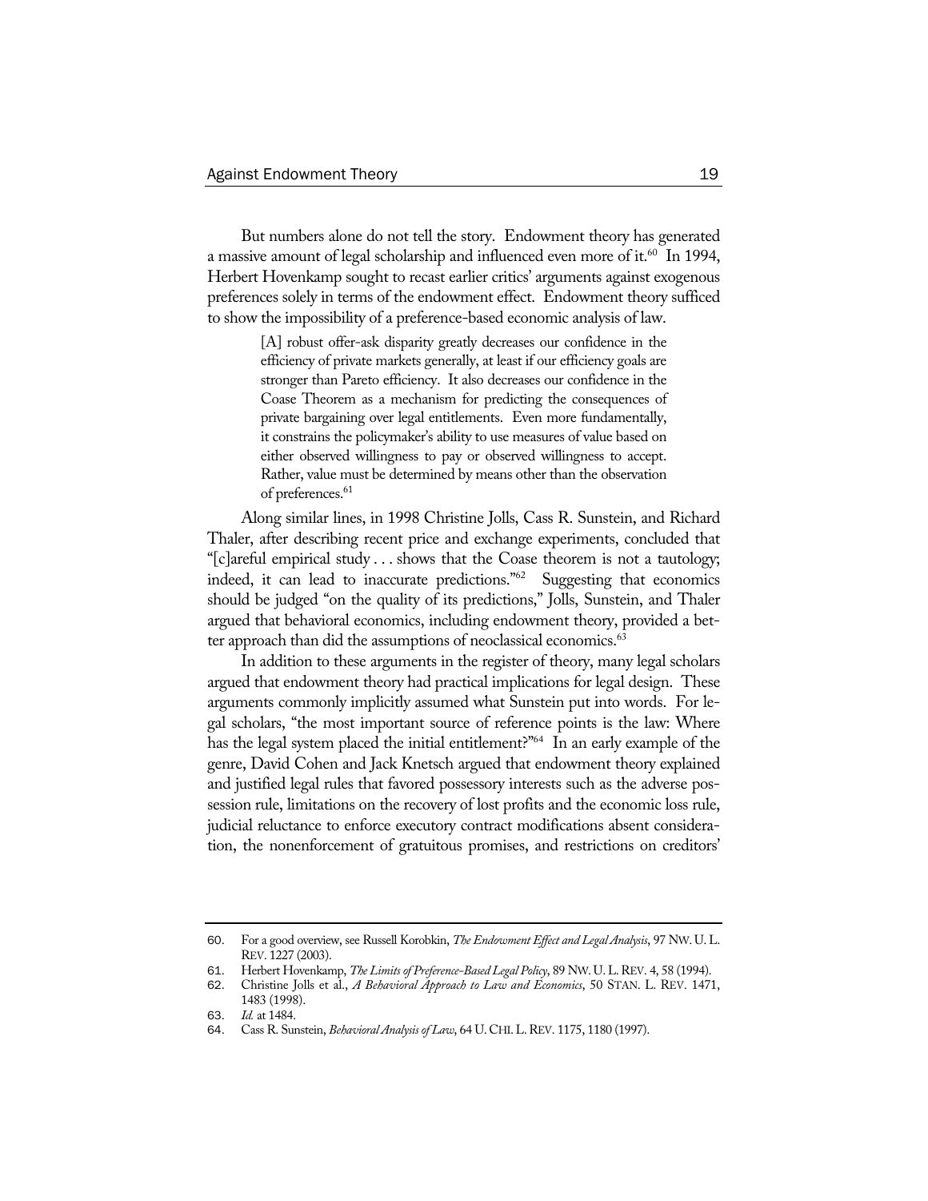But numbers alone do not tell the story. Endowment theory has generated a massive amount of legal scholarship and influenced even more of it.[60] In 1994, Herbert Hovenkamp sought to recast earlier critics' arguments against exogenous preferences solely in terms of the endowment effect. Endowment theory sufficed to show the impossibility of a preference-based economic analysis of law.

> [A] robust offer-ask disparity greatly decreases our confidence in the efficiency of private markets generally, at least if our efficiency goals are stronger than Pareto efficiency. It also decreases our confidence in the Coase Theorem as a mechanism for predicting the consequences of private bargaining over legal entitlements. Even more fundamentally, it constrains the policymaker's ability to use measures of value based on either observed willingness to pay or observed willingness to accept. Rather, value must be determined by means other than the observation of preferences.[61]

Along similar lines, in 1998 Christine Jolls, Cass R. Sunstein, and Richard Thaler, after describing recent price and exchange experiments, concluded that "[c]areful empirical study . . . shows that the Coase theorem is not a tautology; indeed, it can lead to inaccurate predictions."[62] Suggesting that economics should be judged "on the quality of its predictions," Jolls, Sunstein, and Thaler argued that behavioral economics, including endowment theory, provided a better approach than did the assumptions of neoclassical economics.[63]

In addition to these arguments in the register of theory, many legal scholars argued that endowment theory had practical implications for legal design. These arguments commonly implicitly assumed what Sunstein put into words. For legal scholars, "the most important source of reference points is the law: Where has the legal system placed the initial entitlement?"[64] In an early example of the genre, David Cohen and Jack Knetsch argued that endowment theory explained and justified legal rules that favored possessory interests such as the adverse possession rule, limitations on the recovery of lost profits and the economic loss rule, judicial reluctance to enforce executory contract modifications absent consideration, the nonenforcement of gratuitous promises, and restrictions on creditors'

---

60. For a good overview, see Russell Korobkin, *The Endowment Effect and Legal Analysis*, 97 NW. U. L. REV. 1227 (2003).
61. Herbert Hovenkamp, *The Limits of Preference-Based Legal Policy*, 89 NW. U. L. REV. 4, 58 (1994).
62. Christine Jolls et al., *A Behavioral Approach to Law and Economics*, 50 STAN. L. REV. 1471, 1483 (1998).
63. *Id.* at 1484.
64. Cass R. Sunstein, *Behavioral Analysis of Law*, 64 U. CHI. L. REV. 1175, 1180 (1997).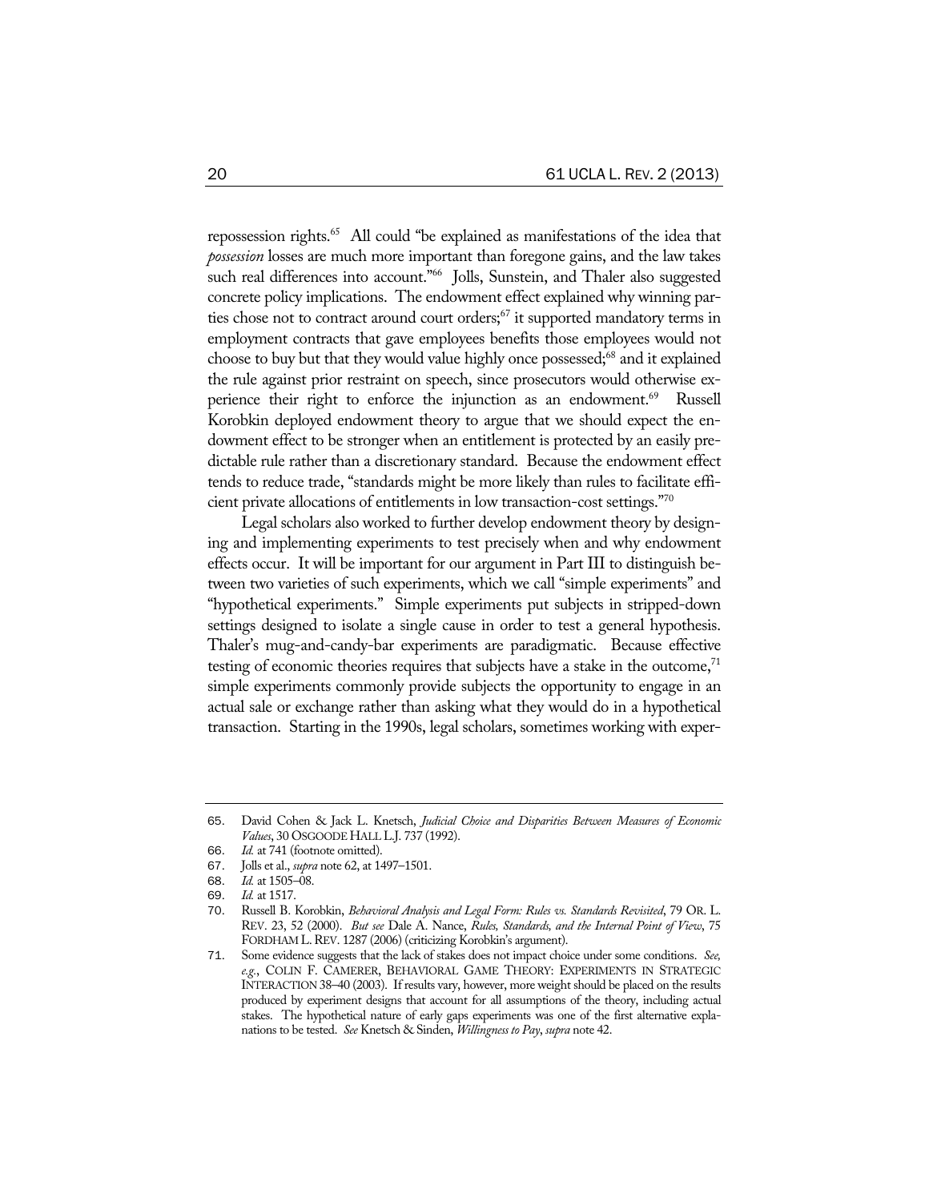repossession rights.[65] All could "be explained as manifestations of the idea that *possession* losses are much more important than foregone gains, and the law takes such real differences into account."[66] Jolls, Sunstein, and Thaler also suggested concrete policy implications. The endowment effect explained why winning parties chose not to contract around court orders;[67] it supported mandatory terms in employment contracts that gave employees benefits those employees would not choose to buy but that they would value highly once possessed;[68] and it explained the rule against prior restraint on speech, since prosecutors would otherwise experience their right to enforce the injunction as an endowment.[69] Russell Korobkin deployed endowment theory to argue that we should expect the endowment effect to be stronger when an entitlement is protected by an easily predictable rule rather than a discretionary standard. Because the endowment effect tends to reduce trade, "standards might be more likely than rules to facilitate efficient private allocations of entitlements in low transaction-cost settings."[70]

Legal scholars also worked to further develop endowment theory by designing and implementing experiments to test precisely when and why endowment effects occur. It will be important for our argument in Part III to distinguish between two varieties of such experiments, which we call "simple experiments" and "hypothetical experiments." Simple experiments put subjects in stripped-down settings designed to isolate a single cause in order to test a general hypothesis. Thaler's mug-and-candy-bar experiments are paradigmatic. Because effective testing of economic theories requires that subjects have a stake in the outcome,[71] simple experiments commonly provide subjects the opportunity to engage in an actual sale or exchange rather than asking what they would do in a hypothetical transaction. Starting in the 1990s, legal scholars, sometimes working with exper-

---

65. David Cohen & Jack L. Knetsch, *Judicial Choice and Disparities Between Measures of Economic Values*, 30 OSGOODE HALL L.J. 737 (1992).

66. *Id.* at 741 (footnote omitted).

67. Jolls et al., *supra* note 62, at 1497–1501.

68. *Id.* at 1505–08.

69. *Id.* at 1517.

70. Russell B. Korobkin, *Behavioral Analysis and Legal Form: Rules vs. Standards Revisited*, 79 OR. L. REV. 23, 52 (2000). *But see* Dale A. Nance, *Rules, Standards, and the Internal Point of View*, 75 FORDHAM L. REV. 1287 (2006) (criticizing Korobkin's argument).

71. Some evidence suggests that the lack of stakes does not impact choice under some conditions. *See, e.g.*, COLIN F. CAMERER, BEHAVIORAL GAME THEORY: EXPERIMENTS IN STRATEGIC INTERACTION 38–40 (2003). If results vary, however, more weight should be placed on the results produced by experiment designs that account for all assumptions of the theory, including actual stakes. The hypothetical nature of early gaps experiments was one of the first alternative explanations to be tested. *See* Knetsch & Sinden, *Willingness to Pay*, *supra* note 42.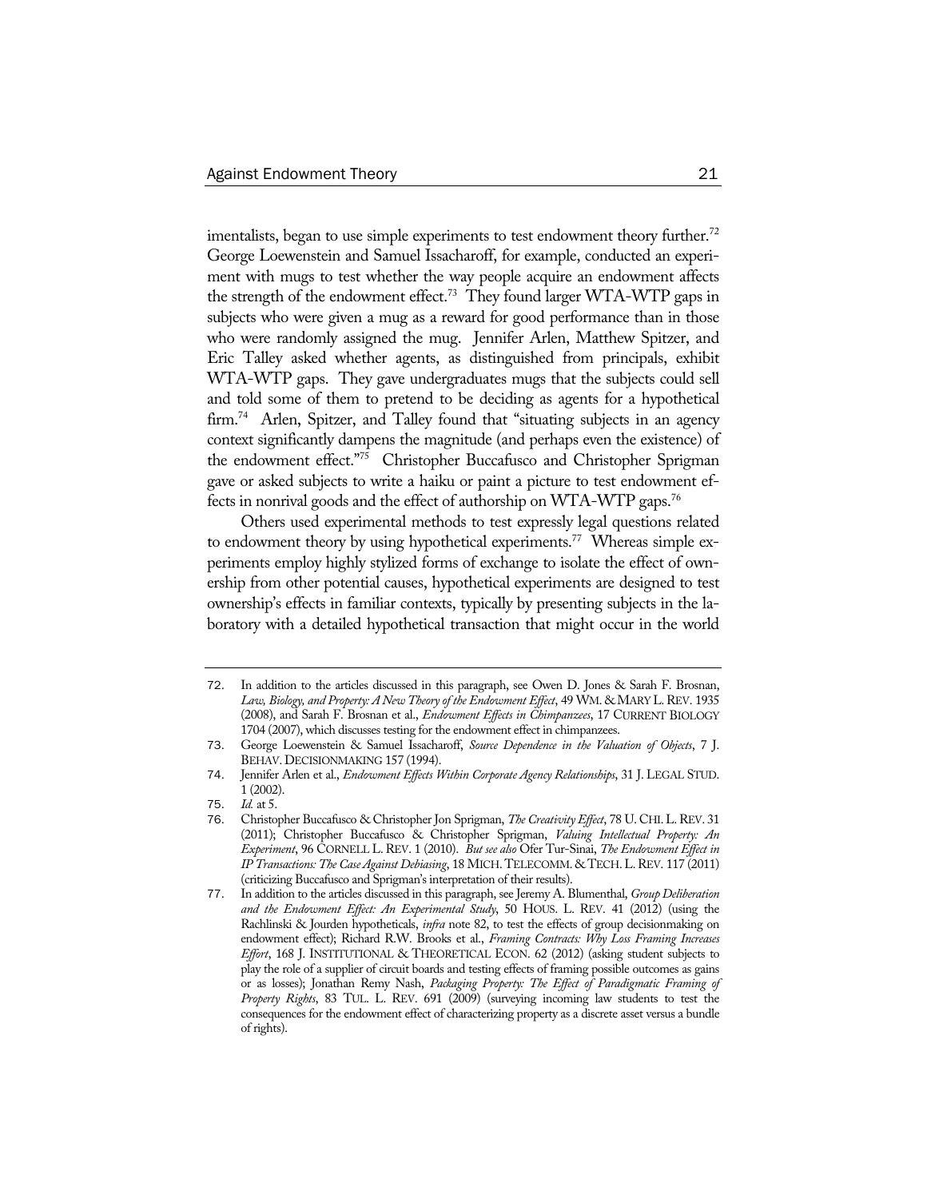imentalists, began to use simple experiments to test endowment theory further.[72] George Loewenstein and Samuel Issacharoff, for example, conducted an experiment with mugs to test whether the way people acquire an endowment affects the strength of the endowment effect.[73] They found larger WTA-WTP gaps in subjects who were given a mug as a reward for good performance than in those who were randomly assigned the mug. Jennifer Arlen, Matthew Spitzer, and Eric Talley asked whether agents, as distinguished from principals, exhibit WTA-WTP gaps. They gave undergraduates mugs that the subjects could sell and told some of them to pretend to be deciding as agents for a hypothetical firm.[74] Arlen, Spitzer, and Talley found that "situating subjects in an agency context significantly dampens the magnitude (and perhaps even the existence) of the endowment effect."[75] Christopher Buccafusco and Christopher Sprigman gave or asked subjects to write a haiku or paint a picture to test endowment effects in nonrival goods and the effect of authorship on WTA-WTP gaps.[76]

Others used experimental methods to test expressly legal questions related to endowment theory by using hypothetical experiments.[77] Whereas simple experiments employ highly stylized forms of exchange to isolate the effect of ownership from other potential causes, hypothetical experiments are designed to test ownership's effects in familiar contexts, typically by presenting subjects in the laboratory with a detailed hypothetical transaction that might occur in the world

---

72. In addition to the articles discussed in this paragraph, see Owen D. Jones & Sarah F. Brosnan, *Law, Biology, and Property: A New Theory of the Endowment Effect*, 49 WM. & MARY L. REV. 1935 (2008), and Sarah F. Brosnan et al., *Endowment Effects in Chimpanzees*, 17 CURRENT BIOLOGY 1704 (2007), which discusses testing for the endowment effect in chimpanzees.

73. George Loewenstein & Samuel Issacharoff, *Source Dependence in the Valuation of Objects*, 7 J. BEHAV. DECISIONMAKING 157 (1994).

74. Jennifer Arlen et al., *Endowment Effects Within Corporate Agency Relationships*, 31 J. LEGAL STUD. 1 (2002).

75. *Id.* at 5.

76. Christopher Buccafusco & Christopher Jon Sprigman, *The Creativity Effect*, 78 U. CHI. L. REV. 31 (2011); Christopher Buccafusco & Christopher Sprigman, *Valuing Intellectual Property: An Experiment*, 96 CORNELL L. REV. 1 (2010). *But see also* Ofer Tur-Sinai, *The Endowment Effect in IP Transactions: The Case Against Debiasing*, 18 MICH. TELECOMM. & TECH. L. REV. 117 (2011) (criticizing Buccafusco and Sprigman's interpretation of their results).

77. In addition to the articles discussed in this paragraph, see Jeremy A. Blumenthal, *Group Deliberation and the Endowment Effect: An Experimental Study*, 50 HOUS. L. REV. 41 (2012) (using the Rachlinski & Jourden hypotheticals, *infra* note 82, to test the effects of group decisionmaking on endowment effect); Richard R.W. Brooks et al., *Framing Contracts: Why Loss Framing Increases Effort*, 168 J. INSTITUTIONAL & THEORETICAL ECON. 62 (2012) (asking student subjects to play the role of a supplier of circuit boards and testing effects of framing possible outcomes as gains or as losses); Jonathan Remy Nash, *Packaging Property: The Effect of Paradigmatic Framing of Property Rights*, 83 TUL. L. REV. 691 (2009) (surveying incoming law students to test the consequences for the endowment effect of characterizing property as a discrete asset versus a bundle of rights).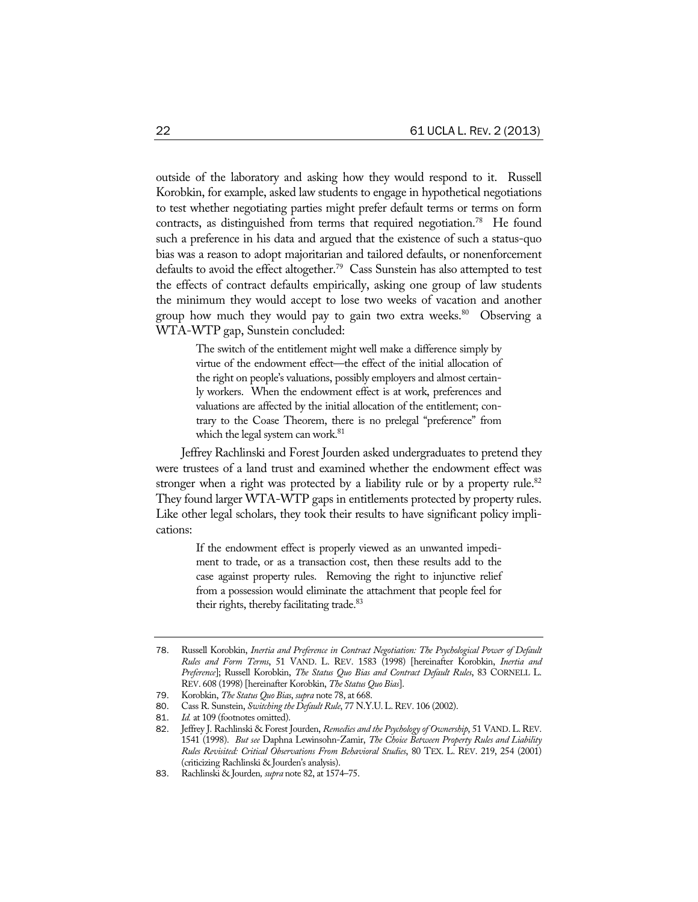outside of the laboratory and asking how they would respond to it. Russell Korobkin, for example, asked law students to engage in hypothetical negotiations to test whether negotiating parties might prefer default terms or terms on form contracts, as distinguished from terms that required negotiation.[78] He found such a preference in his data and argued that the existence of such a status-quo bias was a reason to adopt majoritarian and tailored defaults, or nonenforcement defaults to avoid the effect altogether.[79] Cass Sunstein has also attempted to test the effects of contract defaults empirically, asking one group of law students the minimum they would accept to lose two weeks of vacation and another group how much they would pay to gain two extra weeks.[80] Observing a WTA-WTP gap, Sunstein concluded:

> The switch of the entitlement might well make a difference simply by virtue of the endowment effect—the effect of the initial allocation of the right on people's valuations, possibly employers and almost certainly workers. When the endowment effect is at work, preferences and valuations are affected by the initial allocation of the entitlement; contrary to the Coase Theorem, there is no prelegal "preference" from which the legal system can work.[81]

Jeffrey Rachlinski and Forest Jourden asked undergraduates to pretend they were trustees of a land trust and examined whether the endowment effect was stronger when a right was protected by a liability rule or by a property rule.[82] They found larger WTA-WTP gaps in entitlements protected by property rules. Like other legal scholars, they took their results to have significant policy implications:

> If the endowment effect is properly viewed as an unwanted impediment to trade, or as a transaction cost, then these results add to the case against property rules. Removing the right to injunctive relief from a possession would eliminate the attachment that people feel for their rights, thereby facilitating trade.[83]

---

78. Russell Korobkin, *Inertia and Preference in Contract Negotiation: The Psychological Power of Default Rules and Form Terms*, 51 VAND. L. REV. 1583 (1998) [hereinafter Korobkin, *Inertia and Preference*]; Russell Korobkin, *The Status Quo Bias and Contract Default Rules*, 83 CORNELL L. REV. 608 (1998) [hereinafter Korobkin, *The Status Quo Bias*].

79. Korobkin, *The Status Quo Bias*, *supra* note 78, at 668.

80. Cass R. Sunstein, *Switching the Default Rule*, 77 N.Y.U. L. REV. 106 (2002).

81. *Id.* at 109 (footnotes omitted).

82. Jeffrey J. Rachlinski & Forest Jourden, *Remedies and the Psychology of Ownership*, 51 VAND. L. REV. 1541 (1998). *But see* Daphna Lewinsohn-Zamir, *The Choice Between Property Rules and Liability Rules Revisited: Critical Observations From Behavioral Studies*, 80 TEX. L. REV. 219, 254 (2001) (criticizing Rachlinski & Jourden's analysis).

83. Rachlinski & Jourden, *supra* note 82, at 1574–75.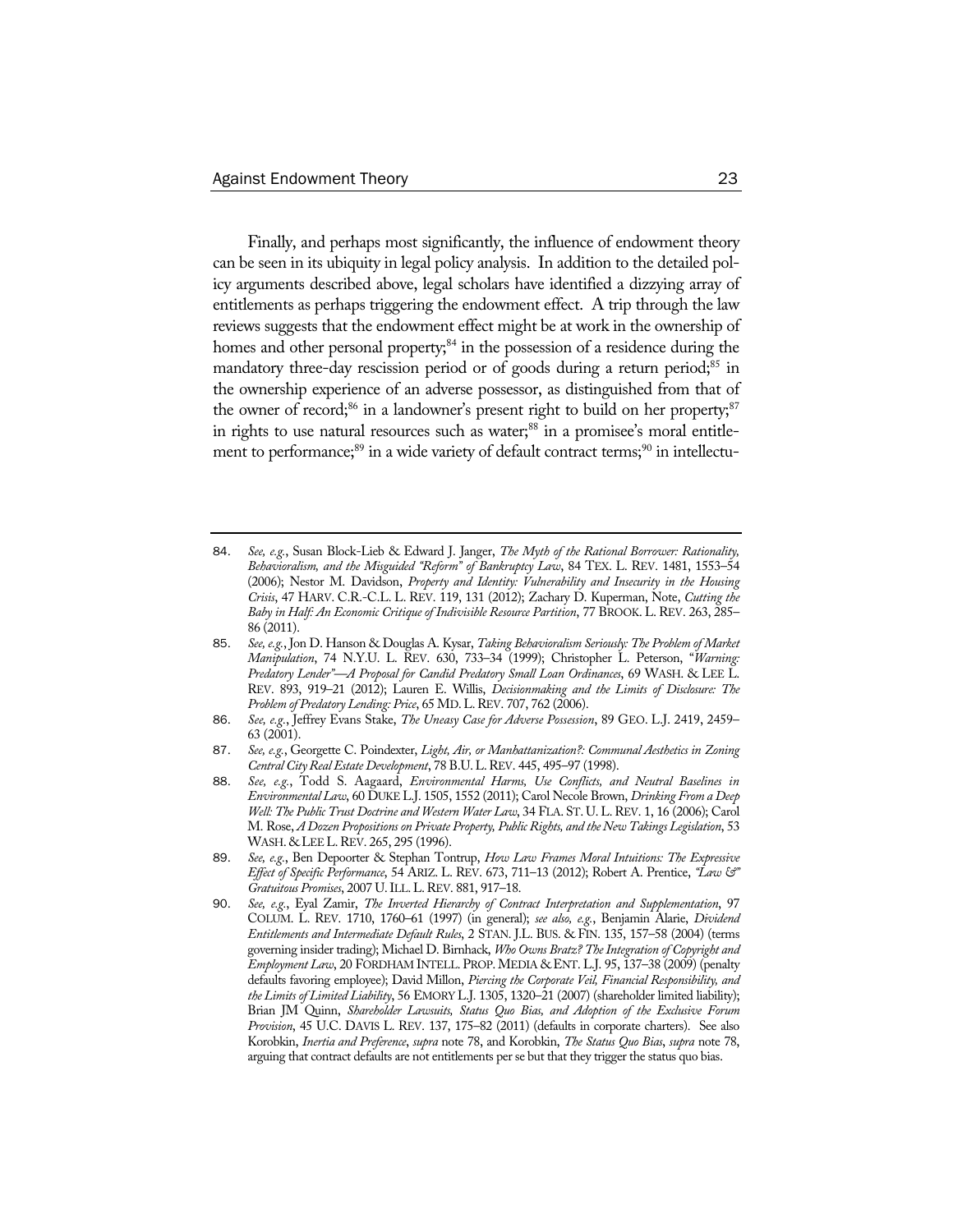Finally, and perhaps most significantly, the influence of endowment theory can be seen in its ubiquity in legal policy analysis. In addition to the detailed policy arguments described above, legal scholars have identified a dizzying array of entitlements as perhaps triggering the endowment effect. A trip through the law reviews suggests that the endowment effect might be at work in the ownership of homes and other personal property;[84] in the possession of a residence during the mandatory three-day rescission period or of goods during a return period;[85] in the ownership experience of an adverse possessor, as distinguished from that of the owner of record;[86] in a landowner's present right to build on her property;[87] in rights to use natural resources such as water;[88] in a promisee's moral entitlement to performance;[89] in a wide variety of default contract terms;[90] in intellectu-

---

84. *See, e.g.*, Susan Block-Lieb & Edward J. Janger, *The Myth of the Rational Borrower: Rationality, Behavioralism, and the Misguided "Reform" of Bankruptcy Law*, 84 TEX. L. REV. 1481, 1553–54 (2006); Nestor M. Davidson, *Property and Identity: Vulnerability and Insecurity in the Housing Crisis*, 47 HARV. C.R.-C.L. L. REV. 119, 131 (2012); Zachary D. Kuperman, Note, *Cutting the Baby in Half: An Economic Critique of Indivisible Resource Partition*, 77 BROOK. L. REV. 263, 285–86 (2011).

85. *See, e.g.*, Jon D. Hanson & Douglas A. Kysar, *Taking Behavioralism Seriously: The Problem of Market Manipulation*, 74 N.Y.U. L. REV. 630, 733–34 (1999); Christopher L. Peterson, *"Warning: Predatory Lender"—A Proposal for Candid Predatory Small Loan Ordinances*, 69 WASH. & LEE L. REV. 893, 919–21 (2012); Lauren E. Willis, *Decisionmaking and the Limits of Disclosure: The Problem of Predatory Lending: Price*, 65 MD. L. REV. 707, 762 (2006).

86. *See, e.g.*, Jeffrey Evans Stake, *The Uneasy Case for Adverse Possession*, 89 GEO. L.J. 2419, 2459–63 (2001).

87. *See, e.g.*, Georgette C. Poindexter, *Light, Air, or Manhattanization?: Communal Aesthetics in Zoning Central City Real Estate Development*, 78 B.U. L. REV. 445, 495–97 (1998).

88. *See, e.g.*, Todd S. Aagaard, *Environmental Harms, Use Conflicts, and Neutral Baselines in Environmental Law*, 60 DUKE L.J. 1505, 1552 (2011); Carol Necole Brown, *Drinking From a Deep Well: The Public Trust Doctrine and Western Water Law*, 34 FLA. ST. U. L. REV. 1, 16 (2006); Carol M. Rose, *A Dozen Propositions on Private Property, Public Rights, and the New Takings Legislation*, 53 WASH. & LEE L. REV. 265, 295 (1996).

89. *See, e.g.*, Ben Depoorter & Stephan Tontrup, *How Law Frames Moral Intuitions: The Expressive Effect of Specific Performance*, 54 ARIZ. L. REV. 673, 711–13 (2012); Robert A. Prentice, *"Law &" Gratuitous Promises*, 2007 U. ILL. L. REV. 881, 917–18.

90. *See, e.g.*, Eyal Zamir, *The Inverted Hierarchy of Contract Interpretation and Supplementation*, 97 COLUM. L. REV. 1710, 1760–61 (1997) (in general); *see also, e.g.*, Benjamin Alarie, *Dividend Entitlements and Intermediate Default Rules*, 2 STAN. J.L. BUS. & FIN. 135, 157–58 (2004) (terms governing insider trading); Michael D. Birnhack, *Who Owns Bratz? The Integration of Copyright and Employment Law*, 20 FORDHAM INTELL. PROP. MEDIA & ENT. L.J. 95, 137–38 (2009) (penalty defaults favoring employee); David Millon, *Piercing the Corporate Veil, Financial Responsibility, and the Limits of Limited Liability*, 56 EMORY L.J. 1305, 1320–21 (2007) (shareholder limited liability); Brian JM Quinn, *Shareholder Lawsuits, Status Quo Bias, and Adoption of the Exclusive Forum Provision*, 45 U.C. DAVIS L. REV. 137, 175–82 (2011) (defaults in corporate charters). See also Korobkin, *Inertia and Preference*, *supra* note 78, and Korobkin, *The Status Quo Bias*, *supra* note 78, arguing that contract defaults are not entitlements per se but that they trigger the status quo bias.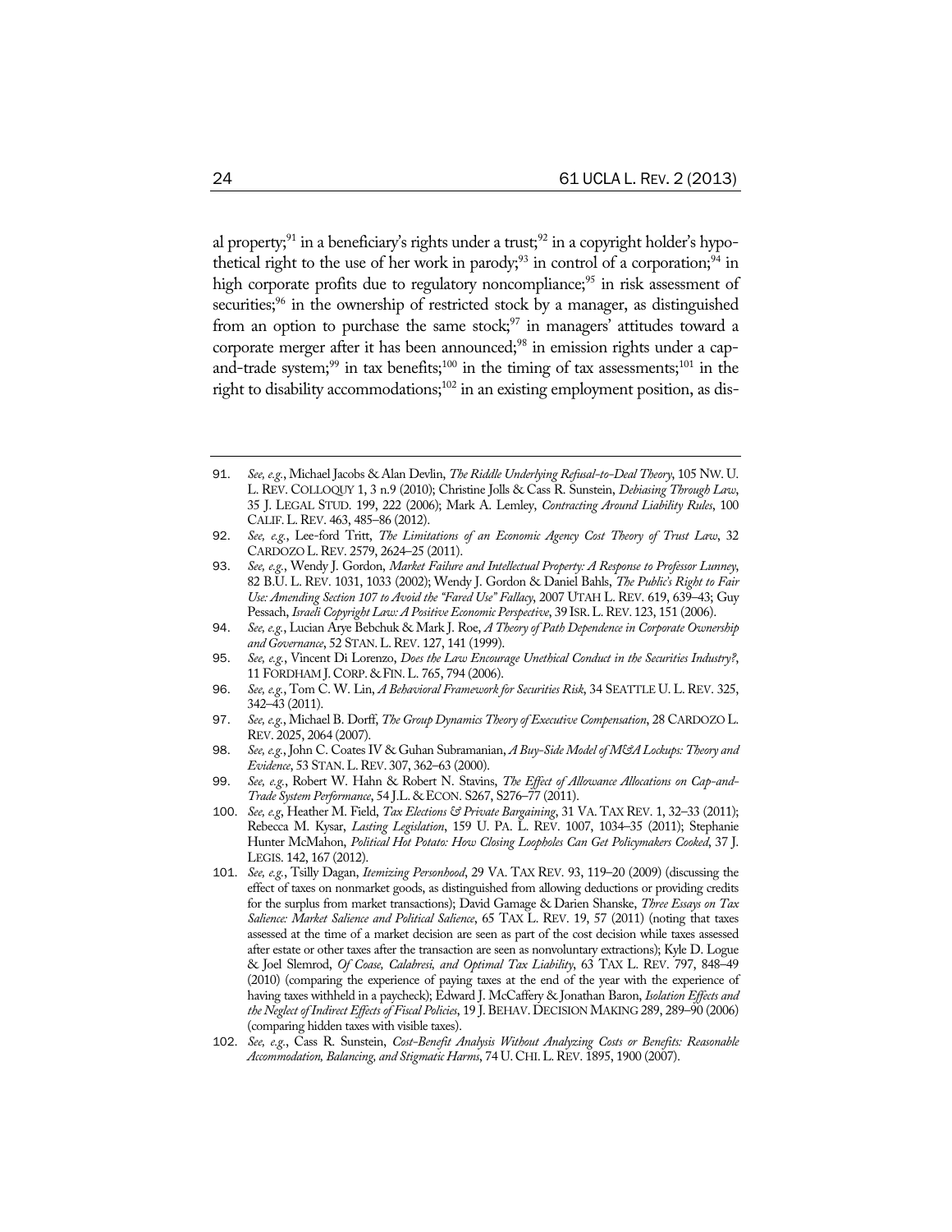al property;[91] in a beneficiary's rights under a trust;[92] in a copyright holder's hypothetical right to the use of her work in parody;[93] in control of a corporation;[94] in high corporate profits due to regulatory noncompliance;[95] in risk assessment of securities;[96] in the ownership of restricted stock by a manager, as distinguished from an option to purchase the same stock;[97] in managers' attitudes toward a corporate merger after it has been announced;[98] in emission rights under a cap-and-trade system;[99] in tax benefits;[100] in the timing of tax assessments;[101] in the right to disability accommodations;[102] in an existing employment position, as dis-

---

91. *See, e.g.*, Michael Jacobs & Alan Devlin, *The Riddle Underlying Refusal-to-Deal Theory*, 105 NW. U. L. REV. COLLOQUY 1, 3 n.9 (2010); Christine Jolls & Cass R. Sunstein, *Debiasing Through Law*, 35 J. LEGAL STUD. 199, 222 (2006); Mark A. Lemley, *Contracting Around Liability Rules*, 100 CALIF. L. REV. 463, 485–86 (2012).

92. *See, e.g.*, Lee-ford Tritt, *The Limitations of an Economic Agency Cost Theory of Trust Law*, 32 CARDOZO L. REV. 2579, 2624–25 (2011).

93. *See, e.g.*, Wendy J. Gordon, *Market Failure and Intellectual Property: A Response to Professor Lunney*, 82 B.U. L. REV. 1031, 1033 (2002); Wendy J. Gordon & Daniel Bahls, *The Public's Right to Fair Use: Amending Section 107 to Avoid the "Fared Use" Fallacy*, 2007 UTAH L. REV. 619, 639–43; Guy Pessach, *Israeli Copyright Law: A Positive Economic Perspective*, 39 ISR. L. REV. 123, 151 (2006).

94. *See, e.g.*, Lucian Arye Bebchuk & Mark J. Roe, *A Theory of Path Dependence in Corporate Ownership and Governance*, 52 STAN. L. REV. 127, 141 (1999).

95. *See, e.g.*, Vincent Di Lorenzo, *Does the Law Encourage Unethical Conduct in the Securities Industry?*, 11 FORDHAM J. CORP. & FIN. L. 765, 794 (2006).

96. *See, e.g.*, Tom C. W. Lin, *A Behavioral Framework for Securities Risk*, 34 SEATTLE U. L. REV. 325, 342–43 (2011).

97. *See, e.g.*, Michael B. Dorff, *The Group Dynamics Theory of Executive Compensation*, 28 CARDOZO L. REV. 2025, 2064 (2007).

98. *See, e.g.*, John C. Coates IV & Guhan Subramanian, *A Buy-Side Model of M&A Lockups: Theory and Evidence*, 53 STAN. L. REV. 307, 362–63 (2000).

99. *See, e.g.*, Robert W. Hahn & Robert N. Stavins, *The Effect of Allowance Allocations on Cap-and-Trade System Performance*, 54 J.L. & ECON. S267, S276–77 (2011).

100. *See, e.g*, Heather M. Field, *Tax Elections & Private Bargaining*, 31 VA. TAX REV. 1, 32–33 (2011); Rebecca M. Kysar, *Lasting Legislation*, 159 U. PA. L. REV. 1007, 1034–35 (2011); Stephanie Hunter McMahon, *Political Hot Potato: How Closing Loopholes Can Get Policymakers Cooked*, 37 J. LEGIS. 142, 167 (2012).

101. *See, e.g.*, Tsilly Dagan, *Itemizing Personhood*, 29 VA. TAX REV. 93, 119–20 (2009) (discussing the effect of taxes on nonmarket goods, as distinguished from allowing deductions or providing credits for the surplus from market transactions); David Gamage & Darien Shanske, *Three Essays on Tax Salience: Market Salience and Political Salience*, 65 TAX L. REV. 19, 57 (2011) (noting that taxes assessed at the time of a market decision are seen as part of the cost decision while taxes assessed after estate or other taxes after the transaction are seen as nonvoluntary extractions); Kyle D. Logue & Joel Slemrod, *Of Coase, Calabresi, and Optimal Tax Liability*, 63 TAX L. REV. 797, 848–49 (2010) (comparing the experience of paying taxes at the end of the year with the experience of having taxes withheld in a paycheck); Edward J. McCaffery & Jonathan Baron, *Isolation Effects and the Neglect of Indirect Effects of Fiscal Policies*, 19 J. BEHAV. DECISION MAKING 289, 289–90 (2006) (comparing hidden taxes with visible taxes).

102. *See, e.g.*, Cass R. Sunstein, *Cost-Benefit Analysis Without Analyzing Costs or Benefits: Reasonable Accommodation, Balancing, and Stigmatic Harms*, 74 U. CHI. L. REV. 1895, 1900 (2007).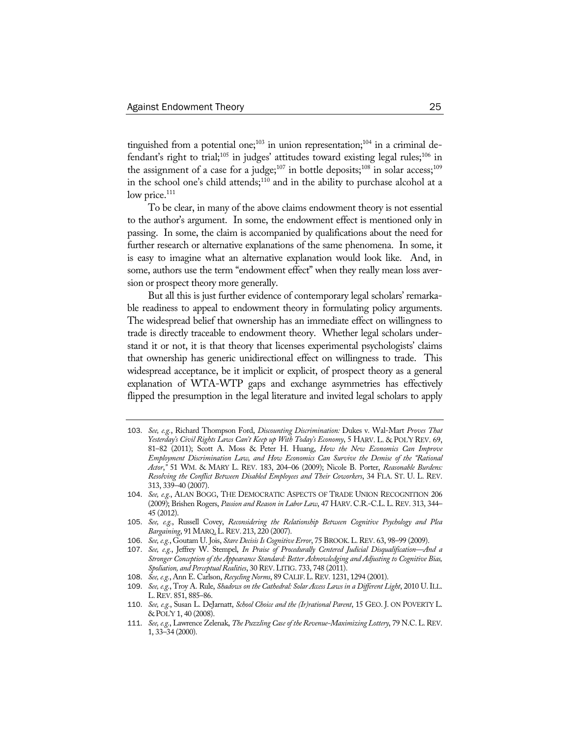tinguished from a potential one;[103] in union representation;[104] in a criminal defendant's right to trial;[105] in judges' attitudes toward existing legal rules;[106] in the assignment of a case for a judge;[107] in bottle deposits;[108] in solar access;[109] in the school one's child attends;[110] and in the ability to purchase alcohol at a low price.[111]

To be clear, in many of the above claims endowment theory is not essential to the author's argument. In some, the endowment effect is mentioned only in passing. In some, the claim is accompanied by qualifications about the need for further research or alternative explanations of the same phenomena. In some, it is easy to imagine what an alternative explanation would look like. And, in some, authors use the term "endowment effect" when they really mean loss aversion or prospect theory more generally.

But all this is just further evidence of contemporary legal scholars' remarkable readiness to appeal to endowment theory in formulating policy arguments. The widespread belief that ownership has an immediate effect on willingness to trade is directly traceable to endowment theory. Whether legal scholars understand it or not, it is that theory that licenses experimental psychologists' claims that ownership has generic unidirectional effect on willingness to trade. This widespread acceptance, be it implicit or explicit, of prospect theory as a general explanation of WTA-WTP gaps and exchange asymmetries has effectively flipped the presumption in the legal literature and invited legal scholars to apply

---

103. *See, e.g.*, Richard Thompson Ford, *Discounting Discrimination:* Dukes v. Wal-Mart *Proves That Yesterday's Civil Rights Laws Can't Keep up With Today's Economy*, 5 HARV. L. & POL'Y REV. 69, 81–82 (2011); Scott A. Moss & Peter H. Huang, *How the New Economics Can Improve Employment Discrimination Law, and How Economics Can Survive the Demise of the "Rational Actor*,*"* 51 WM. & MARY L. REV. 183, 204–06 (2009); Nicole B. Porter, *Reasonable Burdens: Resolving the Conflict Between Disabled Employees and Their Coworkers*, 34 FLA. ST. U. L. REV. 313, 339–40 (2007).

104. *See, e.g.*, ALAN BOGG, THE DEMOCRATIC ASPECTS OF TRADE UNION RECOGNITION 206 (2009); Brishen Rogers, *Passion and Reason in Labor Law*, 47 HARV. C.R.-C.L. L. REV. 313, 344–45 (2012).

105. *See, e.g.*, Russell Covey, *Reconsidering the Relationship Between Cognitive Psychology and Plea Bargaining*, 91 MARQ. L. REV. 213, 220 (2007).

106. *See, e.g.*, Goutam U. Jois, *Stare Decisis Is Cognitive Error*, 75 BROOK. L. REV. 63, 98–99 (2009).

107. *See, e.g.*, Jeffrey W. Stempel, *In Praise of Procedurally Centered Judicial Disqualification—And a Stronger Conception of the Appearance Standard: Better Acknowledging and Adjusting to Cognitive Bias, Spoliation, and Perceptual Realities*, 30 REV. LITIG. 733, 748 (2011).

108. *See, e.g.*, Ann E. Carlson, *Recycling Norms*, 89 CALIF. L. REV. 1231, 1294 (2001).

109. *See, e.g.*, Troy A. Rule, *Shadows on the Cathedral: Solar Access Laws in a Different Light*, 2010 U. ILL. L. REV. 851, 885–86.

110. *See, e.g.*, Susan L. DeJarnatt, *School Choice and the (Ir)rational Parent*, 15 GEO. J. ON POVERTY L. & POL'Y 1, 40 (2008).

111. *See, e.g.*, Lawrence Zelenak, *The Puzzling Case of the Revenue-Maximizing Lottery*, 79 N.C. L. REV. 1, 33–34 (2000).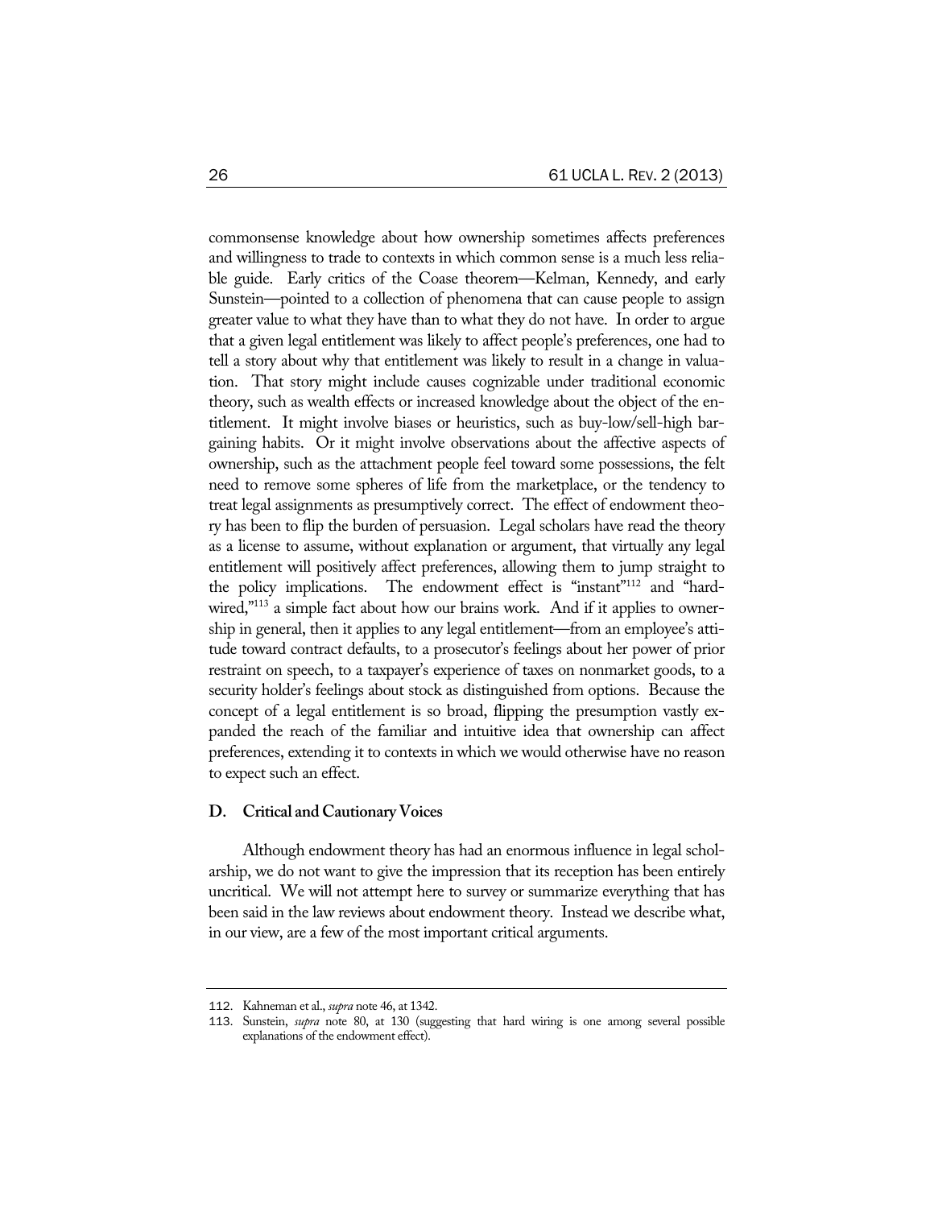commonsense knowledge about how ownership sometimes affects preferences and willingness to trade to contexts in which common sense is a much less reliable guide. Early critics of the Coase theorem—Kelman, Kennedy, and early Sunstein—pointed to a collection of phenomena that can cause people to assign greater value to what they have than to what they do not have. In order to argue that a given legal entitlement was likely to affect people's preferences, one had to tell a story about why that entitlement was likely to result in a change in valuation. That story might include causes cognizable under traditional economic theory, such as wealth effects or increased knowledge about the object of the entitlement. It might involve biases or heuristics, such as buy-low/sell-high bargaining habits. Or it might involve observations about the affective aspects of ownership, such as the attachment people feel toward some possessions, the felt need to remove some spheres of life from the marketplace, or the tendency to treat legal assignments as presumptively correct. The effect of endowment theory has been to flip the burden of persuasion. Legal scholars have read the theory as a license to assume, without explanation or argument, that virtually any legal entitlement will positively affect preferences, allowing them to jump straight to the policy implications. The endowment effect is "instant"[112] and "hard-wired,"[113] a simple fact about how our brains work. And if it applies to ownership in general, then it applies to any legal entitlement—from an employee's attitude toward contract defaults, to a prosecutor's feelings about her power of prior restraint on speech, to a taxpayer's experience of taxes on nonmarket goods, to a security holder's feelings about stock as distinguished from options. Because the concept of a legal entitlement is so broad, flipping the presumption vastly expanded the reach of the familiar and intuitive idea that ownership can affect preferences, extending it to contexts in which we would otherwise have no reason to expect such an effect.

### D. Critical and Cautionary Voices

Although endowment theory has had an enormous influence in legal scholarship, we do not want to give the impression that its reception has been entirely uncritical. We will not attempt here to survey or summarize everything that has been said in the law reviews about endowment theory. Instead we describe what, in our view, are a few of the most important critical arguments.

---

112. Kahneman et al., *supra* note 46, at 1342.

113. Sunstein, *supra* note 80, at 130 (suggesting that hard wiring is one among several possible explanations of the endowment effect).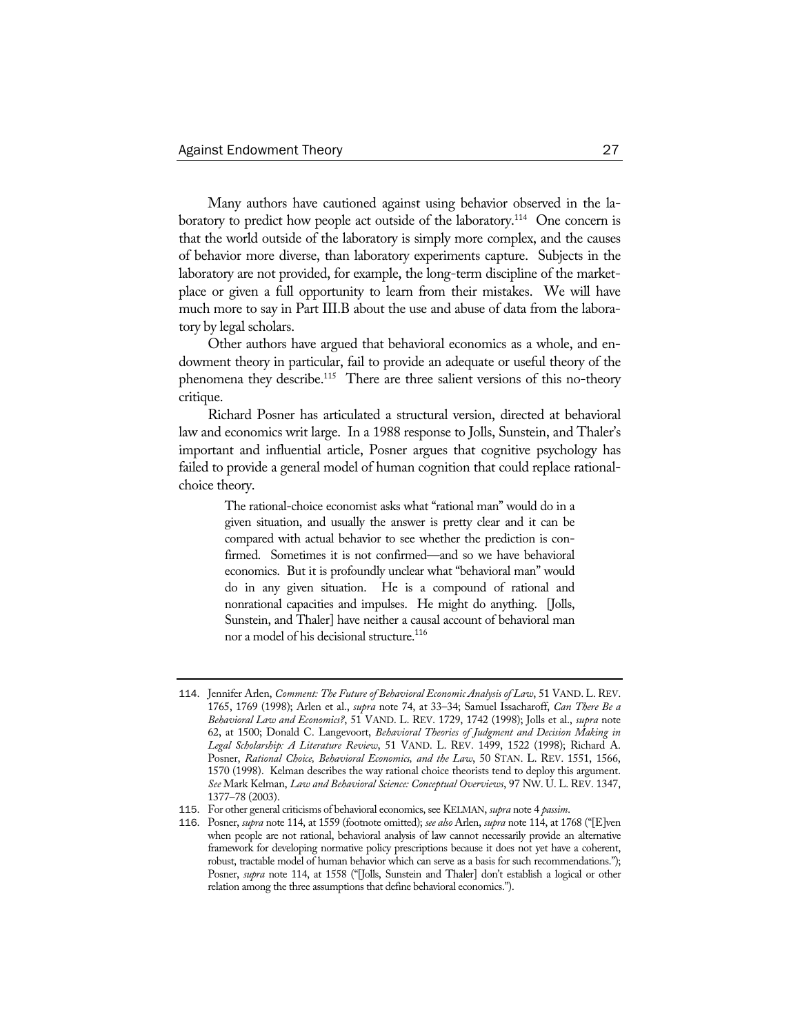Many authors have cautioned against using behavior observed in the laboratory to predict how people act outside of the laboratory.[114] One concern is that the world outside of the laboratory is simply more complex, and the causes of behavior more diverse, than laboratory experiments capture. Subjects in the laboratory are not provided, for example, the long-term discipline of the marketplace or given a full opportunity to learn from their mistakes. We will have much more to say in Part III.B about the use and abuse of data from the laboratory by legal scholars.

Other authors have argued that behavioral economics as a whole, and endowment theory in particular, fail to provide an adequate or useful theory of the phenomena they describe.[115] There are three salient versions of this no-theory critique.

Richard Posner has articulated a structural version, directed at behavioral law and economics writ large. In a 1988 response to Jolls, Sunstein, and Thaler's important and influential article, Posner argues that cognitive psychology has failed to provide a general model of human cognition that could replace rational-choice theory.

> The rational-choice economist asks what "rational man" would do in a given situation, and usually the answer is pretty clear and it can be compared with actual behavior to see whether the prediction is confirmed. Sometimes it is not confirmed—and so we have behavioral economics. But it is profoundly unclear what "behavioral man" would do in any given situation. He is a compound of rational and nonrational capacities and impulses. He might do anything. [Jolls, Sunstein, and Thaler] have neither a causal account of behavioral man nor a model of his decisional structure.[116]

---

114. Jennifer Arlen, *Comment: The Future of Behavioral Economic Analysis of Law*, 51 VAND. L. REV. 1765, 1769 (1998); Arlen et al., *supra* note 74, at 33–34; Samuel Issacharoff, *Can There Be a Behavioral Law and Economics?*, 51 VAND. L. REV. 1729, 1742 (1998); Jolls et al., *supra* note 62, at 1500; Donald C. Langevoort, *Behavioral Theories of Judgment and Decision Making in Legal Scholarship: A Literature Review*, 51 VAND. L. REV. 1499, 1522 (1998); Richard A. Posner, *Rational Choice, Behavioral Economics, and the Law*, 50 STAN. L. REV. 1551, 1566, 1570 (1998). Kelman describes the way rational choice theorists tend to deploy this argument. *See* Mark Kelman, *Law and Behavioral Science: Conceptual Overviews*, 97 NW. U. L. REV. 1347, 1377–78 (2003).

115. For other general criticisms of behavioral economics, see KELMAN, *supra* note 4 *passim*.

116. Posner, *supra* note 114, at 1559 (footnote omitted); *see also* Arlen, *supra* note 114, at 1768 ("[E]ven when people are not rational, behavioral analysis of law cannot necessarily provide an alternative framework for developing normative policy prescriptions because it does not yet have a coherent, robust, tractable model of human behavior which can serve as a basis for such recommendations."); Posner, *supra* note 114, at 1558 ("[Jolls, Sunstein and Thaler] don't establish a logical or other relation among the three assumptions that define behavioral economics.").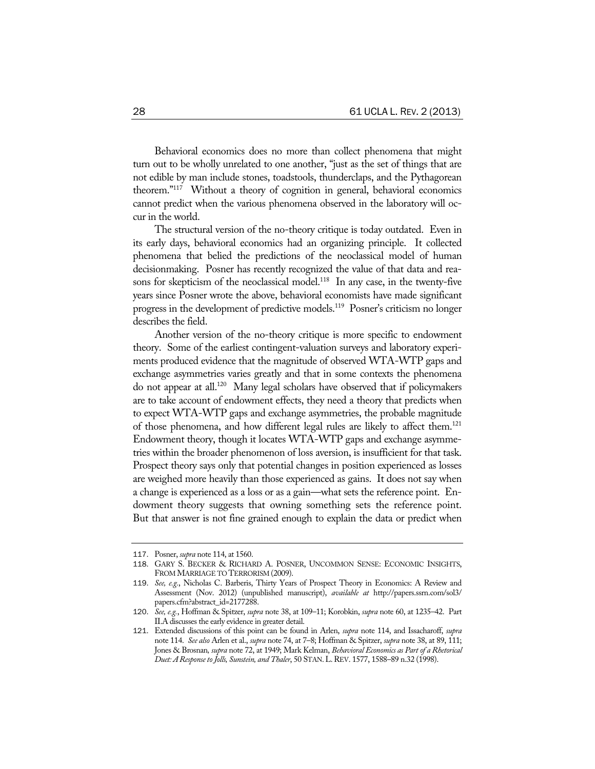Behavioral economics does no more than collect phenomena that might turn out to be wholly unrelated to one another, "just as the set of things that are not edible by man include stones, toadstools, thunderclaps, and the Pythagorean theorem."[117] Without a theory of cognition in general, behavioral economics cannot predict when the various phenomena observed in the laboratory will occur in the world.

The structural version of the no-theory critique is today outdated. Even in its early days, behavioral economics had an organizing principle. It collected phenomena that belied the predictions of the neoclassical model of human decisionmaking. Posner has recently recognized the value of that data and reasons for skepticism of the neoclassical model.[118] In any case, in the twenty-five years since Posner wrote the above, behavioral economists have made significant progress in the development of predictive models.[119] Posner's criticism no longer describes the field.

Another version of the no-theory critique is more specific to endowment theory. Some of the earliest contingent-valuation surveys and laboratory experiments produced evidence that the magnitude of observed WTA-WTP gaps and exchange asymmetries varies greatly and that in some contexts the phenomena do not appear at all.[120] Many legal scholars have observed that if policymakers are to take account of endowment effects, they need a theory that predicts when to expect WTA-WTP gaps and exchange asymmetries, the probable magnitude of those phenomena, and how different legal rules are likely to affect them.[121] Endowment theory, though it locates WTA-WTP gaps and exchange asymmetries within the broader phenomenon of loss aversion, is insufficient for that task. Prospect theory says only that potential changes in position experienced as losses are weighed more heavily than those experienced as gains. It does not say when a change is experienced as a loss or as a gain—what sets the reference point. Endowment theory suggests that owning something sets the reference point. But that answer is not fine grained enough to explain the data or predict when

---

117. Posner, *supra* note 114, at 1560.

118. GARY S. BECKER & RICHARD A. POSNER, UNCOMMON SENSE: ECONOMIC INSIGHTS, FROM MARRIAGE TO TERRORISM (2009).

119. *See, e.g.*, Nicholas C. Barberis, Thirty Years of Prospect Theory in Economics: A Review and Assessment (Nov. 2012) (unpublished manuscript), *available at* http://papers.ssrn.com/sol3/papers.cfm?abstract_id=2177288.

120. *See, e.g.*, Hoffman & Spitzer, *supra* note 38, at 109–11; Korobkin, *supra* note 60, at 1235–42. Part II.A discusses the early evidence in greater detail.

121. Extended discussions of this point can be found in Arlen, *supra* note 114, and Issacharoff, *supra* note 114. *See also* Arlen et al., *supra* note 74, at 7–8; Hoffman & Spitzer, *supra* note 38, at 89, 111; Jones & Brosnan, *supra* note 72, at 1949; Mark Kelman, *Behavioral Economics as Part of a Rhetorical Duet: A Response to Jolls, Sunstein, and Thaler*, 50 STAN. L. REV. 1577, 1588–89 n.32 (1998).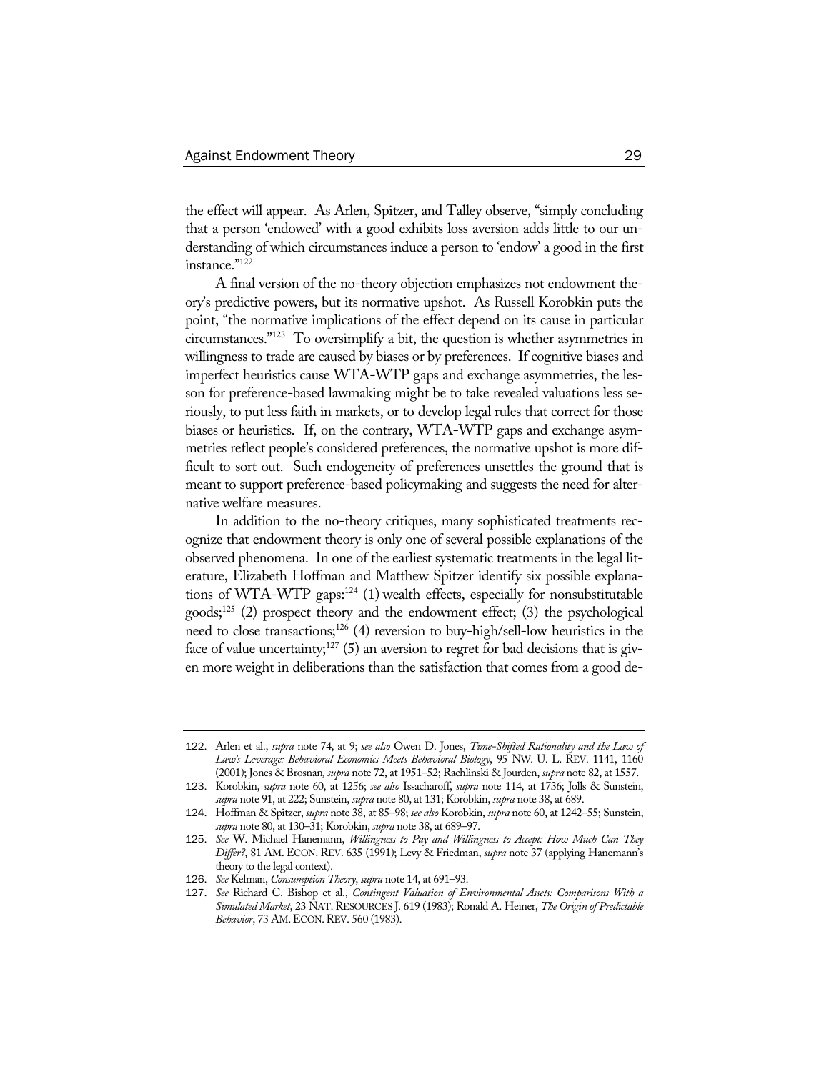the effect will appear. As Arlen, Spitzer, and Talley observe, "simply concluding that a person 'endowed' with a good exhibits loss aversion adds little to our understanding of which circumstances induce a person to 'endow' a good in the first instance."[122]

A final version of the no-theory objection emphasizes not endowment theory's predictive powers, but its normative upshot. As Russell Korobkin puts the point, "the normative implications of the effect depend on its cause in particular circumstances."[123] To oversimplify a bit, the question is whether asymmetries in willingness to trade are caused by biases or by preferences. If cognitive biases and imperfect heuristics cause WTA-WTP gaps and exchange asymmetries, the lesson for preference-based lawmaking might be to take revealed valuations less seriously, to put less faith in markets, or to develop legal rules that correct for those biases or heuristics. If, on the contrary, WTA-WTP gaps and exchange asymmetries reflect people's considered preferences, the normative upshot is more difficult to sort out. Such endogeneity of preferences unsettles the ground that is meant to support preference-based policymaking and suggests the need for alternative welfare measures.

In addition to the no-theory critiques, many sophisticated treatments recognize that endowment theory is only one of several possible explanations of the observed phenomena. In one of the earliest systematic treatments in the legal literature, Elizabeth Hoffman and Matthew Spitzer identify six possible explanations of WTA-WTP gaps:[124] (1) wealth effects, especially for nonsubstitutable goods;[125] (2) prospect theory and the endowment effect; (3) the psychological need to close transactions;[126] (4) reversion to buy-high/sell-low heuristics in the face of value uncertainty;[127] (5) an aversion to regret for bad decisions that is given more weight in deliberations than the satisfaction that comes from a good de-

---

122. Arlen et al., *supra* note 74, at 9; *see also* Owen D. Jones, *Time-Shifted Rationality and the Law of Law's Leverage: Behavioral Economics Meets Behavioral Biology*, 95 NW. U. L. REV. 1141, 1160 (2001); Jones & Brosnan, *supra* note 72, at 1951–52; Rachlinski & Jourden, *supra* note 82, at 1557.

123. Korobkin, *supra* note 60, at 1256; *see also* Issacharoff, *supra* note 114, at 1736; Jolls & Sunstein, *supra* note 91, at 222; Sunstein, *supra* note 80, at 131; Korobkin, *supra* note 38, at 689.

124. Hoffman & Spitzer, *supra* note 38, at 85–98; *see also* Korobkin, *supra* note 60, at 1242–55; Sunstein, *supra* note 80, at 130–31; Korobkin, *supra* note 38, at 689–97.

125. *See* W. Michael Hanemann, *Willingness to Pay and Willingness to Accept: How Much Can They Differ?*, 81 AM. ECON. REV. 635 (1991); Levy & Friedman, *supra* note 37 (applying Hanemann's theory to the legal context).

126. *See* Kelman, *Consumption Theory*, *supra* note 14, at 691–93.

127. *See* Richard C. Bishop et al., *Contingent Valuation of Environmental Assets: Comparisons With a Simulated Market*, 23 NAT. RESOURCES J. 619 (1983); Ronald A. Heiner, *The Origin of Predictable Behavior*, 73 AM. ECON. REV. 560 (1983).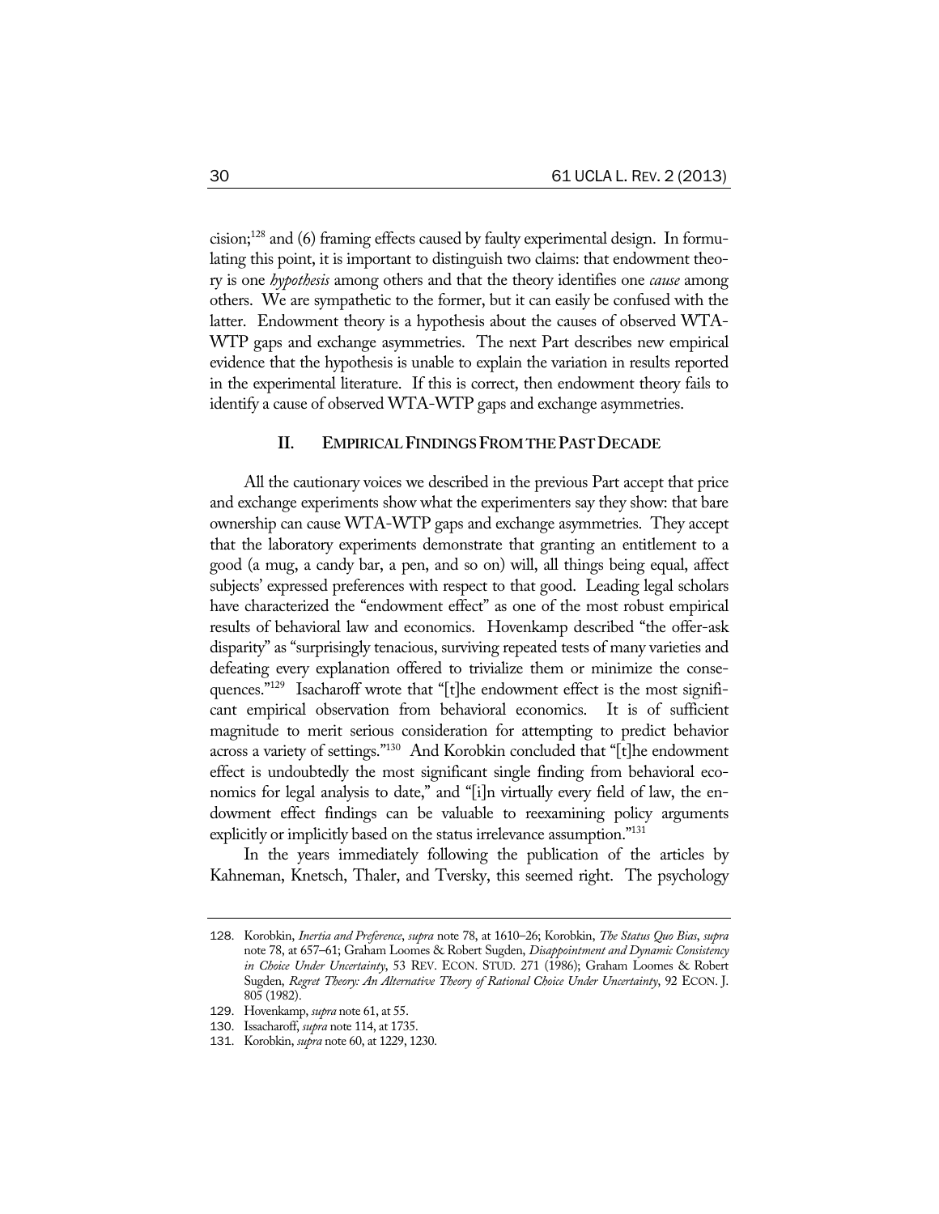cision;[128] and (6) framing effects caused by faulty experimental design. In formulating this point, it is important to distinguish two claims: that endowment theory is one *hypothesis* among others and that the theory identifies one *cause* among others. We are sympathetic to the former, but it can easily be confused with the latter. Endowment theory is a hypothesis about the causes of observed WTA-WTP gaps and exchange asymmetries. The next Part describes new empirical evidence that the hypothesis is unable to explain the variation in results reported in the experimental literature. If this is correct, then endowment theory fails to identify a cause of observed WTA-WTP gaps and exchange asymmetries.

## II. EMPIRICAL FINDINGS FROM THE PAST DECADE

All the cautionary voices we described in the previous Part accept that price and exchange experiments show what the experimenters say they show: that bare ownership can cause WTA-WTP gaps and exchange asymmetries. They accept that the laboratory experiments demonstrate that granting an entitlement to a good (a mug, a candy bar, a pen, and so on) will, all things being equal, affect subjects' expressed preferences with respect to that good. Leading legal scholars have characterized the "endowment effect" as one of the most robust empirical results of behavioral law and economics. Hovenkamp described "the offer-ask disparity" as "surprisingly tenacious, surviving repeated tests of many varieties and defeating every explanation offered to trivialize them or minimize the consequences."[129] Issacharoff wrote that "[t]he endowment effect is the most significant empirical observation from behavioral economics. It is of sufficient magnitude to merit serious consideration for attempting to predict behavior across a variety of settings."[130] And Korobkin concluded that "[t]he endowment effect is undoubtedly the most significant single finding from behavioral economics for legal analysis to date," and "[i]n virtually every field of law, the endowment effect findings can be valuable to reexamining policy arguments explicitly or implicitly based on the status irrelevance assumption."[131]

In the years immediately following the publication of the articles by Kahneman, Knetsch, Thaler, and Tversky, this seemed right. The psychology

---

128. Korobkin, *Inertia and Preference*, *supra* note 78, at 1610–26; Korobkin, *The Status Quo Bias*, *supra* note 78, at 657–61; Graham Loomes & Robert Sugden, *Disappointment and Dynamic Consistency in Choice Under Uncertainty*, 53 REV. ECON. STUD. 271 (1986); Graham Loomes & Robert Sugden, *Regret Theory: An Alternative Theory of Rational Choice Under Uncertainty*, 92 ECON. J. 805 (1982).

129. Hovenkamp, *supra* note 61, at 55.

130. Issacharoff, *supra* note 114, at 1735.

131. Korobkin, *supra* note 60, at 1229, 1230.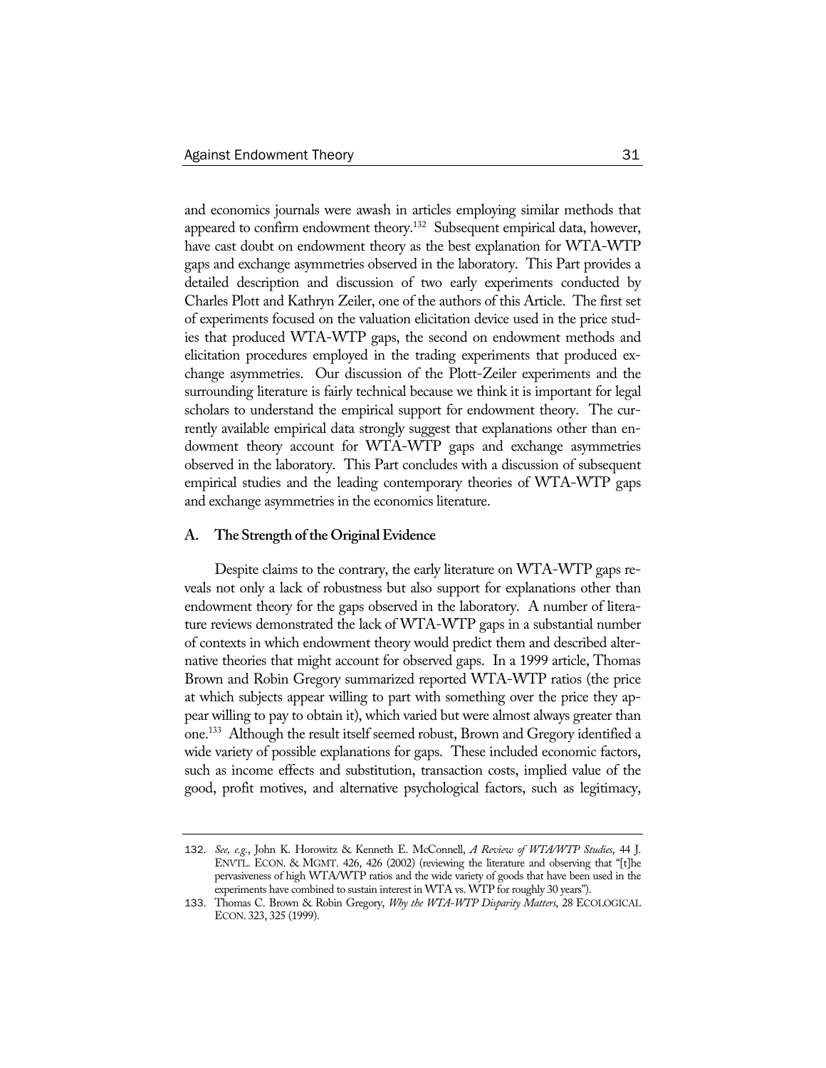and economics journals were awash in articles employing similar methods that appeared to confirm endowment theory.[132] Subsequent empirical data, however, have cast doubt on endowment theory as the best explanation for WTA-WTP gaps and exchange asymmetries observed in the laboratory. This Part provides a detailed description and discussion of two early experiments conducted by Charles Plott and Kathryn Zeiler, one of the authors of this Article. The first set of experiments focused on the valuation elicitation device used in the price studies that produced WTA-WTP gaps, the second on endowment methods and elicitation procedures employed in the trading experiments that produced exchange asymmetries. Our discussion of the Plott-Zeiler experiments and the surrounding literature is fairly technical because we think it is important for legal scholars to understand the empirical support for endowment theory. The currently available empirical data strongly suggest that explanations other than endowment theory account for WTA-WTP gaps and exchange asymmetries observed in the laboratory. This Part concludes with a discussion of subsequent empirical studies and the leading contemporary theories of WTA-WTP gaps and exchange asymmetries in the economics literature.

### A. The Strength of the Original Evidence

Despite claims to the contrary, the early literature on WTA-WTP gaps reveals not only a lack of robustness but also support for explanations other than endowment theory for the gaps observed in the laboratory. A number of literature reviews demonstrated the lack of WTA-WTP gaps in a substantial number of contexts in which endowment theory would predict them and described alternative theories that might account for observed gaps. In a 1999 article, Thomas Brown and Robin Gregory summarized reported WTA-WTP ratios (the price at which subjects appear willing to part with something over the price they appear willing to pay to obtain it), which varied but were almost always greater than one.[133] Although the result itself seemed robust, Brown and Gregory identified a wide variety of possible explanations for gaps. These included economic factors, such as income effects and substitution, transaction costs, implied value of the good, profit motives, and alternative psychological factors, such as legitimacy,

---

132. *See, e.g.*, John K. Horowitz & Kenneth E. McConnell, *A Review of WTA/WTP Studies*, 44 J. ENVTL. ECON. & MGMT. 426, 426 (2002) (reviewing the literature and observing that "[t]he pervasiveness of high WTA/WTP ratios and the wide variety of goods that have been used in the experiments have combined to sustain interest in WTA vs. WTP for roughly 30 years").

133. Thomas C. Brown & Robin Gregory, *Why the WTA-WTP Disparity Matters*, 28 ECOLOGICAL ECON. 323, 325 (1999).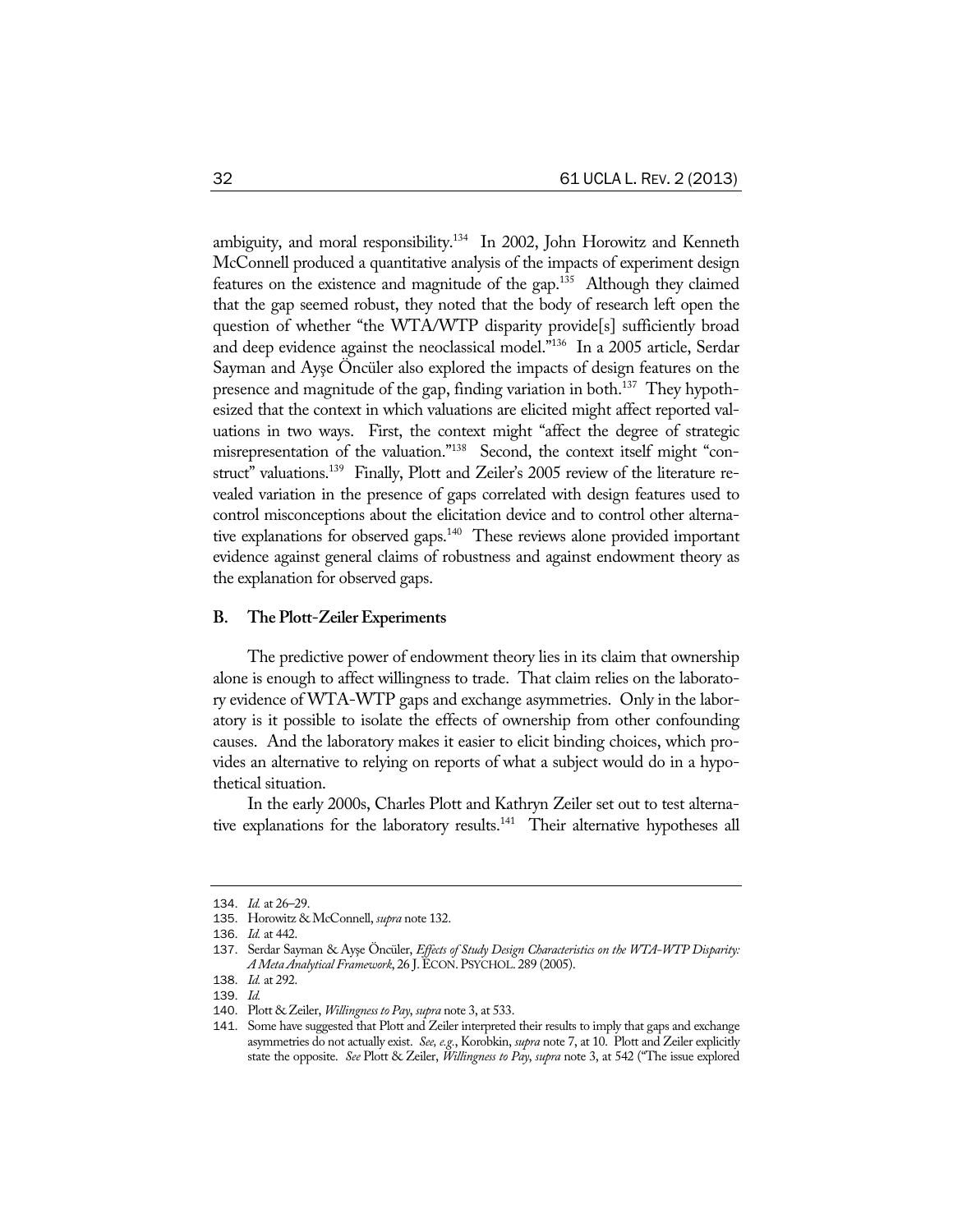ambiguity, and moral responsibility.[134] In 2002, John Horowitz and Kenneth McConnell produced a quantitative analysis of the impacts of experiment design features on the existence and magnitude of the gap.[135] Although they claimed that the gap seemed robust, they noted that the body of research left open the question of whether "the WTA/WTP disparity provide[s] sufficiently broad and deep evidence against the neoclassical model."[136] In a 2005 article, Serdar Sayman and Ayşe Öncüler also explored the impacts of design features on the presence and magnitude of the gap, finding variation in both.[137] They hypothesized that the context in which valuations are elicited might affect reported valuations in two ways. First, the context might "affect the degree of strategic misrepresentation of the valuation."[138] Second, the context itself might "construct" valuations.[139] Finally, Plott and Zeiler's 2005 review of the literature revealed variation in the presence of gaps correlated with design features used to control misconceptions about the elicitation device and to control other alternative explanations for observed gaps.[140] These reviews alone provided important evidence against general claims of robustness and against endowment theory as the explanation for observed gaps.

### B. The Plott-Zeiler Experiments

The predictive power of endowment theory lies in its claim that ownership alone is enough to affect willingness to trade. That claim relies on the laboratory evidence of WTA-WTP gaps and exchange asymmetries. Only in the laboratory is it possible to isolate the effects of ownership from other confounding causes. And the laboratory makes it easier to elicit binding choices, which provides an alternative to relying on reports of what a subject would do in a hypothetical situation.

In the early 2000s, Charles Plott and Kathryn Zeiler set out to test alternative explanations for the laboratory results.[141] Their alternative hypotheses all

---

134. *Id.* at 26–29.

135. Horowitz & McConnell, *supra* note 132.

136. *Id.* at 442.

137. Serdar Sayman & Ayşe Öncüler, *Effects of Study Design Characteristics on the WTA-WTP Disparity: A Meta Analytical Framework*, 26 J. ECON. PSYCHOL. 289 (2005).

138. *Id.* at 292.

139. *Id.*

140. Plott & Zeiler, *Willingness to Pay*, *supra* note 3, at 533.

141. Some have suggested that Plott and Zeiler interpreted their results to imply that gaps and exchange asymmetries do not actually exist. *See, e.g.*, Korobkin, *supra* note 7, at 10. Plott and Zeiler explicitly state the opposite. *See* Plott & Zeiler, *Willingness to Pay*, *supra* note 3, at 542 ("The issue explored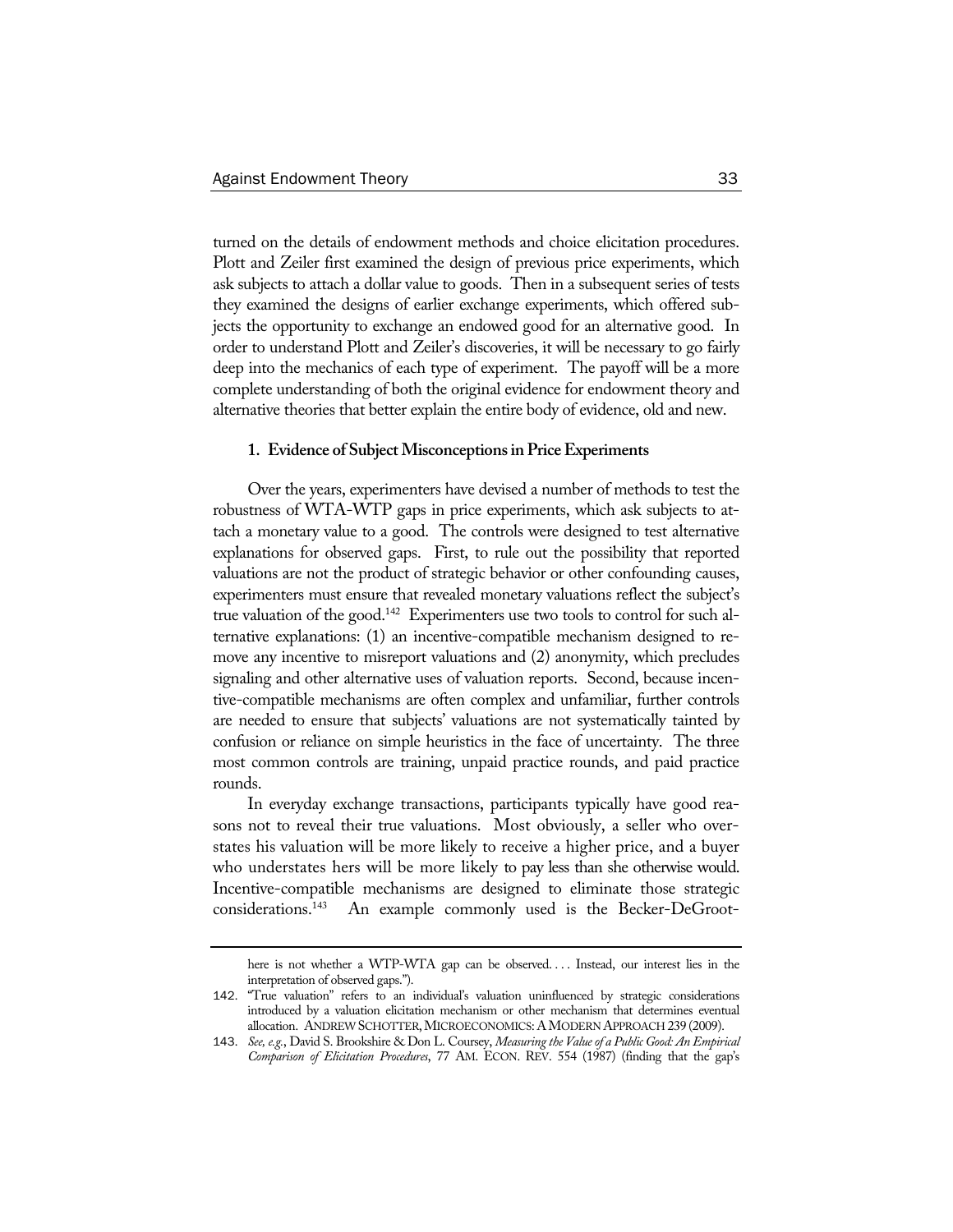turned on the details of endowment methods and choice elicitation procedures. Plott and Zeiler first examined the design of previous price experiments, which ask subjects to attach a dollar value to goods. Then in a subsequent series of tests they examined the designs of earlier exchange experiments, which offered subjects the opportunity to exchange an endowed good for an alternative good. In order to understand Plott and Zeiler's discoveries, it will be necessary to go fairly deep into the mechanics of each type of experiment. The payoff will be a more complete understanding of both the original evidence for endowment theory and alternative theories that better explain the entire body of evidence, old and new.

### 1. Evidence of Subject Misconceptions in Price Experiments

Over the years, experimenters have devised a number of methods to test the robustness of WTA-WTP gaps in price experiments, which ask subjects to attach a monetary value to a good. The controls were designed to test alternative explanations for observed gaps. First, to rule out the possibility that reported valuations are not the product of strategic behavior or other confounding causes, experimenters must ensure that revealed monetary valuations reflect the subject's true valuation of the good.[142] Experimenters use two tools to control for such alternative explanations: (1) an incentive-compatible mechanism designed to remove any incentive to misreport valuations and (2) anonymity, which precludes signaling and other alternative uses of valuation reports. Second, because incentive-compatible mechanisms are often complex and unfamiliar, further controls are needed to ensure that subjects' valuations are not systematically tainted by confusion or reliance on simple heuristics in the face of uncertainty. The three most common controls are training, unpaid practice rounds, and paid practice rounds.

In everyday exchange transactions, participants typically have good reasons not to reveal their true valuations. Most obviously, a seller who overstates his valuation will be more likely to receive a higher price, and a buyer who understates hers will be more likely to pay less than she otherwise would. Incentive-compatible mechanisms are designed to eliminate those strategic considerations.[143] An example commonly used is the Becker-DeGroot-

---

here is not whether a WTP-WTA gap can be observed. . . . Instead, our interest lies in the interpretation of observed gaps.").

142. "True valuation" refers to an individual's valuation uninfluenced by strategic considerations introduced by a valuation elicitation mechanism or other mechanism that determines eventual allocation. ANDREW SCHOTTER, MICROECONOMICS: A MODERN APPROACH 239 (2009).

143. *See, e.g.*, David S. Brookshire & Don L. Coursey, *Measuring the Value of a Public Good: An Empirical Comparison of Elicitation Procedures*, 77 AM. ECON. REV. 554 (1987) (finding that the gap's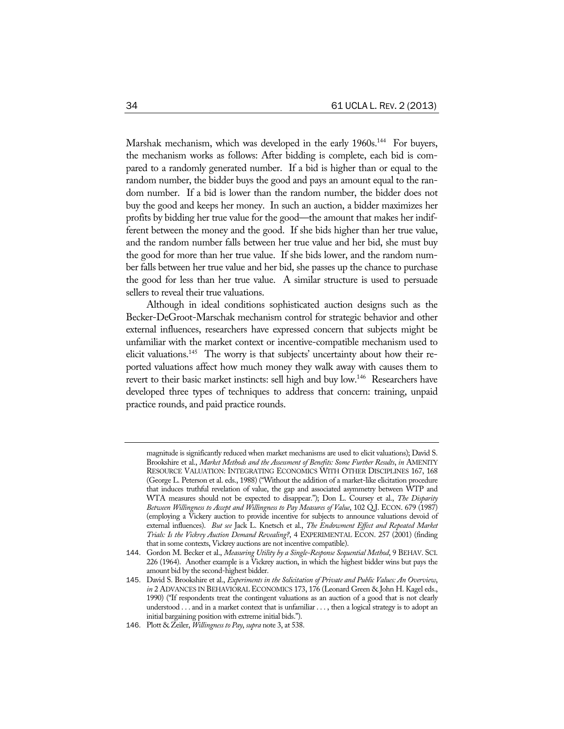Marshak mechanism, which was developed in the early 1960s.[144] For buyers, the mechanism works as follows: After bidding is complete, each bid is compared to a randomly generated number. If a bid is higher than or equal to the random number, the bidder buys the good and pays an amount equal to the random number. If a bid is lower than the random number, the bidder does not buy the good and keeps her money. In such an auction, a bidder maximizes her profits by bidding her true value for the good—the amount that makes her indifferent between the money and the good. If she bids higher than her true value, and the random number falls between her true value and her bid, she must buy the good for more than her true value. If she bids lower, and the random number falls between her true value and her bid, she passes up the chance to purchase the good for less than her true value. A similar structure is used to persuade sellers to reveal their true valuations.

Although in ideal conditions sophisticated auction designs such as the Becker-DeGroot-Marschak mechanism control for strategic behavior and other external influences, researchers have expressed concern that subjects might be unfamiliar with the market context or incentive-compatible mechanism used to elicit valuations.[145] The worry is that subjects' uncertainty about how their reported valuations affect how much money they walk away with causes them to revert to their basic market instincts: sell high and buy low.[146] Researchers have developed three types of techniques to address that concern: training, unpaid practice rounds, and paid practice rounds.

---

magnitude is significantly reduced when market mechanisms are used to elicit valuations); David S. Brookshire et al., *Market Methods and the Assessment of Benefits: Some Further Results*, *in* AMENITY RESOURCE VALUATION: INTEGRATING ECONOMICS WITH OTHER DISCIPLINES 167, 168 (George L. Peterson et al. eds., 1988) ("Without the addition of a market-like elicitation procedure that induces truthful revelation of value, the gap and associated asymmetry between WTP and WTA measures should not be expected to disappear."); Don L. Coursey et al., *The Disparity Between Willingness to Accept and Willingness to Pay Measures of Value*, 102 Q.J. ECON. 679 (1987) (employing a Vickery auction to provide incentive for subjects to announce valuations devoid of external influences). *But see* Jack L. Knetsch et al., *The Endowment Effect and Repeated Market Trials: Is the Vickrey Auction Demand Revealing?*, 4 EXPERIMENTAL ECON. 257 (2001) (finding that in some contexts, Vickrey auctions are not incentive compatible).

144. Gordon M. Becker et al., *Measuring Utility by a Single-Response Sequential Method*, 9 BEHAV. SCI. 226 (1964). Another example is a Vickrey auction, in which the highest bidder wins but pays the amount bid by the second-highest bidder.

145. David S. Brookshire et al., *Experiments in the Solicitation of Private and Public Values: An Overview*, *in* 2 ADVANCES IN BEHAVIORAL ECONOMICS 173, 176 (Leonard Green & John H. Kagel eds., 1990) ("If respondents treat the contingent valuations as an auction of a good that is not clearly understood . . . and in a market context that is unfamiliar . . . , then a logical strategy is to adopt an initial bargaining position with extreme initial bids.").

146. Plott & Zeiler, *Willingness to Pay*, *supra* note 3, at 538.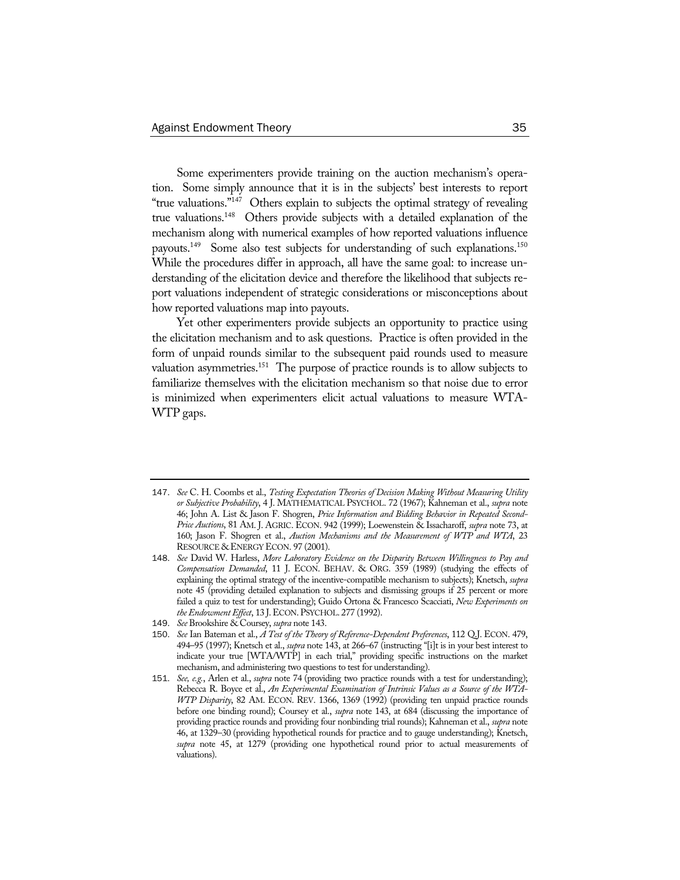Some experimenters provide training on the auction mechanism's operation. Some simply announce that it is in the subjects' best interests to report "true valuations."[147] Others explain to subjects the optimal strategy of revealing true valuations.[148] Others provide subjects with a detailed explanation of the mechanism along with numerical examples of how reported valuations influence payouts.[149] Some also test subjects for understanding of such explanations.[150] While the procedures differ in approach, all have the same goal: to increase understanding of the elicitation device and therefore the likelihood that subjects report valuations independent of strategic considerations or misconceptions about how reported valuations map into payouts.

Yet other experimenters provide subjects an opportunity to practice using the elicitation mechanism and to ask questions. Practice is often provided in the form of unpaid rounds similar to the subsequent paid rounds used to measure valuation asymmetries.[151] The purpose of practice rounds is to allow subjects to familiarize themselves with the elicitation mechanism so that noise due to error is minimized when experimenters elicit actual valuations to measure WTA-WTP gaps.

---

147. *See* C. H. Coombs et al., *Testing Expectation Theories of Decision Making Without Measuring Utility or Subjective Probability*, 4 J. MATHEMATICAL PSYCHOL. 72 (1967); Kahneman et al., *supra* note 46; John A. List & Jason F. Shogren, *Price Information and Bidding Behavior in Repeated Second-Price Auctions*, 81 AM. J. AGRIC. ECON. 942 (1999); Loewenstein & Issacharoff, *supra* note 73, at 160; Jason F. Shogren et al., *Auction Mechanisms and the Measurement of WTP and WTA*, 23 RESOURCE & ENERGY ECON. 97 (2001).

148. *See* David W. Harless, *More Laboratory Evidence on the Disparity Between Willingness to Pay and Compensation Demanded*, 11 J. ECON. BEHAV. & ORG. 359 (1989) (studying the effects of explaining the optimal strategy of the incentive-compatible mechanism to subjects); Knetsch, *supra* note 45 (providing detailed explanation to subjects and dismissing groups if 25 percent or more failed a quiz to test for understanding); Guido Ortona & Francesco Scacciati, *New Experiments on the Endowment Effect*, 13 J. ECON. PSYCHOL. 277 (1992).

149. *See* Brookshire & Coursey, *supra* note 143.

150. *See* Ian Bateman et al., *A Test of the Theory of Reference-Dependent Preferences*, 112 Q.J. ECON. 479, 494–95 (1997); Knetsch et al., *supra* note 143, at 266–67 (instructing "[i]t is in your best interest to indicate your true [WTA/WTP] in each trial," providing specific instructions on the market mechanism, and administering two questions to test for understanding).

151. *See, e.g.*, Arlen et al., *supra* note 74 (providing two practice rounds with a test for understanding); Rebecca R. Boyce et al., *An Experimental Examination of Intrinsic Values as a Source of the WTA-WTP Disparity*, 82 AM. ECON. REV. 1366, 1369 (1992) (providing ten unpaid practice rounds before one binding round); Coursey et al., *supra* note 143, at 684 (discussing the importance of providing practice rounds and providing four nonbinding trial rounds); Kahneman et al., *supra* note 46, at 1329–30 (providing hypothetical rounds for practice and to gauge understanding); Knetsch, *supra* note 45, at 1279 (providing one hypothetical round prior to actual measurements of valuations).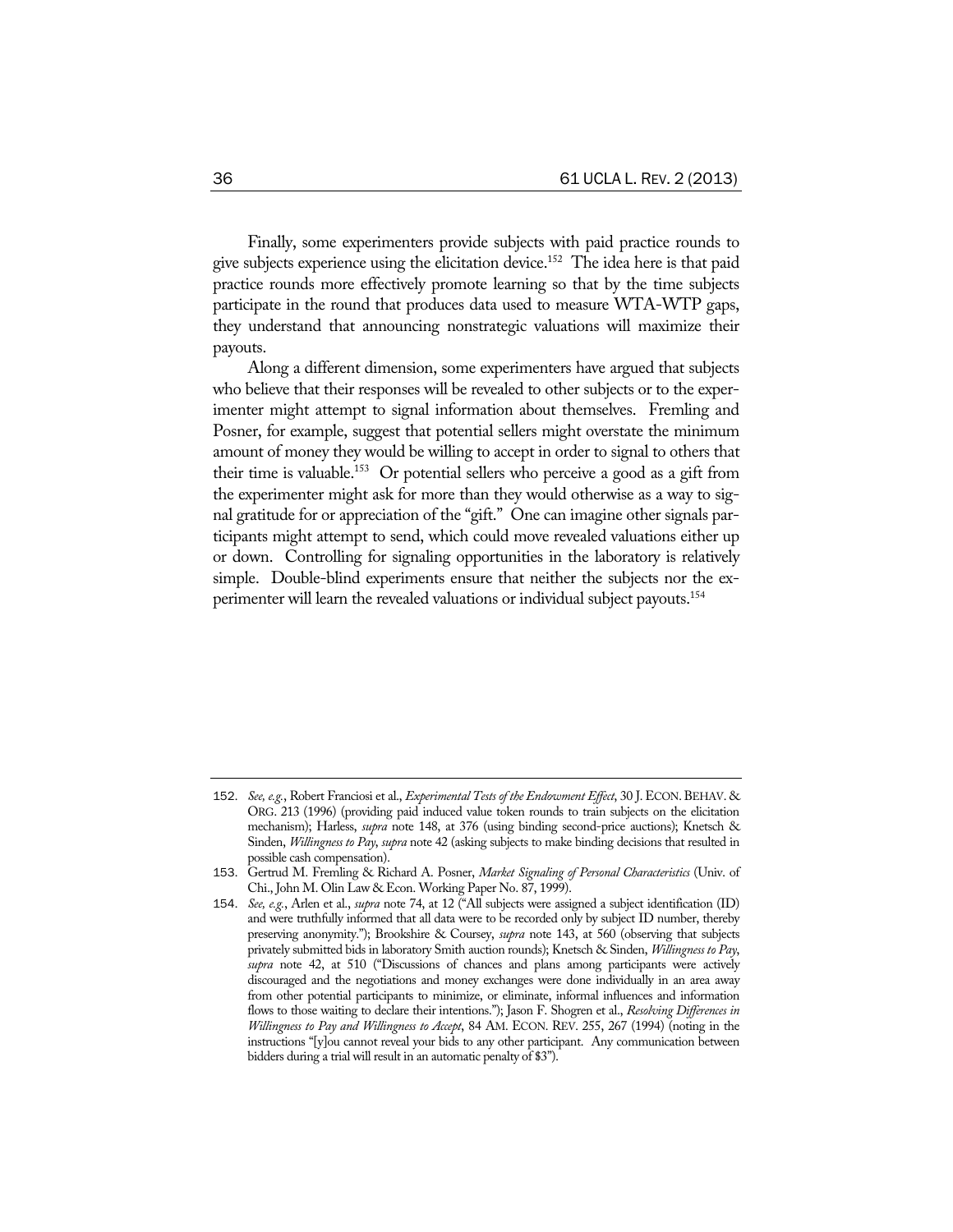Finally, some experimenters provide subjects with paid practice rounds to give subjects experience using the elicitation device.[152] The idea here is that paid practice rounds more effectively promote learning so that by the time subjects participate in the round that produces data used to measure WTA-WTP gaps, they understand that announcing nonstrategic valuations will maximize their payouts.

Along a different dimension, some experimenters have argued that subjects who believe that their responses will be revealed to other subjects or to the experimenter might attempt to signal information about themselves. Fremling and Posner, for example, suggest that potential sellers might overstate the minimum amount of money they would be willing to accept in order to signal to others that their time is valuable.[153] Or potential sellers who perceive a good as a gift from the experimenter might ask for more than they would otherwise as a way to signal gratitude for or appreciation of the "gift." One can imagine other signals participants might attempt to send, which could move revealed valuations either up or down. Controlling for signaling opportunities in the laboratory is relatively simple. Double-blind experiments ensure that neither the subjects nor the experimenter will learn the revealed valuations or individual subject payouts.[154]

---

152. *See, e.g.*, Robert Franciosi et al., *Experimental Tests of the Endowment Effect*, 30 J. ECON. BEHAV. & ORG. 213 (1996) (providing paid induced value token rounds to train subjects on the elicitation mechanism); Harless, *supra* note 148, at 376 (using binding second-price auctions); Knetsch & Sinden, *Willingness to Pay*, *supra* note 42 (asking subjects to make binding decisions that resulted in possible cash compensation).

153. Gertrud M. Fremling & Richard A. Posner, *Market Signaling of Personal Characteristics* (Univ. of Chi., John M. Olin Law & Econ. Working Paper No. 87, 1999).

154. *See, e.g.*, Arlen et al., *supra* note 74, at 12 ("All subjects were assigned a subject identification (ID) and were truthfully informed that all data were to be recorded only by subject ID number, thereby preserving anonymity."); Brookshire & Coursey, *supra* note 143, at 560 (observing that subjects privately submitted bids in laboratory Smith auction rounds); Knetsch & Sinden, *Willingness to Pay*, *supra* note 42, at 510 ("Discussions of chances and plans among participants were actively discouraged and the negotiations and money exchanges were done individually in an area away from other potential participants to minimize, or eliminate, informal influences and information flows to those waiting to declare their intentions."); Jason F. Shogren et al., *Resolving Differences in Willingness to Pay and Willingness to Accept*, 84 AM. ECON. REV. 255, 267 (1994) (noting in the instructions "[y]ou cannot reveal your bids to any other participant. Any communication between bidders during a trial will result in an automatic penalty of $3").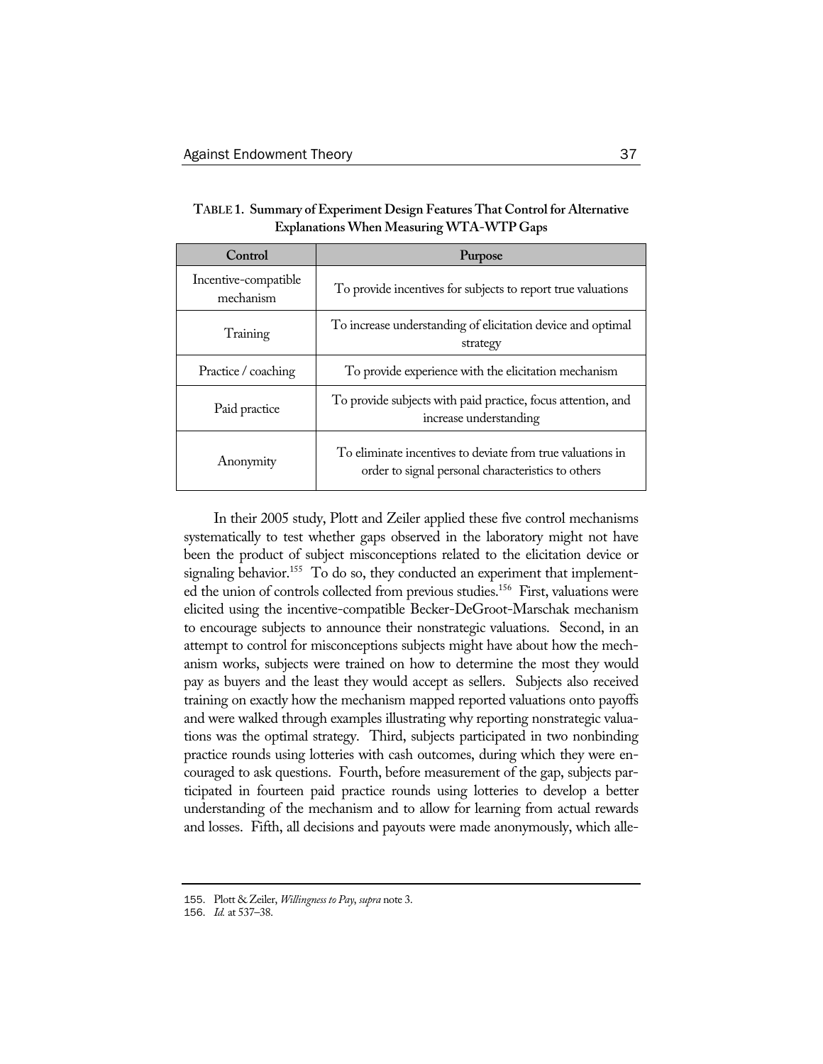**TABLE 1. Summary of Experiment Design Features That Control for Alternative Explanations When Measuring WTA-WTP Gaps**

| Control | Purpose |
|---|---|
| Incentive-compatible mechanism | To provide incentives for subjects to report true valuations |
| Training | To increase understanding of elicitation device and optimal strategy |
| Practice / coaching | To provide experience with the elicitation mechanism |
| Paid practice | To provide subjects with paid practice, focus attention, and increase understanding |
| Anonymity | To eliminate incentives to deviate from true valuations in order to signal personal characteristics to others |

In their 2005 study, Plott and Zeiler applied these five control mechanisms systematically to test whether gaps observed in the laboratory might not have been the product of subject misconceptions related to the elicitation device or signaling behavior.[155] To do so, they conducted an experiment that implemented the union of controls collected from previous studies.[156] First, valuations were elicited using the incentive-compatible Becker-DeGroot-Marschak mechanism to encourage subjects to announce their nonstrategic valuations. Second, in an attempt to control for misconceptions subjects might have about how the mechanism works, subjects were trained on how to determine the most they would pay as buyers and the least they would accept as sellers. Subjects also received training on exactly how the mechanism mapped reported valuations onto payoffs and were walked through examples illustrating why reporting nonstrategic valuations was the optimal strategy. Third, subjects participated in two nonbinding practice rounds using lotteries with cash outcomes, during which they were encouraged to ask questions. Fourth, before measurement of the gap, subjects participated in fourteen paid practice rounds using lotteries to develop a better understanding of the mechanism and to allow for learning from actual rewards and losses. Fifth, all decisions and payouts were made anonymously, which alle-

155. Plott & Zeiler, *Willingness to Pay*, *supra* note 3.

156. *Id.* at 537–38.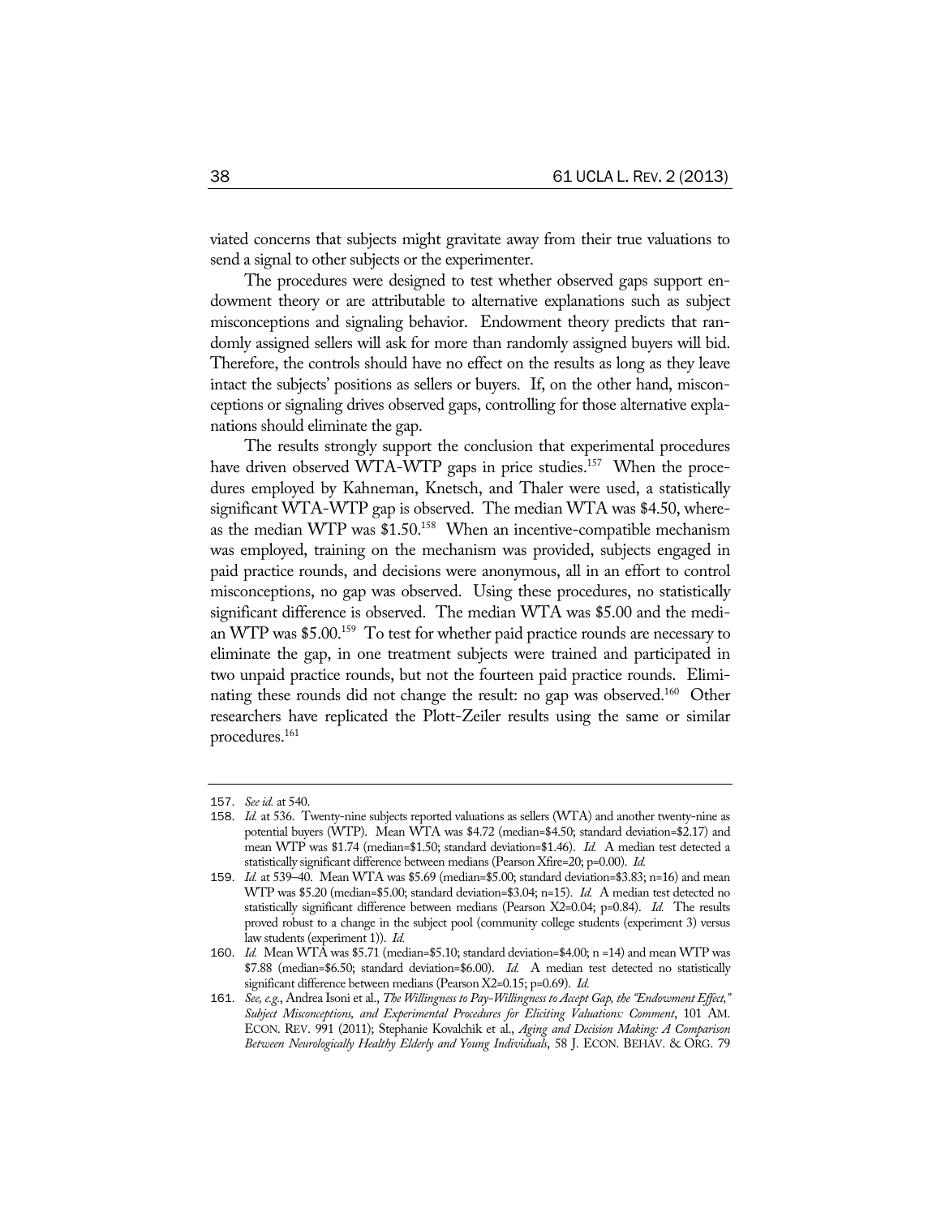viated concerns that subjects might gravitate away from their true valuations to send a signal to other subjects or the experimenter.

The procedures were designed to test whether observed gaps support endowment theory or are attributable to alternative explanations such as subject misconceptions and signaling behavior. Endowment theory predicts that randomly assigned sellers will ask for more than randomly assigned buyers will bid. Therefore, the controls should have no effect on the results as long as they leave intact the subjects' positions as sellers or buyers. If, on the other hand, misconceptions or signaling drives observed gaps, controlling for those alternative explanations should eliminate the gap.

The results strongly support the conclusion that experimental procedures have driven observed WTA-WTP gaps in price studies.[157] When the procedures employed by Kahneman, Knetsch, and Thaler were used, a statistically significant WTA-WTP gap is observed. The median WTA was $4.50, whereas the median WTP was $1.50.[158] When an incentive-compatible mechanism was employed, training on the mechanism was provided, subjects engaged in paid practice rounds, and decisions were anonymous, all in an effort to control misconceptions, no gap was observed. Using these procedures, no statistically significant difference is observed. The median WTA was $5.00 and the median WTP was $5.00.[159] To test for whether paid practice rounds are necessary to eliminate the gap, in one treatment subjects were trained and participated in two unpaid practice rounds, but not the fourteen paid practice rounds. Eliminating these rounds did not change the result: no gap was observed.[160] Other researchers have replicated the Plott-Zeiler results using the same or similar procedures.[161]

---

157. *See id.* at 540.

158. *Id.* at 536. Twenty-nine subjects reported valuations as sellers (WTA) and another twenty-nine as potential buyers (WTP). Mean WTA was $4.72 (median=$4.50; standard deviation=$2.17) and mean WTP was $1.74 (median=$1.50; standard deviation=$1.46). *Id.* A median test detected a statistically significant difference between medians (Pearson Xfire=20; p=0.00). *Id.*

159. *Id.* at 539–40. Mean WTA was $5.69 (median=$5.00; standard deviation=$3.83; n=16) and mean WTP was $5.20 (median=$5.00; standard deviation=$3.04; n=15). *Id.* A median test detected no statistically significant difference between medians (Pearson X2=0.04; p=0.84). *Id.* The results proved robust to a change in the subject pool (community college students (experiment 3) versus law students (experiment 1)). *Id.*

160. *Id.* Mean WTA was $5.71 (median=$5.10; standard deviation=$4.00; n =14) and mean WTP was $7.88 (median=$6.50; standard deviation=$6.00). *Id.* A median test detected no statistically significant difference between medians (Pearson X2=0.15; p=0.69). *Id.*

161. *See, e.g.*, Andrea Isoni et al., *The Willingness to Pay-Willingness to Accept Gap, the "Endowment Effect," Subject Misconceptions, and Experimental Procedures for Eliciting Valuations: Comment*, 101 AM. ECON. REV. 991 (2011); Stephanie Kovalchik et al., *Aging and Decision Making: A Comparison Between Neurologically Healthy Elderly and Young Individuals*, 58 J. ECON. BEHAV. & ORG. 79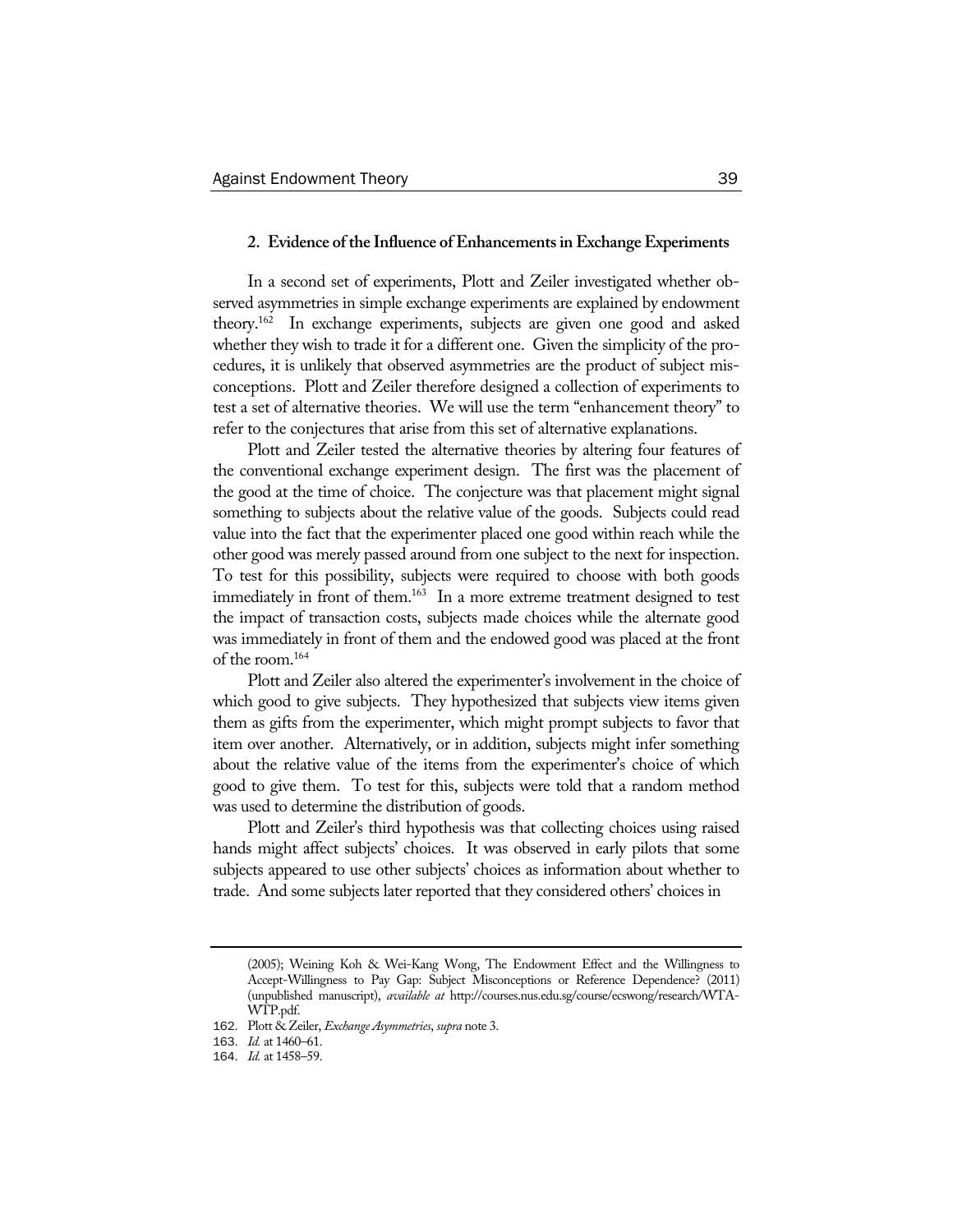### 2. Evidence of the Influence of Enhancements in Exchange Experiments

In a second set of experiments, Plott and Zeiler investigated whether observed asymmetries in simple exchange experiments are explained by endowment theory.[162] In exchange experiments, subjects are given one good and asked whether they wish to trade it for a different one. Given the simplicity of the procedures, it is unlikely that observed asymmetries are the product of subject misconceptions. Plott and Zeiler therefore designed a collection of experiments to test a set of alternative theories. We will use the term "enhancement theory" to refer to the conjectures that arise from this set of alternative explanations.

Plott and Zeiler tested the alternative theories by altering four features of the conventional exchange experiment design. The first was the placement of the good at the time of choice. The conjecture was that placement might signal something to subjects about the relative value of the goods. Subjects could read value into the fact that the experimenter placed one good within reach while the other good was merely passed around from one subject to the next for inspection. To test for this possibility, subjects were required to choose with both goods immediately in front of them.[163] In a more extreme treatment designed to test the impact of transaction costs, subjects made choices while the alternate good was immediately in front of them and the endowed good was placed at the front of the room.[164]

Plott and Zeiler also altered the experimenter's involvement in the choice of which good to give subjects. They hypothesized that subjects view items given them as gifts from the experimenter, which might prompt subjects to favor that item over another. Alternatively, or in addition, subjects might infer something about the relative value of the items from the experimenter's choice of which good to give them. To test for this, subjects were told that a random method was used to determine the distribution of goods.

Plott and Zeiler's third hypothesis was that collecting choices using raised hands might affect subjects' choices. It was observed in early pilots that some subjects appeared to use other subjects' choices as information about whether to trade. And some subjects later reported that they considered others' choices in

---

(2005); Weining Koh & Wei-Kang Wong, The Endowment Effect and the Willingness to Accept-Willingness to Pay Gap: Subject Misconceptions or Reference Dependence? (2011) (unpublished manuscript), *available at* http://courses.nus.edu.sg/course/ecswong/research/WTA-WTP.pdf.

162. Plott & Zeiler, *Exchange Asymmetries*, *supra* note 3.

163. *Id.* at 1460–61.

164. *Id.* at 1458–59.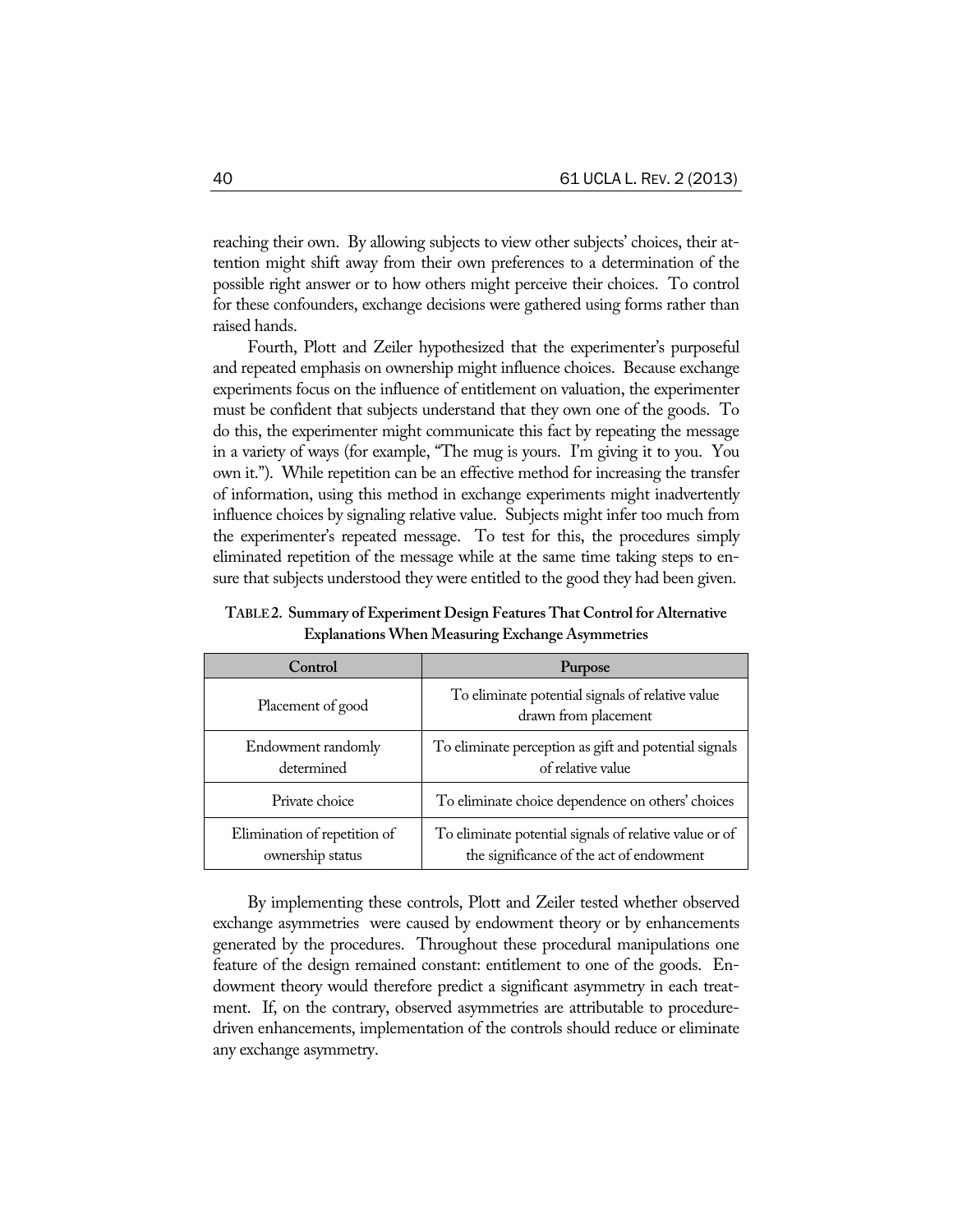reaching their own. By allowing subjects to view other subjects' choices, their attention might shift away from their own preferences to a determination of the possible right answer or to how others might perceive their choices. To control for these confounders, exchange decisions were gathered using forms rather than raised hands.

Fourth, Plott and Zeiler hypothesized that the experimenter's purposeful and repeated emphasis on ownership might influence choices. Because exchange experiments focus on the influence of entitlement on valuation, the experimenter must be confident that subjects understand that they own one of the goods. To do this, the experimenter might communicate this fact by repeating the message in a variety of ways (for example, "The mug is yours. I'm giving it to you. You own it."). While repetition can be an effective method for increasing the transfer of information, using this method in exchange experiments might inadvertently influence choices by signaling relative value. Subjects might infer too much from the experimenter's repeated message. To test for this, the procedures simply eliminated repetition of the message while at the same time taking steps to ensure that subjects understood they were entitled to the good they had been given.

**TABLE 2. Summary of Experiment Design Features That Control for Alternative Explanations When Measuring Exchange Asymmetries**

| Control | Purpose |
|---|---|
| Placement of good | To eliminate potential signals of relative value drawn from placement |
| Endowment randomly determined | To eliminate perception as gift and potential signals of relative value |
| Private choice | To eliminate choice dependence on others' choices |
| Elimination of repetition of ownership status | To eliminate potential signals of relative value or of the significance of the act of endowment |

By implementing these controls, Plott and Zeiler tested whether observed exchange asymmetries were caused by endowment theory or by enhancements generated by the procedures. Throughout these procedural manipulations one feature of the design remained constant: entitlement to one of the goods. Endowment theory would therefore predict a significant asymmetry in each treatment. If, on the contrary, observed asymmetries are attributable to procedure-driven enhancements, implementation of the controls should reduce or eliminate any exchange asymmetry.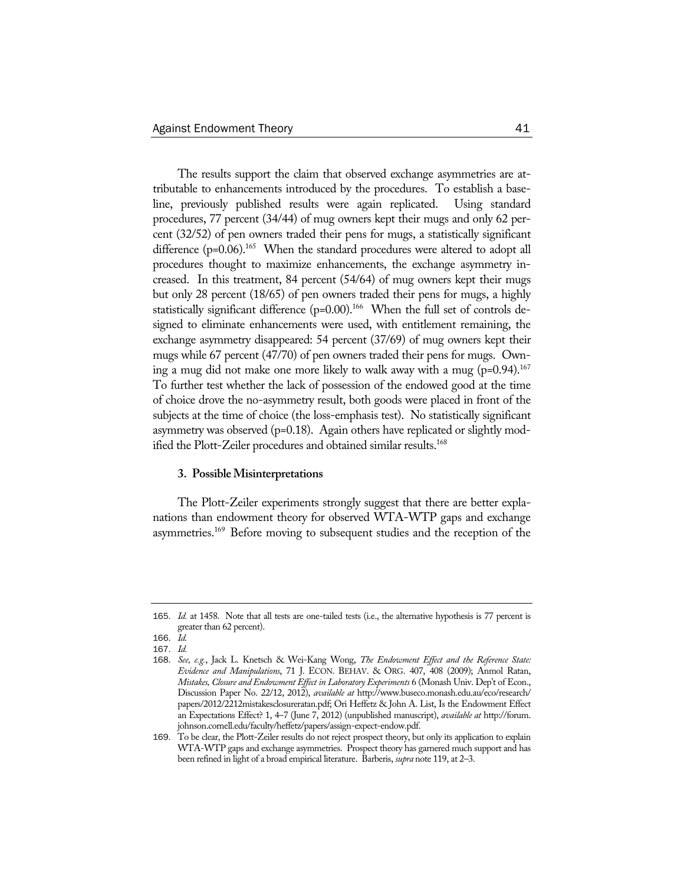The results support the claim that observed exchange asymmetries are attributable to enhancements introduced by the procedures. To establish a baseline, previously published results were again replicated. Using standard procedures, 77 percent (34/44) of mug owners kept their mugs and only 62 percent (32/52) of pen owners traded their pens for mugs, a statistically significant difference (p=0.06).[165] When the standard procedures were altered to adopt all procedures thought to maximize enhancements, the exchange asymmetry increased. In this treatment, 84 percent (54/64) of mug owners kept their mugs but only 28 percent (18/65) of pen owners traded their pens for mugs, a highly statistically significant difference (p=0.00).[166] When the full set of controls designed to eliminate enhancements were used, with entitlement remaining, the exchange asymmetry disappeared: 54 percent (37/69) of mug owners kept their mugs while 67 percent (47/70) of pen owners traded their pens for mugs. Owning a mug did not make one more likely to walk away with a mug (p=0.94).[167] To further test whether the lack of possession of the endowed good at the time of choice drove the no-asymmetry result, both goods were placed in front of the subjects at the time of choice (the loss-emphasis test). No statistically significant asymmetry was observed (p=0.18). Again others have replicated or slightly modified the Plott-Zeiler procedures and obtained similar results.[168]

### 3. Possible Misinterpretations

The Plott-Zeiler experiments strongly suggest that there are better explanations than endowment theory for observed WTA-WTP gaps and exchange asymmetries.[169] Before moving to subsequent studies and the reception of the

---

165. *Id.* at 1458. Note that all tests are one-tailed tests (i.e., the alternative hypothesis is 77 percent is greater than 62 percent).

166. *Id.*

167. *Id.*

168. *See, e.g.*, Jack L. Knetsch & Wei-Kang Wong, *The Endowment Effect and the Reference State: Evidence and Manipulations*, 71 J. ECON. BEHAV. & ORG. 407, 408 (2009); Anmol Ratan, *Mistakes, Closure and Endowment Effect in Laboratory Experiments* 6 (Monash Univ. Dep't of Econ., Discussion Paper No. 22/12, 2012), *available at* http://www.buseco.monash.edu.au/eco/research/papers/2012/2212mistakesclosureratan.pdf; Ori Heffetz & John A. List, Is the Endowment Effect an Expectations Effect? 1, 4–7 (June 7, 2012) (unpublished manuscript), *available at* http://forum.johnson.cornell.edu/faculty/heffetz/papers/assign-expect-endow.pdf.

169. To be clear, the Plott-Zeiler results do not reject prospect theory, but only its application to explain WTA-WTP gaps and exchange asymmetries. Prospect theory has garnered much support and has been refined in light of a broad empirical literature. Barberis, *supra* note 119, at 2–3.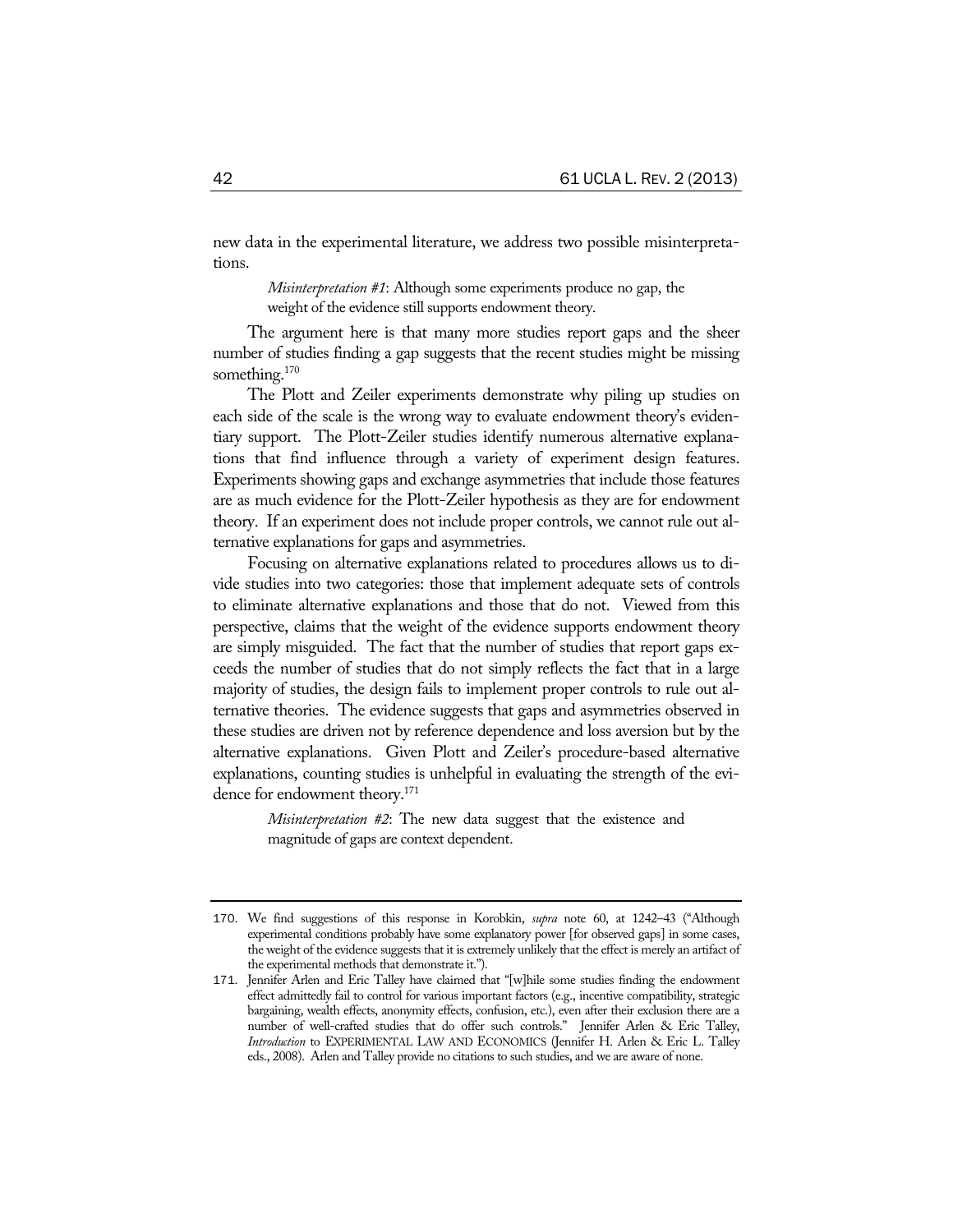new data in the experimental literature, we address two possible misinterpretations.

> *Misinterpretation #1*: Although some experiments produce no gap, the weight of the evidence still supports endowment theory.

The argument here is that many more studies report gaps and the sheer number of studies finding a gap suggests that the recent studies might be missing something.[170]

The Plott and Zeiler experiments demonstrate why piling up studies on each side of the scale is the wrong way to evaluate endowment theory's evidentiary support. The Plott-Zeiler studies identify numerous alternative explanations that find influence through a variety of experiment design features. Experiments showing gaps and exchange asymmetries that include those features are as much evidence for the Plott-Zeiler hypothesis as they are for endowment theory. If an experiment does not include proper controls, we cannot rule out alternative explanations for gaps and asymmetries.

Focusing on alternative explanations related to procedures allows us to divide studies into two categories: those that implement adequate sets of controls to eliminate alternative explanations and those that do not. Viewed from this perspective, claims that the weight of the evidence supports endowment theory are simply misguided. The fact that the number of studies that report gaps exceeds the number of studies that do not simply reflects the fact that in a large majority of studies, the design fails to implement proper controls to rule out alternative theories. The evidence suggests that gaps and asymmetries observed in these studies are driven not by reference dependence and loss aversion but by the alternative explanations. Given Plott and Zeiler's procedure-based alternative explanations, counting studies is unhelpful in evaluating the strength of the evidence for endowment theory.[171]

> *Misinterpretation #2*: The new data suggest that the existence and magnitude of gaps are context dependent.

---

170. We find suggestions of this response in Korobkin, *supra* note 60, at 1242–43 ("Although experimental conditions probably have some explanatory power [for observed gaps] in some cases, the weight of the evidence suggests that it is extremely unlikely that the effect is merely an artifact of the experimental methods that demonstrate it.").

171. Jennifer Arlen and Eric Talley have claimed that "[w]hile some studies finding the endowment effect admittedly fail to control for various important factors (e.g., incentive compatibility, strategic bargaining, wealth effects, anonymity effects, confusion, etc.), even after their exclusion there are a number of well-crafted studies that do offer such controls." Jennifer Arlen & Eric Talley, *Introduction* to EXPERIMENTAL LAW AND ECONOMICS (Jennifer H. Arlen & Eric L. Talley eds., 2008). Arlen and Talley provide no citations to such studies, and we are aware of none.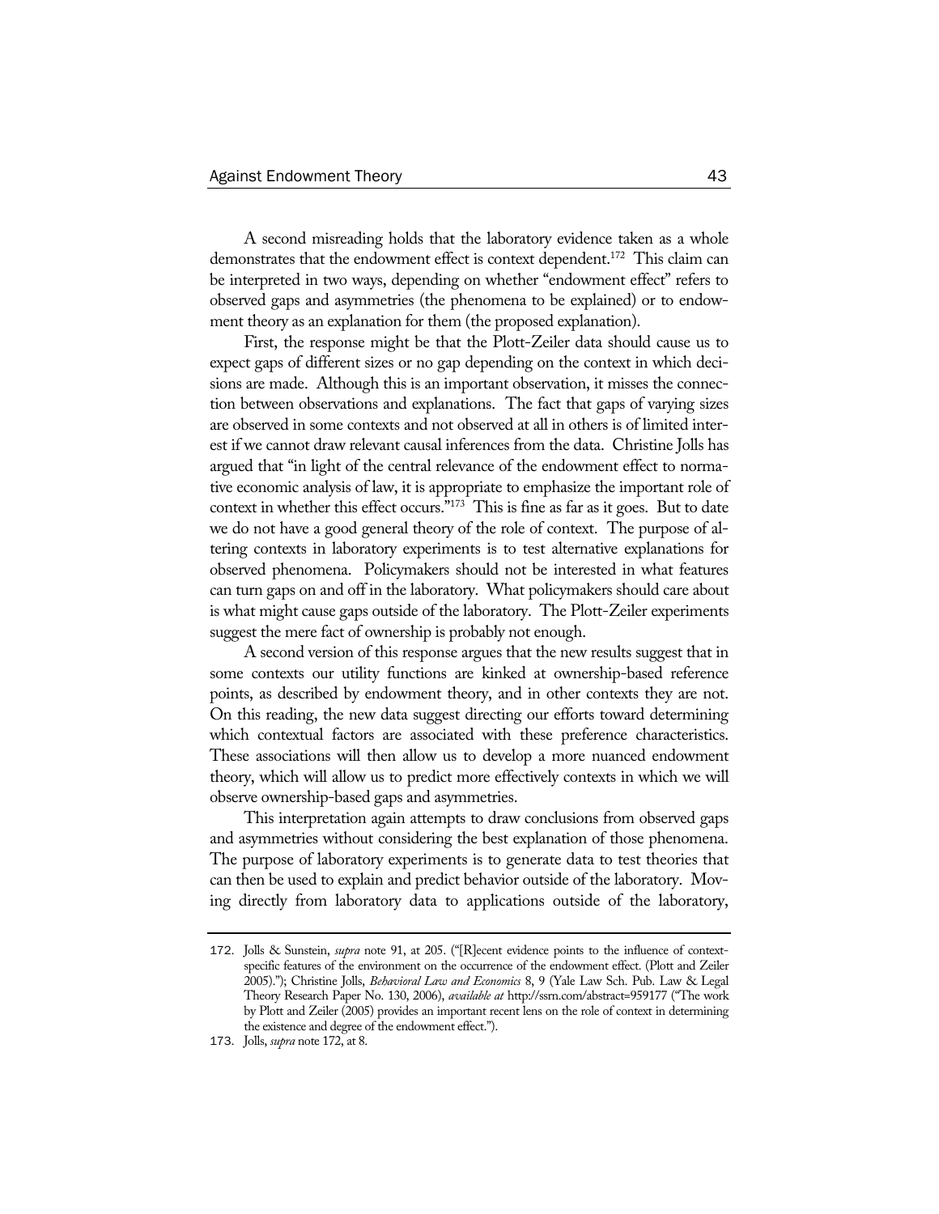A second misreading holds that the laboratory evidence taken as a whole demonstrates that the endowment effect is context dependent.[172] This claim can be interpreted in two ways, depending on whether "endowment effect" refers to observed gaps and asymmetries (the phenomena to be explained) or to endowment theory as an explanation for them (the proposed explanation).

First, the response might be that the Plott-Zeiler data should cause us to expect gaps of different sizes or no gap depending on the context in which decisions are made. Although this is an important observation, it misses the connection between observations and explanations. The fact that gaps of varying sizes are observed in some contexts and not observed at all in others is of limited interest if we cannot draw relevant causal inferences from the data. Christine Jolls has argued that "in light of the central relevance of the endowment effect to normative economic analysis of law, it is appropriate to emphasize the important role of context in whether this effect occurs."[173] This is fine as far as it goes. But to date we do not have a good general theory of the role of context. The purpose of altering contexts in laboratory experiments is to test alternative explanations for observed phenomena. Policymakers should not be interested in what features can turn gaps on and off in the laboratory. What policymakers should care about is what might cause gaps outside of the laboratory. The Plott-Zeiler experiments suggest the mere fact of ownership is probably not enough.

A second version of this response argues that the new results suggest that in some contexts our utility functions are kinked at ownership-based reference points, as described by endowment theory, and in other contexts they are not. On this reading, the new data suggest directing our efforts toward determining which contextual factors are associated with these preference characteristics. These associations will then allow us to develop a more nuanced endowment theory, which will allow us to predict more effectively contexts in which we will observe ownership-based gaps and asymmetries.

This interpretation again attempts to draw conclusions from observed gaps and asymmetries without considering the best explanation of those phenomena. The purpose of laboratory experiments is to generate data to test theories that can then be used to explain and predict behavior outside of the laboratory. Moving directly from laboratory data to applications outside of the laboratory,

---

172. Jolls & Sunstein, *supra* note 91, at 205. ("[R]ecent evidence points to the influence of context-specific features of the environment on the occurrence of the endowment effect. (Plott and Zeiler 2005)."); Christine Jolls, *Behavioral Law and Economics* 8, 9 (Yale Law Sch. Pub. Law & Legal Theory Research Paper No. 130, 2006), *available at* http://ssrn.com/abstract=959177 ("The work by Plott and Zeiler (2005) provides an important recent lens on the role of context in determining the existence and degree of the endowment effect.").

173. Jolls, *supra* note 172, at 8.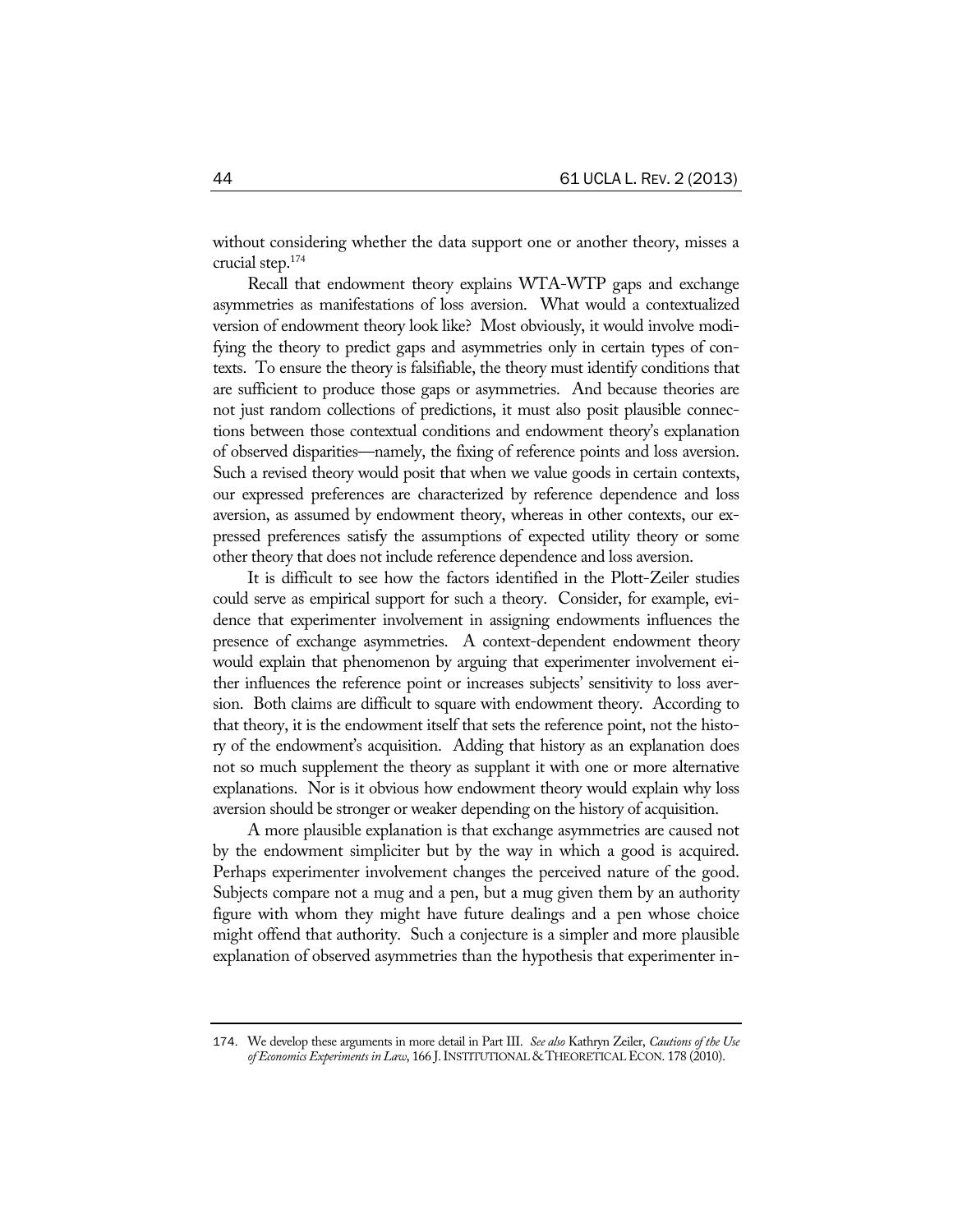without considering whether the data support one or another theory, misses a crucial step.[174]

Recall that endowment theory explains WTA-WTP gaps and exchange asymmetries as manifestations of loss aversion. What would a contextualized version of endowment theory look like? Most obviously, it would involve modifying the theory to predict gaps and asymmetries only in certain types of contexts. To ensure the theory is falsifiable, the theory must identify conditions that are sufficient to produce those gaps or asymmetries. And because theories are not just random collections of predictions, it must also posit plausible connections between those contextual conditions and endowment theory's explanation of observed disparities—namely, the fixing of reference points and loss aversion. Such a revised theory would posit that when we value goods in certain contexts, our expressed preferences are characterized by reference dependence and loss aversion, as assumed by endowment theory, whereas in other contexts, our expressed preferences satisfy the assumptions of expected utility theory or some other theory that does not include reference dependence and loss aversion.

It is difficult to see how the factors identified in the Plott-Zeiler studies could serve as empirical support for such a theory. Consider, for example, evidence that experimenter involvement in assigning endowments influences the presence of exchange asymmetries. A context-dependent endowment theory would explain that phenomenon by arguing that experimenter involvement either influences the reference point or increases subjects' sensitivity to loss aversion. Both claims are difficult to square with endowment theory. According to that theory, it is the endowment itself that sets the reference point, not the history of the endowment's acquisition. Adding that history as an explanation does not so much supplement the theory as supplant it with one or more alternative explanations. Nor is it obvious how endowment theory would explain why loss aversion should be stronger or weaker depending on the history of acquisition.

A more plausible explanation is that exchange asymmetries are caused not by the endowment simpliciter but by the way in which a good is acquired. Perhaps experimenter involvement changes the perceived nature of the good. Subjects compare not a mug and a pen, but a mug given them by an authority figure with whom they might have future dealings and a pen whose choice might offend that authority. Such a conjecture is a simpler and more plausible explanation of observed asymmetries than the hypothesis that experimenter in-

---

174. We develop these arguments in more detail in Part III. *See also* Kathryn Zeiler, *Cautions of the Use of Economics Experiments in Law*, 166 J. INSTITUTIONAL & THEORETICAL ECON. 178 (2010).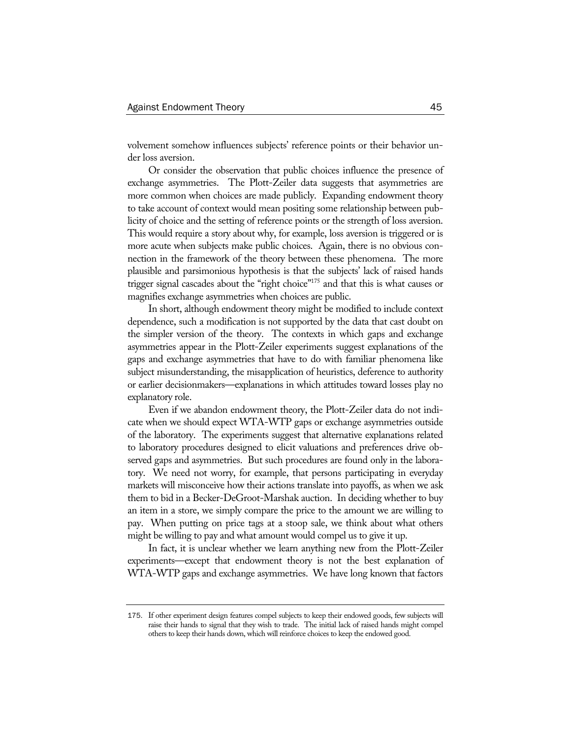volvement somehow influences subjects' reference points or their behavior under loss aversion.

Or consider the observation that public choices influence the presence of exchange asymmetries. The Plott-Zeiler data suggests that asymmetries are more common when choices are made publicly. Expanding endowment theory to take account of context would mean positing some relationship between publicity of choice and the setting of reference points or the strength of loss aversion. This would require a story about why, for example, loss aversion is triggered or is more acute when subjects make public choices. Again, there is no obvious connection in the framework of the theory between these phenomena. The more plausible and parsimonious hypothesis is that the subjects' lack of raised hands trigger signal cascades about the "right choice"[175] and that this is what causes or magnifies exchange asymmetries when choices are public.

In short, although endowment theory might be modified to include context dependence, such a modification is not supported by the data that cast doubt on the simpler version of the theory. The contexts in which gaps and exchange asymmetries appear in the Plott-Zeiler experiments suggest explanations of the gaps and exchange asymmetries that have to do with familiar phenomena like subject misunderstanding, the misapplication of heuristics, deference to authority or earlier decisionmakers—explanations in which attitudes toward losses play no explanatory role.

Even if we abandon endowment theory, the Plott-Zeiler data do not indicate when we should expect WTA-WTP gaps or exchange asymmetries outside of the laboratory. The experiments suggest that alternative explanations related to laboratory procedures designed to elicit valuations and preferences drive observed gaps and asymmetries. But such procedures are found only in the laboratory. We need not worry, for example, that persons participating in everyday markets will misconceive how their actions translate into payoffs, as when we ask them to bid in a Becker-DeGroot-Marshak auction. In deciding whether to buy an item in a store, we simply compare the price to the amount we are willing to pay. When putting on price tags at a stoop sale, we think about what others might be willing to pay and what amount would compel us to give it up.

In fact, it is unclear whether we learn anything new from the Plott-Zeiler experiments—except that endowment theory is not the best explanation of WTA-WTP gaps and exchange asymmetries. We have long known that factors

---

175. If other experiment design features compel subjects to keep their endowed goods, few subjects will raise their hands to signal that they wish to trade. The initial lack of raised hands might compel others to keep their hands down, which will reinforce choices to keep the endowed good.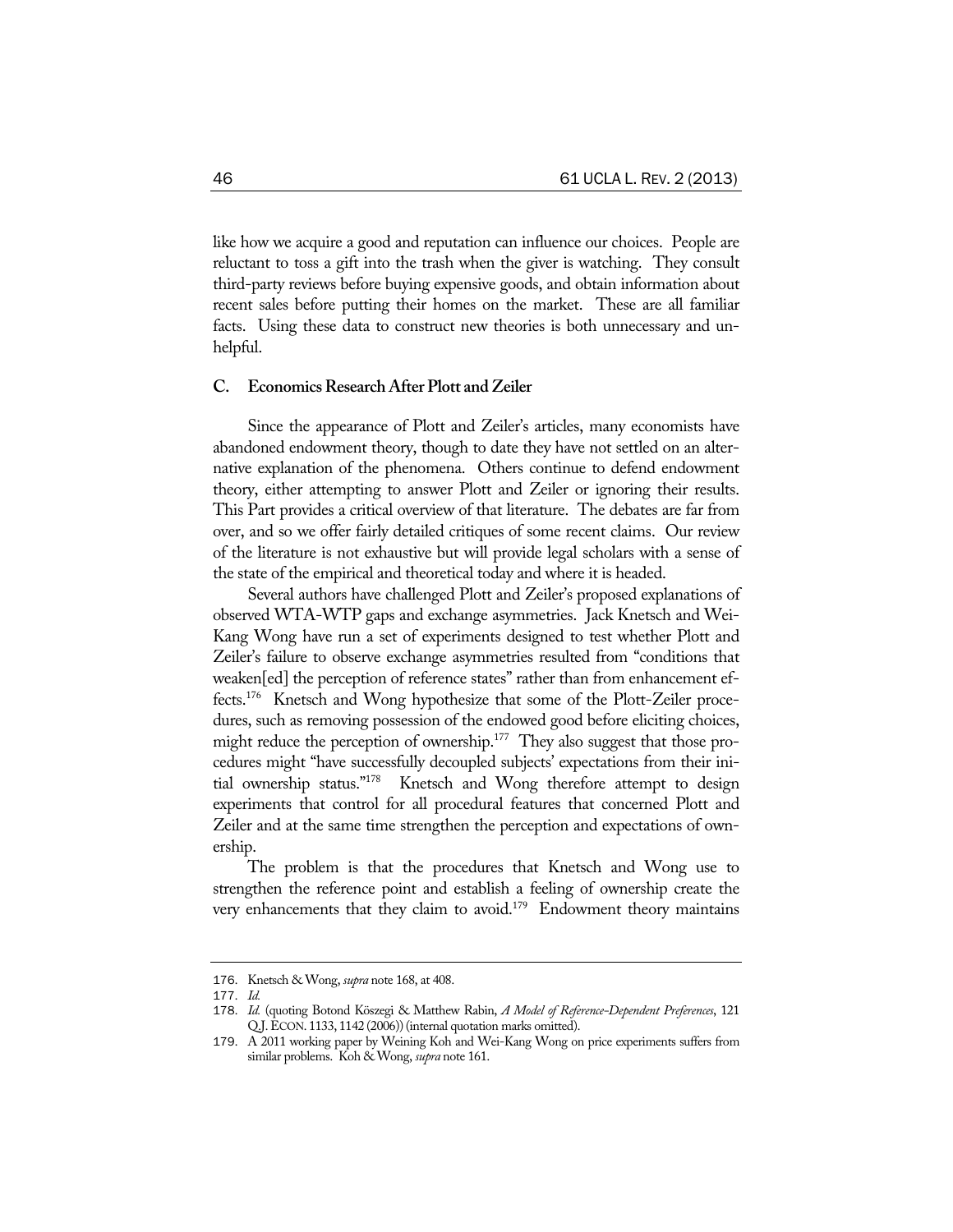like how we acquire a good and reputation can influence our choices. People are reluctant to toss a gift into the trash when the giver is watching. They consult third-party reviews before buying expensive goods, and obtain information about recent sales before putting their homes on the market. These are all familiar facts. Using these data to construct new theories is both unnecessary and unhelpful.

### C. Economics Research After Plott and Zeiler

Since the appearance of Plott and Zeiler's articles, many economists have abandoned endowment theory, though to date they have not settled on an alternative explanation of the phenomena. Others continue to defend endowment theory, either attempting to answer Plott and Zeiler or ignoring their results. This Part provides a critical overview of that literature. The debates are far from over, and so we offer fairly detailed critiques of some recent claims. Our review of the literature is not exhaustive but will provide legal scholars with a sense of the state of the empirical and theoretical today and where it is headed.

Several authors have challenged Plott and Zeiler's proposed explanations of observed WTA-WTP gaps and exchange asymmetries. Jack Knetsch and Wei-Kang Wong have run a set of experiments designed to test whether Plott and Zeiler's failure to observe exchange asymmetries resulted from "conditions that weaken[ed] the perception of reference states" rather than from enhancement effects.[176] Knetsch and Wong hypothesize that some of the Plott-Zeiler procedures, such as removing possession of the endowed good before eliciting choices, might reduce the perception of ownership.[177] They also suggest that those procedures might "have successfully decoupled subjects' expectations from their initial ownership status."[178] Knetsch and Wong therefore attempt to design experiments that control for all procedural features that concerned Plott and Zeiler and at the same time strengthen the perception and expectations of ownership.

The problem is that the procedures that Knetsch and Wong use to strengthen the reference point and establish a feeling of ownership create the very enhancements that they claim to avoid.[179] Endowment theory maintains

---

176. Knetsch & Wong, *supra* note 168, at 408.

177. *Id.*

178. *Id.* (quoting Botond Köszegi & Matthew Rabin, *A Model of Reference-Dependent Preferences*, 121 Q.J. ECON. 1133, 1142 (2006)) (internal quotation marks omitted).

179. A 2011 working paper by Weining Koh and Wei-Kang Wong on price experiments suffers from similar problems. Koh & Wong, *supra* note 161.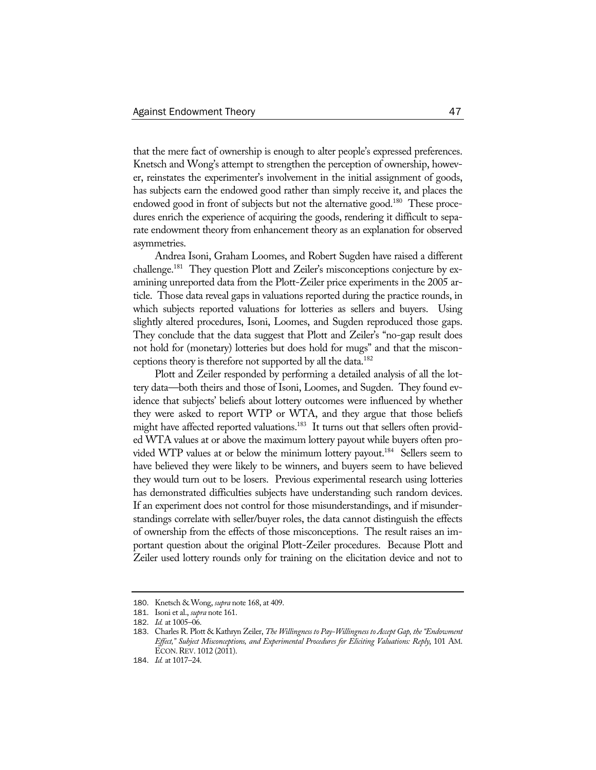that the mere fact of ownership is enough to alter people's expressed preferences. Knetsch and Wong's attempt to strengthen the perception of ownership, however, reinstates the experimenter's involvement in the initial assignment of goods, has subjects earn the endowed good rather than simply receive it, and places the endowed good in front of subjects but not the alternative good.[180] These procedures enrich the experience of acquiring the goods, rendering it difficult to separate endowment theory from enhancement theory as an explanation for observed asymmetries.

Andrea Isoni, Graham Loomes, and Robert Sugden have raised a different challenge.[181] They question Plott and Zeiler's misconceptions conjecture by examining unreported data from the Plott-Zeiler price experiments in the 2005 article. Those data reveal gaps in valuations reported during the practice rounds, in which subjects reported valuations for lotteries as sellers and buyers. Using slightly altered procedures, Isoni, Loomes, and Sugden reproduced those gaps. They conclude that the data suggest that Plott and Zeiler's "no-gap result does not hold for (monetary) lotteries but does hold for mugs" and that the misconceptions theory is therefore not supported by all the data.[182]

Plott and Zeiler responded by performing a detailed analysis of all the lottery data—both theirs and those of Isoni, Loomes, and Sugden. They found evidence that subjects' beliefs about lottery outcomes were influenced by whether they were asked to report WTP or WTA, and they argue that those beliefs might have affected reported valuations.[183] It turns out that sellers often provided WTA values at or above the maximum lottery payout while buyers often provided WTP values at or below the minimum lottery payout.[184] Sellers seem to have believed they were likely to be winners, and buyers seem to have believed they would turn out to be losers. Previous experimental research using lotteries has demonstrated difficulties subjects have understanding such random devices. If an experiment does not control for those misunderstandings, and if misunderstandings correlate with seller/buyer roles, the data cannot distinguish the effects of ownership from the effects of those misconceptions. The result raises an important question about the original Plott-Zeiler procedures. Because Plott and Zeiler used lottery rounds only for training on the elicitation device and not to

---

180. Knetsch & Wong, *supra* note 168, at 409.

181. Isoni et al., *supra* note 161.

182. *Id.* at 1005–06.

183. Charles R. Plott & Kathryn Zeiler, *The Willingness to Pay-Willingness to Accept Gap, the "Endowment Effect," Subject Misconceptions, and Experimental Procedures for Eliciting Valuations: Reply*, 101 AM. ECON. REV. 1012 (2011).

184. *Id.* at 1017–24.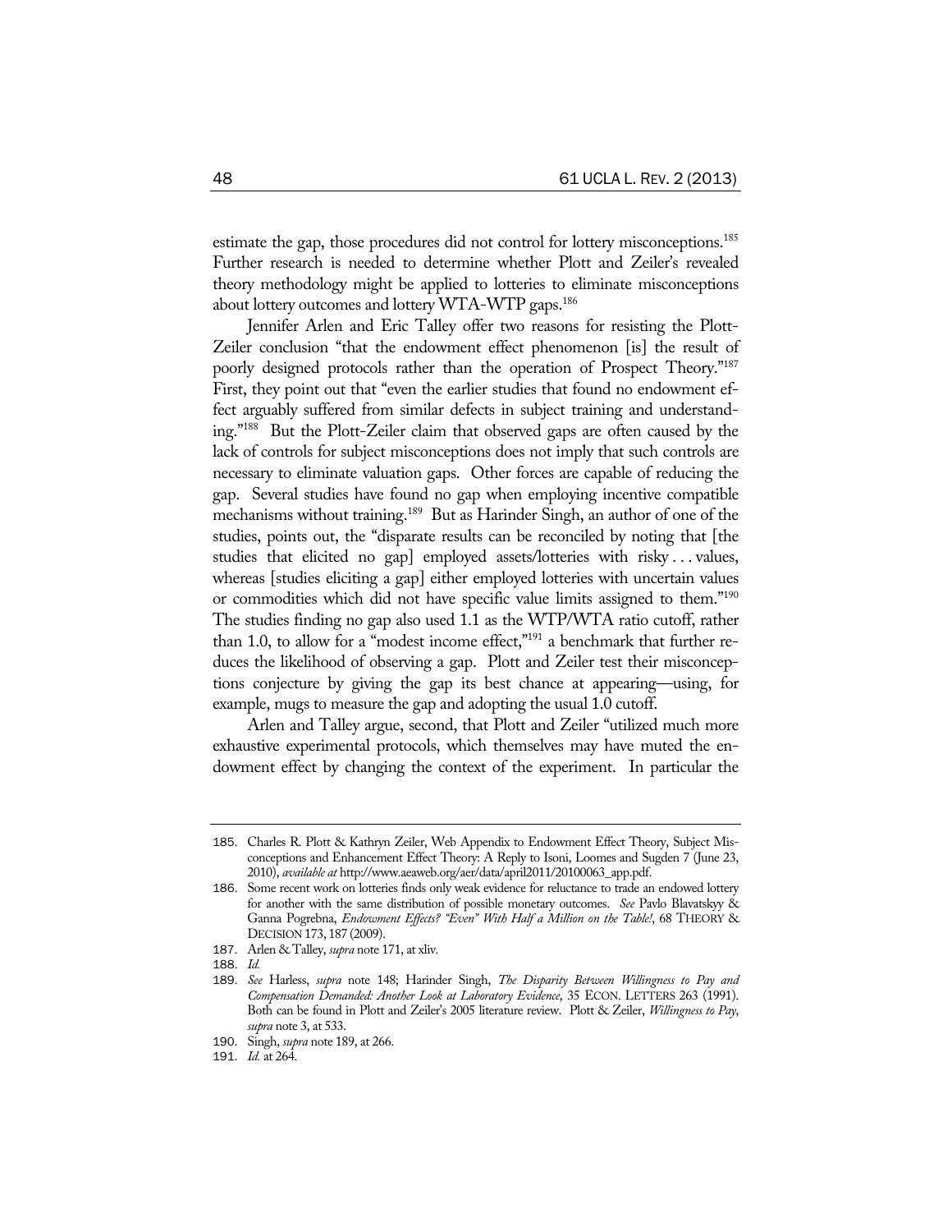estimate the gap, those procedures did not control for lottery misconceptions.[185] Further research is needed to determine whether Plott and Zeiler's revealed theory methodology might be applied to lotteries to eliminate misconceptions about lottery outcomes and lottery WTA-WTP gaps.[186]

Jennifer Arlen and Eric Talley offer two reasons for resisting the Plott-Zeiler conclusion "that the endowment effect phenomenon [is] the result of poorly designed protocols rather than the operation of Prospect Theory."[187] First, they point out that "even the earlier studies that found no endowment effect arguably suffered from similar defects in subject training and understanding."[188] But the Plott-Zeiler claim that observed gaps are often caused by the lack of controls for subject misconceptions does not imply that such controls are necessary to eliminate valuation gaps. Other forces are capable of reducing the gap. Several studies have found no gap when employing incentive compatible mechanisms without training.[189] But as Harinder Singh, an author of one of the studies, points out, the "disparate results can be reconciled by noting that [the studies that elicited no gap] employed assets/lotteries with risky . . . values, whereas [studies eliciting a gap] either employed lotteries with uncertain values or commodities which did not have specific value limits assigned to them."[190] The studies finding no gap also used 1.1 as the WTP/WTA ratio cutoff, rather than 1.0, to allow for a "modest income effect,"[191] a benchmark that further reduces the likelihood of observing a gap. Plott and Zeiler test their misconceptions conjecture by giving the gap its best chance at appearing—using, for example, mugs to measure the gap and adopting the usual 1.0 cutoff.

Arlen and Talley argue, second, that Plott and Zeiler "utilized much more exhaustive experimental protocols, which themselves may have muted the endowment effect by changing the context of the experiment. In particular the

---

185. Charles R. Plott & Kathryn Zeiler, Web Appendix to Endowment Effect Theory, Subject Misconceptions and Enhancement Effect Theory: A Reply to Isoni, Loomes and Sugden 7 (June 23, 2010), *available at* http://www.aeaweb.org/aer/data/april2011/20100063_app.pdf.

186. Some recent work on lotteries finds only weak evidence for reluctance to trade an endowed lottery for another with the same distribution of possible monetary outcomes. *See* Pavlo Blavatskyy & Ganna Pogrebna, *Endowment Effects? "Even" With Half a Million on the Table!*, 68 THEORY & DECISION 173, 187 (2009).

187. Arlen & Talley, *supra* note 171, at xliv.

188. *Id.*

189. *See* Harless, *supra* note 148; Harinder Singh, *The Disparity Between Willingness to Pay and Compensation Demanded: Another Look at Laboratory Evidence*, 35 ECON. LETTERS 263 (1991). Both can be found in Plott and Zeiler's 2005 literature review. Plott & Zeiler, *Willingness to Pay*, *supra* note 3, at 533.

190. Singh, *supra* note 189, at 266.

191. *Id.* at 264.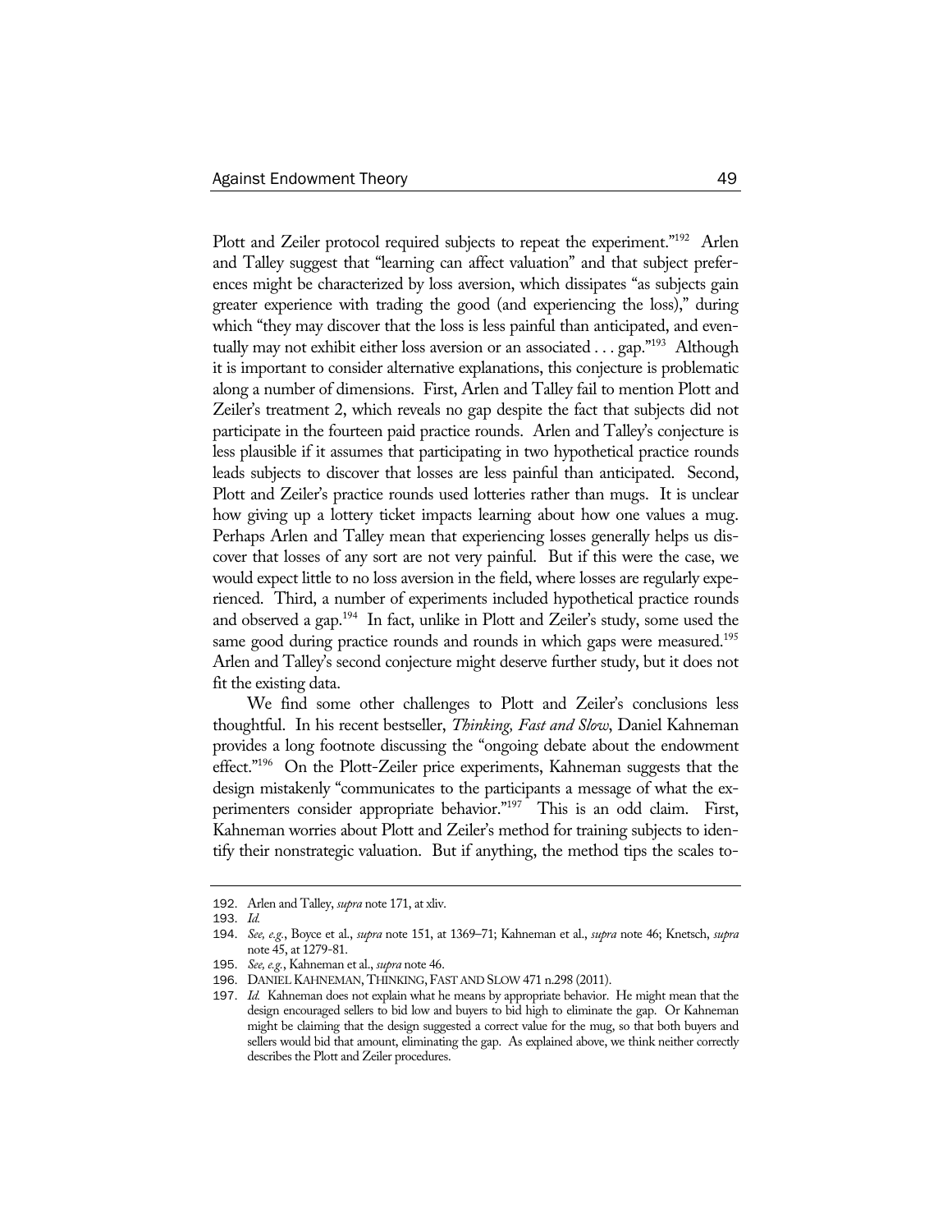Plott and Zeiler protocol required subjects to repeat the experiment."[192] Arlen and Talley suggest that "learning can affect valuation" and that subject preferences might be characterized by loss aversion, which dissipates "as subjects gain greater experience with trading the good (and experiencing the loss)," during which "they may discover that the loss is less painful than anticipated, and eventually may not exhibit either loss aversion or an associated . . . gap."[193] Although it is important to consider alternative explanations, this conjecture is problematic along a number of dimensions. First, Arlen and Talley fail to mention Plott and Zeiler's treatment 2, which reveals no gap despite the fact that subjects did not participate in the fourteen paid practice rounds. Arlen and Talley's conjecture is less plausible if it assumes that participating in two hypothetical practice rounds leads subjects to discover that losses are less painful than anticipated. Second, Plott and Zeiler's practice rounds used lotteries rather than mugs. It is unclear how giving up a lottery ticket impacts learning about how one values a mug. Perhaps Arlen and Talley mean that experiencing losses generally helps us discover that losses of any sort are not very painful. But if this were the case, we would expect little to no loss aversion in the field, where losses are regularly experienced. Third, a number of experiments included hypothetical practice rounds and observed a gap.[194] In fact, unlike in Plott and Zeiler's study, some used the same good during practice rounds and rounds in which gaps were measured.[195] Arlen and Talley's second conjecture might deserve further study, but it does not fit the existing data.

We find some other challenges to Plott and Zeiler's conclusions less thoughtful. In his recent bestseller, *Thinking, Fast and Slow*, Daniel Kahneman provides a long footnote discussing the "ongoing debate about the endowment effect."[196] On the Plott-Zeiler price experiments, Kahneman suggests that the design mistakenly "communicates to the participants a message of what the experimenters consider appropriate behavior."[197] This is an odd claim. First, Kahneman worries about Plott and Zeiler's method for training subjects to identify their nonstrategic valuation. But if anything, the method tips the scales to-

---

192. Arlen and Talley, *supra* note 171, at xliv.

193. *Id.*

194. *See, e.g.*, Boyce et al., *supra* note 151, at 1369–71; Kahneman et al., *supra* note 46; Knetsch, *supra* note 45, at 1279-81.

195. *See, e.g.*, Kahneman et al., *supra* note 46.

196. DANIEL KAHNEMAN, THINKING, FAST AND SLOW 471 n.298 (2011).

197. *Id.* Kahneman does not explain what he means by appropriate behavior. He might mean that the design encouraged sellers to bid low and buyers to bid high to eliminate the gap. Or Kahneman might be claiming that the design suggested a correct value for the mug, so that both buyers and sellers would bid that amount, eliminating the gap. As explained above, we think neither correctly describes the Plott and Zeiler procedures.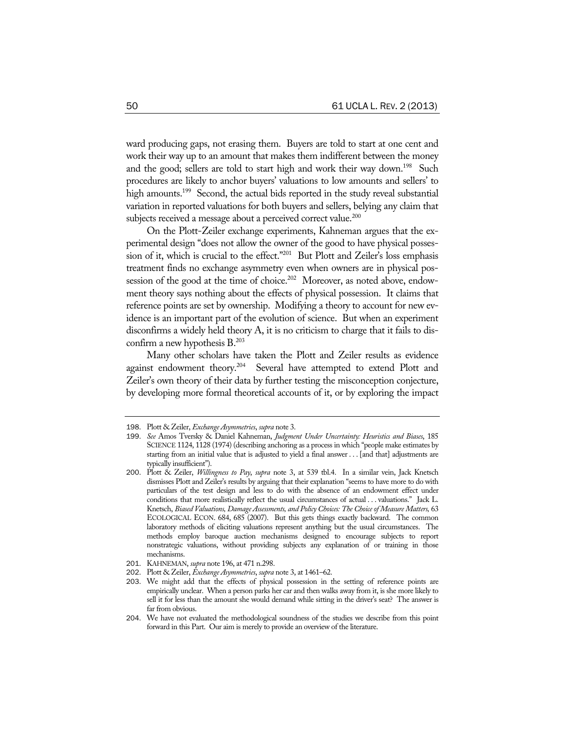ward producing gaps, not erasing them. Buyers are told to start at one cent and work their way up to an amount that makes them indifferent between the money and the good; sellers are told to start high and work their way down.[198] Such procedures are likely to anchor buyers' valuations to low amounts and sellers' to high amounts.[199] Second, the actual bids reported in the study reveal substantial variation in reported valuations for both buyers and sellers, belying any claim that subjects received a message about a perceived correct value.[200]

On the Plott-Zeiler exchange experiments, Kahneman argues that the experimental design "does not allow the owner of the good to have physical possession of it, which is crucial to the effect."[201] But Plott and Zeiler's loss emphasis treatment finds no exchange asymmetry even when owners are in physical possession of the good at the time of choice.[202] Moreover, as noted above, endowment theory says nothing about the effects of physical possession. It claims that reference points are set by ownership. Modifying a theory to account for new evidence is an important part of the evolution of science. But when an experiment disconfirms a widely held theory A, it is no criticism to charge that it fails to disconfirm a new hypothesis B.[203]

Many other scholars have taken the Plott and Zeiler results as evidence against endowment theory.[204] Several have attempted to extend Plott and Zeiler's own theory of their data by further testing the misconception conjecture, by developing more formal theoretical accounts of it, or by exploring the impact

---

198. Plott & Zeiler, *Exchange Asymmetries*, *supra* note 3.

199. *See* Amos Tversky & Daniel Kahneman, *Judgment Under Uncertainty: Heuristics and Biases*, 185 SCIENCE 1124, 1128 (1974) (describing anchoring as a process in which "people make estimates by starting from an initial value that is adjusted to yield a final answer . . . [and that] adjustments are typically insufficient").

200. Plott & Zeiler, *Willingness to Pay*, *supra* note 3, at 539 tbl.4. In a similar vein, Jack Knetsch dismisses Plott and Zeiler's results by arguing that their explanation "seems to have more to do with particulars of the test design and less to do with the absence of an endowment effect under conditions that more realistically reflect the usual circumstances of actual . . . valuations." Jack L. Knetsch, *Biased Valuations, Damage Assessments, and Policy Choices: The Choice of Measure Matters,* 63 ECOLOGICAL ECON. 684, 685 (2007). But this gets things exactly backward. The common laboratory methods of eliciting valuations represent anything but the usual circumstances. The methods employ baroque auction mechanisms designed to encourage subjects to report nonstrategic valuations, without providing subjects any explanation of or training in those mechanisms.

201. KAHNEMAN, *supra* note 196, at 471 n.298.

202. Plott & Zeiler, *Exchange Asymmetries*, *supra* note 3, at 1461–62.

203. We might add that the effects of physical possession in the setting of reference points are empirically unclear. When a person parks her car and then walks away from it, is she more likely to sell it for less than the amount she would demand while sitting in the driver's seat? The answer is far from obvious.

204. We have not evaluated the methodological soundness of the studies we describe from this point forward in this Part. Our aim is merely to provide an overview of the literature.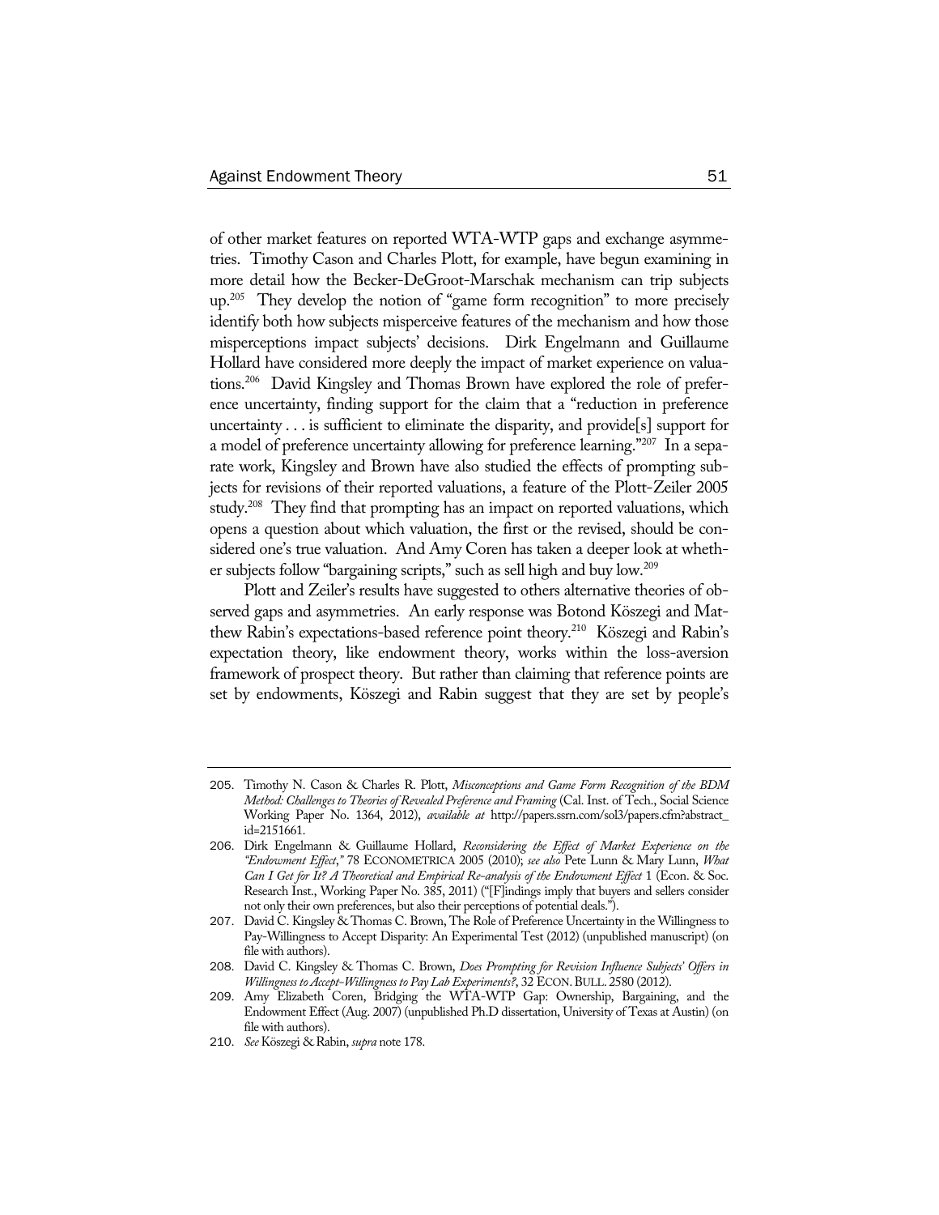of other market features on reported WTA-WTP gaps and exchange asymmetries. Timothy Cason and Charles Plott, for example, have begun examining in more detail how the Becker-DeGroot-Marschak mechanism can trip subjects up.[205] They develop the notion of "game form recognition" to more precisely identify both how subjects misperceive features of the mechanism and how those misperceptions impact subjects' decisions. Dirk Engelmann and Guillaume Hollard have considered more deeply the impact of market experience on valuations.[206] David Kingsley and Thomas Brown have explored the role of preference uncertainty, finding support for the claim that a "reduction in preference uncertainty . . . is sufficient to eliminate the disparity, and provide[s] support for a model of preference uncertainty allowing for preference learning."[207] In a separate work, Kingsley and Brown have also studied the effects of prompting subjects for revisions of their reported valuations, a feature of the Plott-Zeiler 2005 study.[208] They find that prompting has an impact on reported valuations, which opens a question about which valuation, the first or the revised, should be considered one's true valuation. And Amy Coren has taken a deeper look at whether subjects follow "bargaining scripts," such as sell high and buy low.[209]

Plott and Zeiler's results have suggested to others alternative theories of observed gaps and asymmetries. An early response was Botond Köszegi and Matthew Rabin's expectations-based reference point theory.[210] Köszegi and Rabin's expectation theory, like endowment theory, works within the loss-aversion framework of prospect theory. But rather than claiming that reference points are set by endowments, Köszegi and Rabin suggest that they are set by people's

---

205. Timothy N. Cason & Charles R. Plott, *Misconceptions and Game Form Recognition of the BDM Method: Challenges to Theories of Revealed Preference and Framing* (Cal. Inst. of Tech., Social Science Working Paper No. 1364, 2012), *available at* http://papers.ssrn.com/sol3/papers.cfm?abstract_id=2151661.

206. Dirk Engelmann & Guillaume Hollard, *Reconsidering the Effect of Market Experience on the "Endowment Effect*,*"* 78 ECONOMETRICA 2005 (2010); *see also* Pete Lunn & Mary Lunn, *What Can I Get for It? A Theoretical and Empirical Re-analysis of the Endowment Effect* 1 (Econ. & Soc. Research Inst., Working Paper No. 385, 2011) ("[F]indings imply that buyers and sellers consider not only their own preferences, but also their perceptions of potential deals.").

207. David C. Kingsley & Thomas C. Brown, The Role of Preference Uncertainty in the Willingness to Pay-Willingness to Accept Disparity: An Experimental Test (2012) (unpublished manuscript) (on file with authors).

208. David C. Kingsley & Thomas C. Brown, *Does Prompting for Revision Influence Subjects' Offers in Willingness to Accept-Willingness to Pay Lab Experiments?*, 32 ECON. BULL. 2580 (2012).

209. Amy Elizabeth Coren, Bridging the WTA-WTP Gap: Ownership, Bargaining, and the Endowment Effect (Aug. 2007) (unpublished Ph.D dissertation, University of Texas at Austin) (on file with authors).

210. *See* Köszegi & Rabin, *supra* note 178.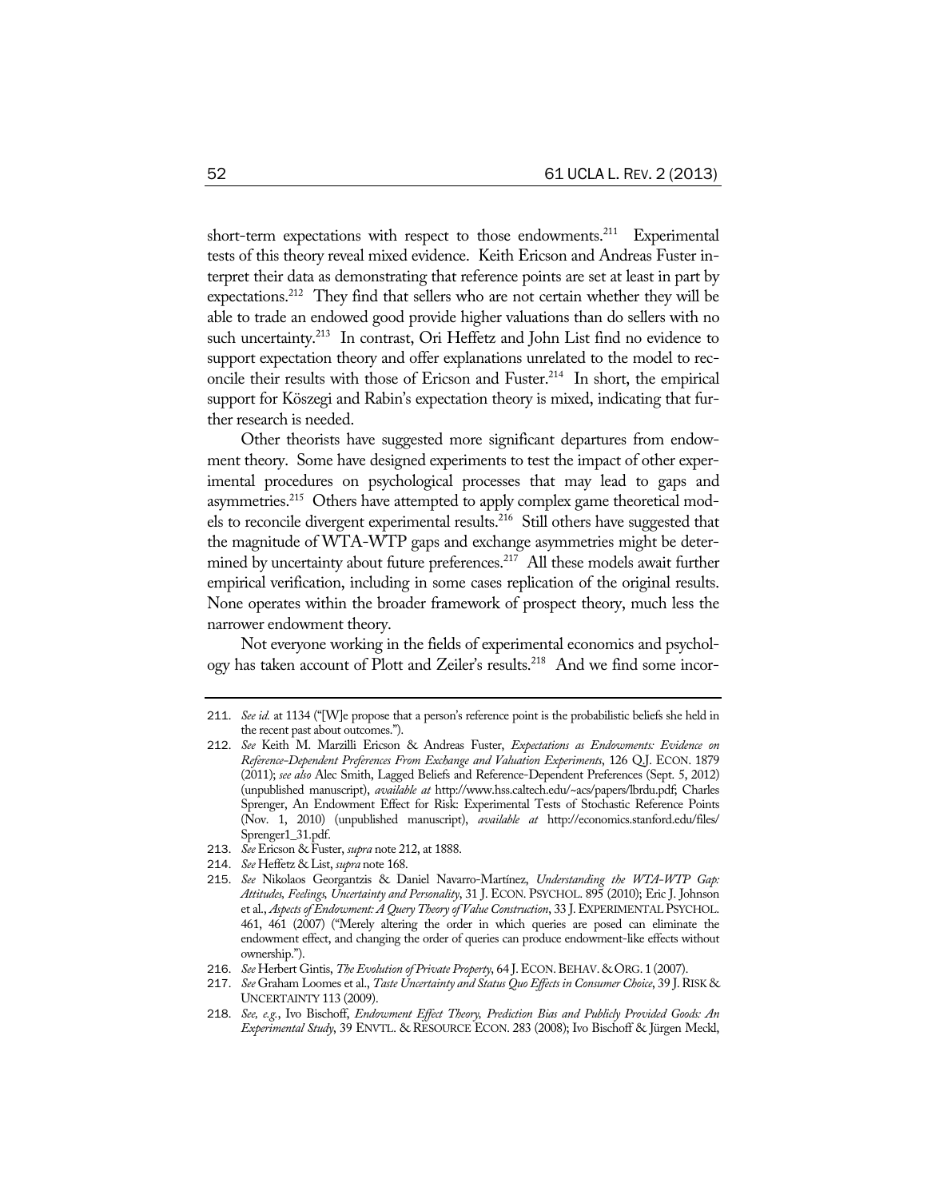short-term expectations with respect to those endowments.[211] Experimental tests of this theory reveal mixed evidence. Keith Ericson and Andreas Fuster interpret their data as demonstrating that reference points are set at least in part by expectations.[212] They find that sellers who are not certain whether they will be able to trade an endowed good provide higher valuations than do sellers with no such uncertainty.[213] In contrast, Ori Heffetz and John List find no evidence to support expectation theory and offer explanations unrelated to the model to reconcile their results with those of Ericson and Fuster.[214] In short, the empirical support for Köszegi and Rabin's expectation theory is mixed, indicating that further research is needed.

Other theorists have suggested more significant departures from endowment theory. Some have designed experiments to test the impact of other experimental procedures on psychological processes that may lead to gaps and asymmetries.[215] Others have attempted to apply complex game theoretical models to reconcile divergent experimental results.[216] Still others have suggested that the magnitude of WTA-WTP gaps and exchange asymmetries might be determined by uncertainty about future preferences.[217] All these models await further empirical verification, including in some cases replication of the original results. None operates within the broader framework of prospect theory, much less the narrower endowment theory.

Not everyone working in the fields of experimental economics and psychology has taken account of Plott and Zeiler's results.[218] And we find some incor-

---

211. *See id.* at 1134 ("[W]e propose that a person's reference point is the probabilistic beliefs she held in the recent past about outcomes.").

212. *See* Keith M. Marzilli Ericson & Andreas Fuster, *Expectations as Endowments: Evidence on Reference-Dependent Preferences From Exchange and Valuation Experiments*, 126 Q.J. ECON. 1879 (2011); *see also* Alec Smith, Lagged Beliefs and Reference-Dependent Preferences (Sept. 5, 2012) (unpublished manuscript), *available at* http://www.hss.caltech.edu/~acs/papers/lbrdu.pdf; Charles Sprenger, An Endowment Effect for Risk: Experimental Tests of Stochastic Reference Points (Nov. 1, 2010) (unpublished manuscript), *available at* http://economics.stanford.edu/files/Sprenger1_31.pdf.

213. *See* Ericson & Fuster, *supra* note 212, at 1888.

214. *See* Heffetz & List, *supra* note 168.

215. *See* Nikolaos Georgantzis & Daniel Navarro-Martínez, *Understanding the WTA-WTP Gap: Attitudes, Feelings, Uncertainty and Personality*, 31 J. ECON. PSYCHOL. 895 (2010); Eric J. Johnson et al., *Aspects of Endowment: A Query Theory of Value Construction*, 33 J. EXPERIMENTAL PSYCHOL. 461, 461 (2007) ("Merely altering the order in which queries are posed can eliminate the endowment effect, and changing the order of queries can produce endowment-like effects without ownership.").

216. *See* Herbert Gintis, *The Evolution of Private Property*, 64 J. ECON. BEHAV. & ORG. 1 (2007).

217. *See* Graham Loomes et al., *Taste Uncertainty and Status Quo Effects in Consumer Choice*, 39 J. RISK & UNCERTAINTY 113 (2009).

218. *See, e.g.*, Ivo Bischoff, *Endowment Effect Theory, Prediction Bias and Publicly Provided Goods: An Experimental Study*, 39 ENVTL. & RESOURCE ECON. 283 (2008); Ivo Bischoff & Jürgen Meckl,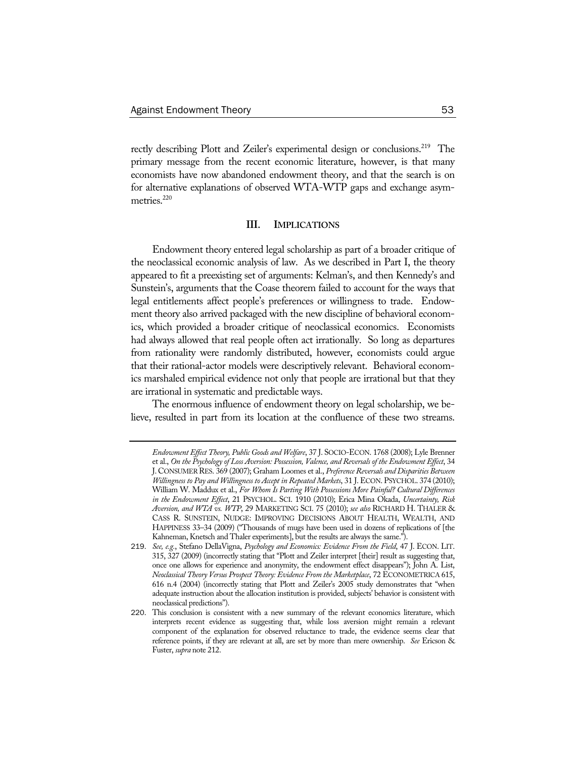rectly describing Plott and Zeiler's experimental design or conclusions.[219] The primary message from the recent economic literature, however, is that many economists have now abandoned endowment theory, and that the search is on for alternative explanations of observed WTA-WTP gaps and exchange asymmetries.[220]

## III. IMPLICATIONS

Endowment theory entered legal scholarship as part of a broader critique of the neoclassical economic analysis of law. As we described in Part I, the theory appeared to fit a preexisting set of arguments: Kelman's, and then Kennedy's and Sunstein's, arguments that the Coase theorem failed to account for the ways that legal entitlements affect people's preferences or willingness to trade. Endowment theory also arrived packaged with the new discipline of behavioral economics, which provided a broader critique of neoclassical economics. Economists had always allowed that real people often act irrationally. So long as departures from rationality were randomly distributed, however, economists could argue that their rational-actor models were descriptively relevant. Behavioral economics marshaled empirical evidence not only that people are irrational but that they are irrational in systematic and predictable ways.

The enormous influence of endowment theory on legal scholarship, we believe, resulted in part from its location at the confluence of these two streams.

---

*Endowment Effect Theory, Public Goods and Welfare*, 37 J. SOCIO-ECON. 1768 (2008); Lyle Brenner et al., *On the Psychology of Loss Aversion: Possession, Valence, and Reversals of the Endowment Effect*, 34 J. CONSUMER RES. 369 (2007); Graham Loomes et al., *Preference Reversals and Disparities Between Willingness to Pay and Willingness to Accept in Repeated Markets*, 31 J. ECON. PSYCHOL. 374 (2010); William W. Maddux et al., *For Whom Is Parting With Possessions More Painful? Cultural Differences in the Endowment Effect*, 21 PSYCHOL. SCI. 1910 (2010); Erica Mina Okada, *Uncertainty, Risk Aversion, and WTA vs. WTP*, 29 MARKETING SCI. 75 (2010); *see also* RICHARD H. THALER & CASS R. SUNSTEIN, NUDGE: IMPROVING DECISIONS ABOUT HEALTH, WEALTH, AND HAPPINESS 33–34 (2009) ("Thousands of mugs have been used in dozens of replications of [the Kahneman, Knetsch and Thaler experiments], but the results are always the same.").

219. *See, e.g.*, Stefano DellaVigna, *Psychology and Economics: Evidence From the Field*, 47 J. ECON. LIT. 315, 327 (2009) (incorrectly stating that "Plott and Zeiler interpret [their] result as suggesting that, once one allows for experience and anonymity, the endowment effect disappears"); John A. List, *Neoclassical Theory Versus Prospect Theory: Evidence From the Marketplace*, 72 ECONOMETRICA 615, 616 n.4 (2004) (incorrectly stating that Plott and Zeiler's 2005 study demonstrates that "when adequate instruction about the allocation institution is provided, subjects' behavior is consistent with neoclassical predictions").

220. This conclusion is consistent with a new summary of the relevant economics literature, which interprets recent evidence as suggesting that, while loss aversion might remain a relevant component of the explanation for observed reluctance to trade, the evidence seems clear that reference points, if they are relevant at all, are set by more than mere ownership. *See* Ericson & Fuster, *supra* note 212.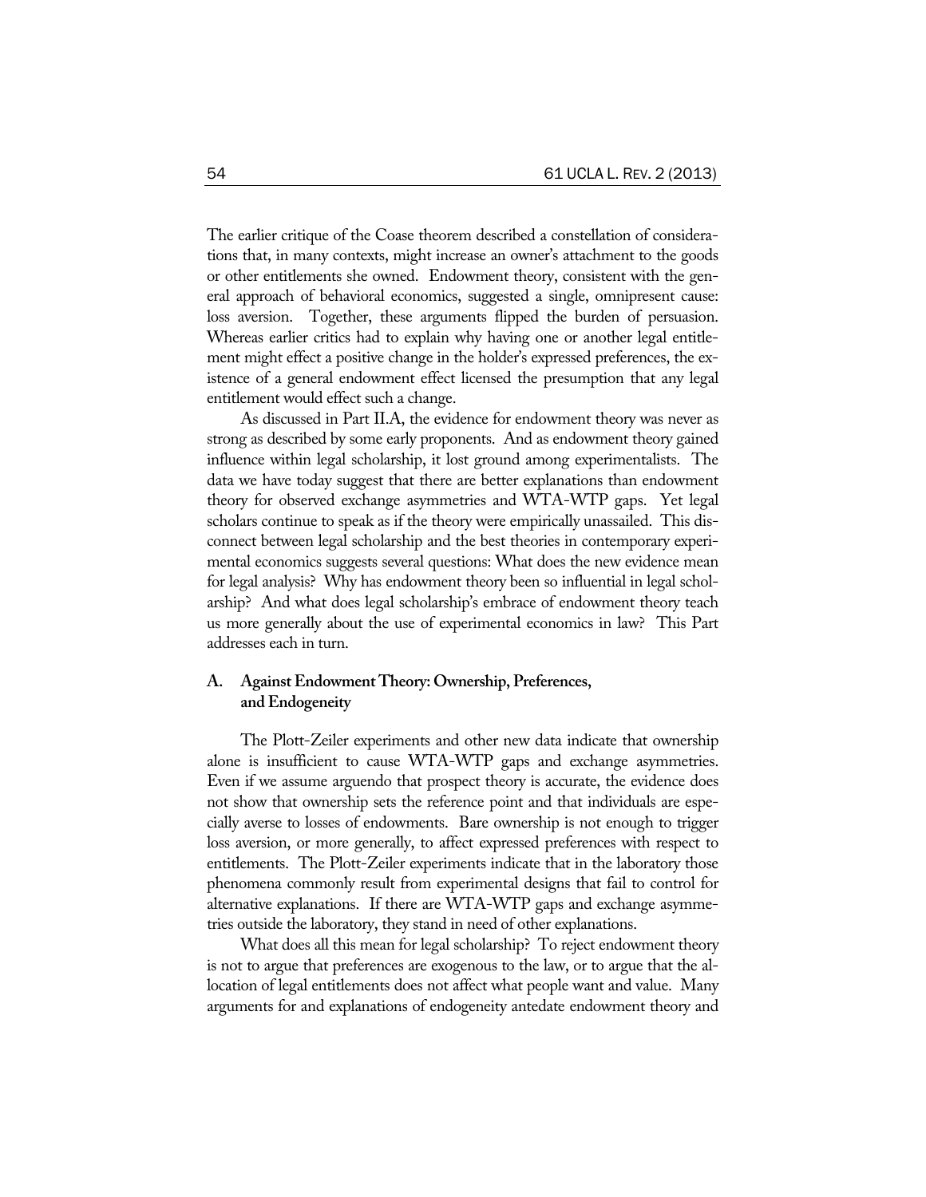The earlier critique of the Coase theorem described a constellation of considerations that, in many contexts, might increase an owner's attachment to the goods or other entitlements she owned. Endowment theory, consistent with the general approach of behavioral economics, suggested a single, omnipresent cause: loss aversion. Together, these arguments flipped the burden of persuasion. Whereas earlier critics had to explain why having one or another legal entitlement might effect a positive change in the holder's expressed preferences, the existence of a general endowment effect licensed the presumption that any legal entitlement would effect such a change.

As discussed in Part II.A, the evidence for endowment theory was never as strong as described by some early proponents. And as endowment theory gained influence within legal scholarship, it lost ground among experimentalists. The data we have today suggest that there are better explanations than endowment theory for observed exchange asymmetries and WTA-WTP gaps. Yet legal scholars continue to speak as if the theory were empirically unassailed. This disconnect between legal scholarship and the best theories in contemporary experimental economics suggests several questions: What does the new evidence mean for legal analysis? Why has endowment theory been so influential in legal scholarship? And what does legal scholarship's embrace of endowment theory teach us more generally about the use of experimental economics in law? This Part addresses each in turn.

### A. Against Endowment Theory: Ownership, Preferences, and Endogeneity

The Plott-Zeiler experiments and other new data indicate that ownership alone is insufficient to cause WTA-WTP gaps and exchange asymmetries. Even if we assume arguendo that prospect theory is accurate, the evidence does not show that ownership sets the reference point and that individuals are especially averse to losses of endowments. Bare ownership is not enough to trigger loss aversion, or more generally, to affect expressed preferences with respect to entitlements. The Plott-Zeiler experiments indicate that in the laboratory those phenomena commonly result from experimental designs that fail to control for alternative explanations. If there are WTA-WTP gaps and exchange asymmetries outside the laboratory, they stand in need of other explanations.

What does all this mean for legal scholarship? To reject endowment theory is not to argue that preferences are exogenous to the law, or to argue that the allocation of legal entitlements does not affect what people want and value. Many arguments for and explanations of endogeneity antedate endowment theory and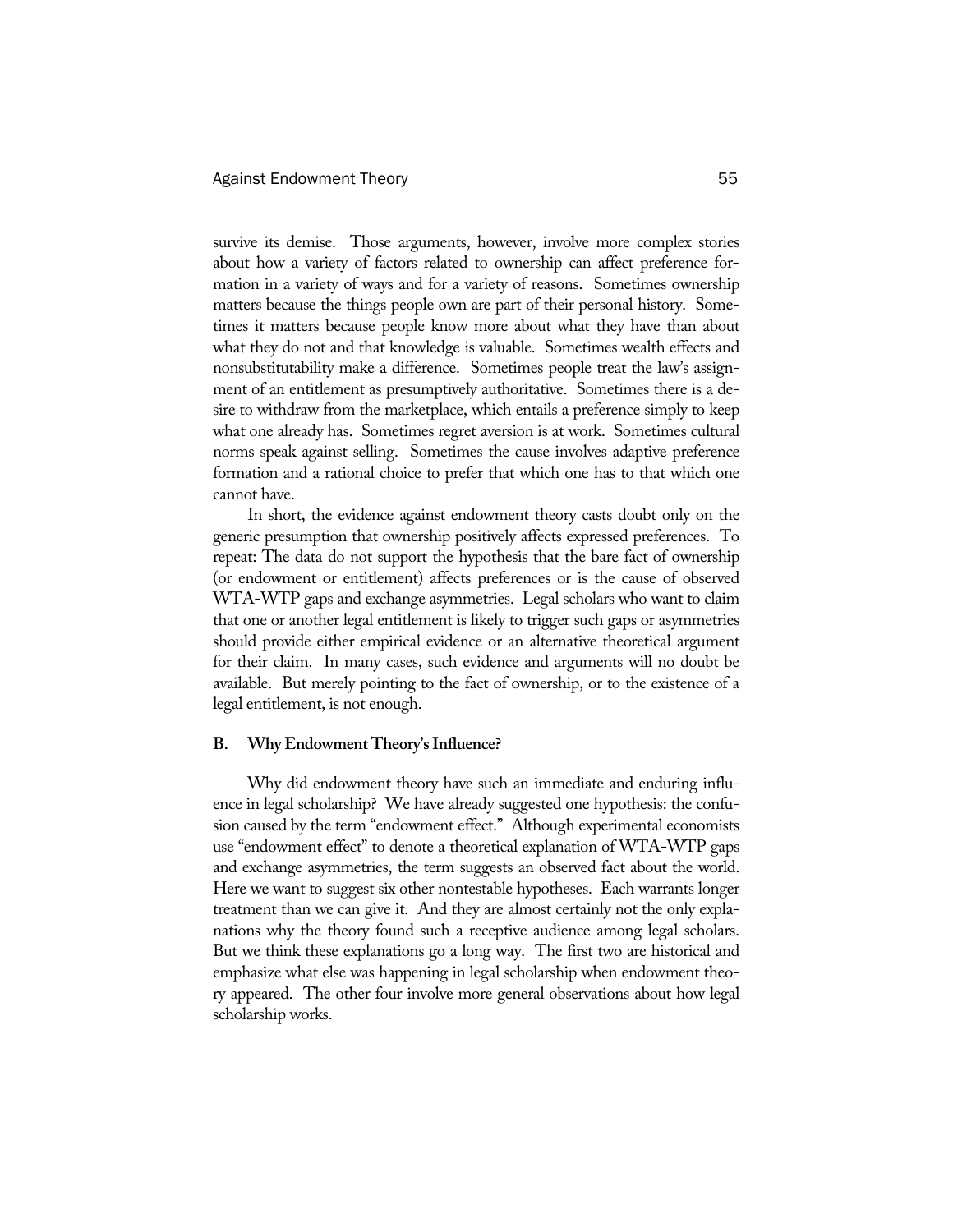survive its demise. Those arguments, however, involve more complex stories about how a variety of factors related to ownership can affect preference formation in a variety of ways and for a variety of reasons. Sometimes ownership matters because the things people own are part of their personal history. Sometimes it matters because people know more about what they have than about what they do not and that knowledge is valuable. Sometimes wealth effects and nonsubstitutability make a difference. Sometimes people treat the law's assignment of an entitlement as presumptively authoritative. Sometimes there is a desire to withdraw from the marketplace, which entails a preference simply to keep what one already has. Sometimes regret aversion is at work. Sometimes cultural norms speak against selling. Sometimes the cause involves adaptive preference formation and a rational choice to prefer that which one has to that which one cannot have.

In short, the evidence against endowment theory casts doubt only on the generic presumption that ownership positively affects expressed preferences. To repeat: The data do not support the hypothesis that the bare fact of ownership (or endowment or entitlement) affects preferences or is the cause of observed WTA-WTP gaps and exchange asymmetries. Legal scholars who want to claim that one or another legal entitlement is likely to trigger such gaps or asymmetries should provide either empirical evidence or an alternative theoretical argument for their claim. In many cases, such evidence and arguments will no doubt be available. But merely pointing to the fact of ownership, or to the existence of a legal entitlement, is not enough.

### B. Why Endowment Theory's Influence?

Why did endowment theory have such an immediate and enduring influence in legal scholarship? We have already suggested one hypothesis: the confusion caused by the term "endowment effect." Although experimental economists use "endowment effect" to denote a theoretical explanation of WTA-WTP gaps and exchange asymmetries, the term suggests an observed fact about the world. Here we want to suggest six other nontestable hypotheses. Each warrants longer treatment than we can give it. And they are almost certainly not the only explanations why the theory found such a receptive audience among legal scholars. But we think these explanations go a long way. The first two are historical and emphasize what else was happening in legal scholarship when endowment theory appeared. The other four involve more general observations about how legal scholarship works.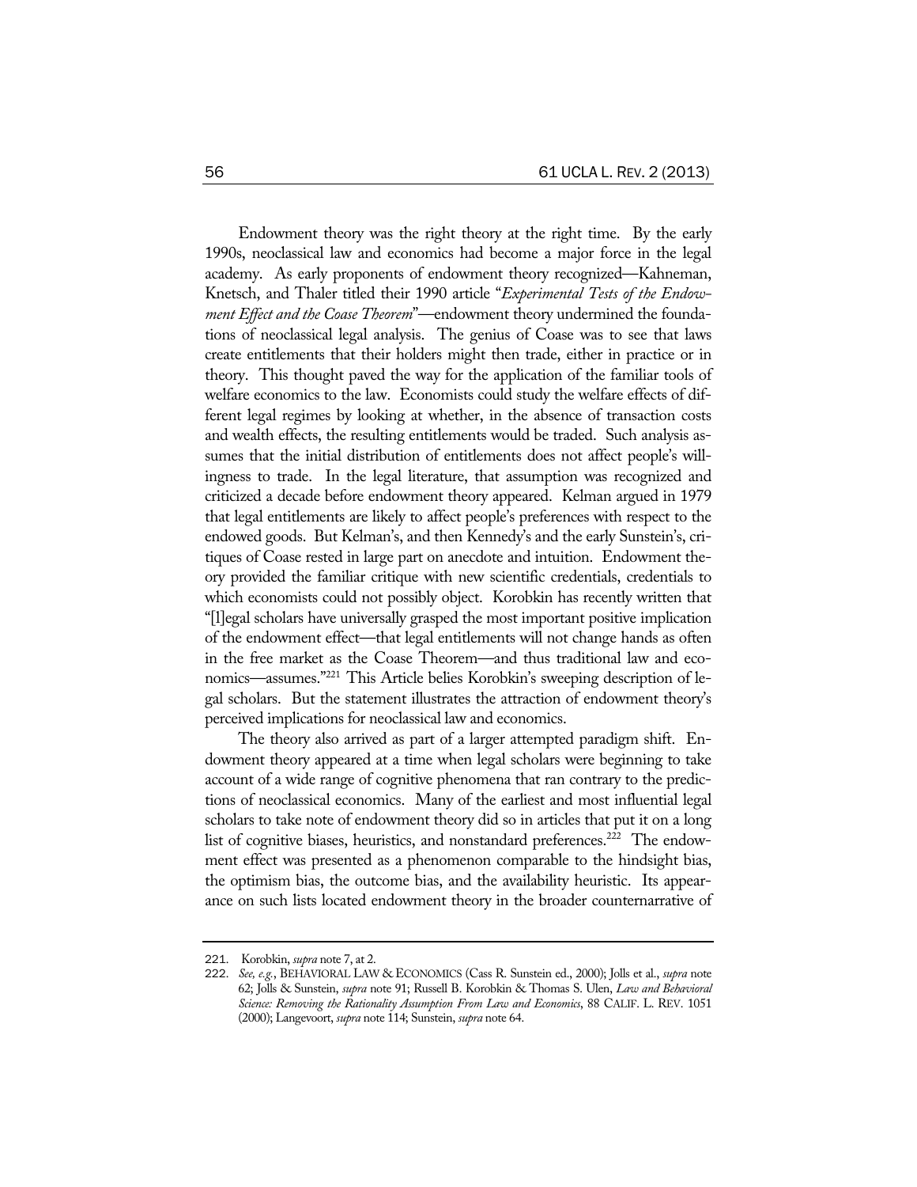Endowment theory was the right theory at the right time. By the early 1990s, neoclassical law and economics had become a major force in the legal academy. As early proponents of endowment theory recognized—Kahneman, Knetsch, and Thaler titled their 1990 article "*Experimental Tests of the Endowment Effect and the Coase Theorem*"—endowment theory undermined the foundations of neoclassical legal analysis. The genius of Coase was to see that laws create entitlements that their holders might then trade, either in practice or in theory. This thought paved the way for the application of the familiar tools of welfare economics to the law. Economists could study the welfare effects of different legal regimes by looking at whether, in the absence of transaction costs and wealth effects, the resulting entitlements would be traded. Such analysis assumes that the initial distribution of entitlements does not affect people's willingness to trade. In the legal literature, that assumption was recognized and criticized a decade before endowment theory appeared. Kelman argued in 1979 that legal entitlements are likely to affect people's preferences with respect to the endowed goods. But Kelman's, and then Kennedy's and the early Sunstein's, critiques of Coase rested in large part on anecdote and intuition. Endowment theory provided the familiar critique with new scientific credentials, credentials to which economists could not possibly object. Korobkin has recently written that "[l]egal scholars have universally grasped the most important positive implication of the endowment effect—that legal entitlements will not change hands as often in the free market as the Coase Theorem—and thus traditional law and economics—assumes."[221] This Article belies Korobkin's sweeping description of legal scholars. But the statement illustrates the attraction of endowment theory's perceived implications for neoclassical law and economics.

The theory also arrived as part of a larger attempted paradigm shift. Endowment theory appeared at a time when legal scholars were beginning to take account of a wide range of cognitive phenomena that ran contrary to the predictions of neoclassical economics. Many of the earliest and most influential legal scholars to take note of endowment theory did so in articles that put it on a long list of cognitive biases, heuristics, and nonstandard preferences.[222] The endowment effect was presented as a phenomenon comparable to the hindsight bias, the optimism bias, the outcome bias, and the availability heuristic. Its appearance on such lists located endowment theory in the broader counternarrative of

---

221. Korobkin, *supra* note 7, at 2.

222. *See, e.g.*, BEHAVIORAL LAW & ECONOMICS (Cass R. Sunstein ed., 2000); Jolls et al., *supra* note 62; Jolls & Sunstein, *supra* note 91; Russell B. Korobkin & Thomas S. Ulen, *Law and Behavioral Science: Removing the Rationality Assumption From Law and Economics*, 88 CALIF. L. REV. 1051 (2000); Langevoort, *supra* note 114; Sunstein, *supra* note 64.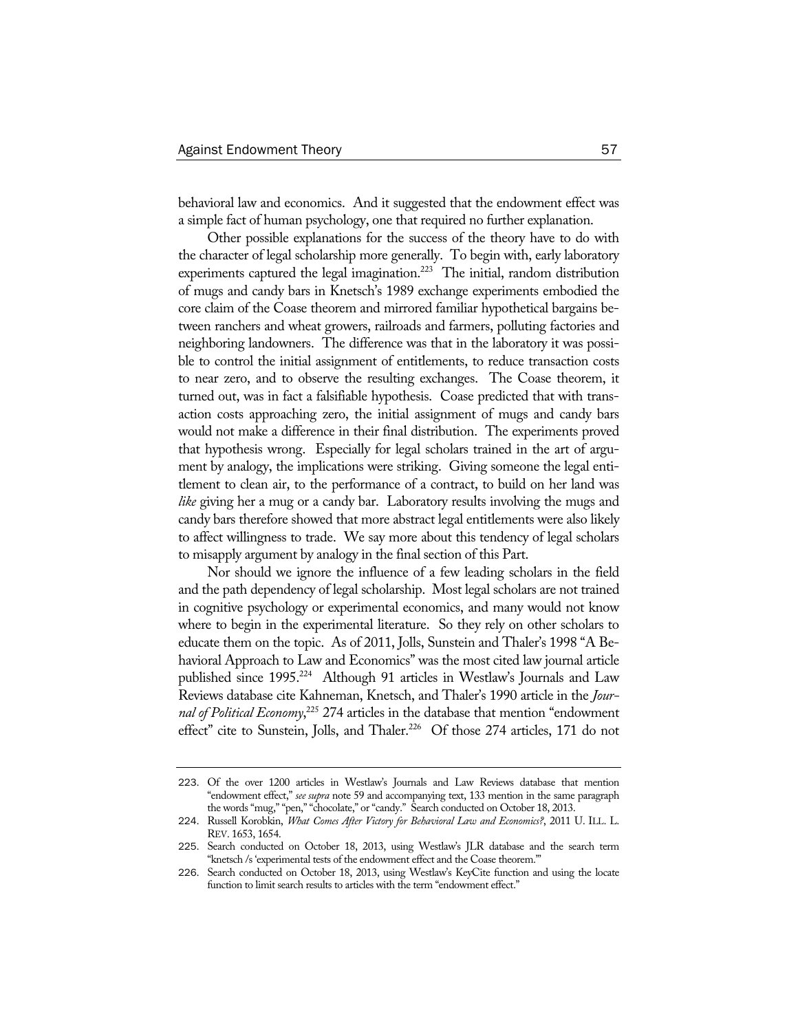behavioral law and economics. And it suggested that the endowment effect was a simple fact of human psychology, one that required no further explanation.

Other possible explanations for the success of the theory have to do with the character of legal scholarship more generally. To begin with, early laboratory experiments captured the legal imagination.[223] The initial, random distribution of mugs and candy bars in Knetsch's 1989 exchange experiments embodied the core claim of the Coase theorem and mirrored familiar hypothetical bargains between ranchers and wheat growers, railroads and farmers, polluting factories and neighboring landowners. The difference was that in the laboratory it was possible to control the initial assignment of entitlements, to reduce transaction costs to near zero, and to observe the resulting exchanges. The Coase theorem, it turned out, was in fact a falsifiable hypothesis. Coase predicted that with transaction costs approaching zero, the initial assignment of mugs and candy bars would not make a difference in their final distribution. The experiments proved that hypothesis wrong. Especially for legal scholars trained in the art of argument by analogy, the implications were striking. Giving someone the legal entitlement to clean air, to the performance of a contract, to build on her land was *like* giving her a mug or a candy bar. Laboratory results involving the mugs and candy bars therefore showed that more abstract legal entitlements were also likely to affect willingness to trade. We say more about this tendency of legal scholars to misapply argument by analogy in the final section of this Part.

Nor should we ignore the influence of a few leading scholars in the field and the path dependency of legal scholarship. Most legal scholars are not trained in cognitive psychology or experimental economics, and many would not know where to begin in the experimental literature. So they rely on other scholars to educate them on the topic. As of 2011, Jolls, Sunstein and Thaler's 1998 "A Behavioral Approach to Law and Economics" was the most cited law journal article published since 1995.[224] Although 91 articles in Westlaw's Journals and Law Reviews database cite Kahneman, Knetsch, and Thaler's 1990 article in the *Journal of Political Economy*,[225] 274 articles in the database that mention "endowment effect" cite to Sunstein, Jolls, and Thaler.[226] Of those 274 articles, 171 do not

---

223. Of the over 1200 articles in Westlaw's Journals and Law Reviews database that mention "endowment effect," *see supra* note 59 and accompanying text, 133 mention in the same paragraph the words "mug," "pen," "chocolate," or "candy." Search conducted on October 18, 2013.

224. Russell Korobkin, *What Comes After Victory for Behavioral Law and Economics?*, 2011 U. ILL. L. REV. 1653, 1654.

225. Search conducted on October 18, 2013, using Westlaw's JLR database and the search term "knetsch /s 'experimental tests of the endowment effect and the Coase theorem.'"

226. Search conducted on October 18, 2013, using Westlaw's KeyCite function and using the locate function to limit search results to articles with the term "endowment effect."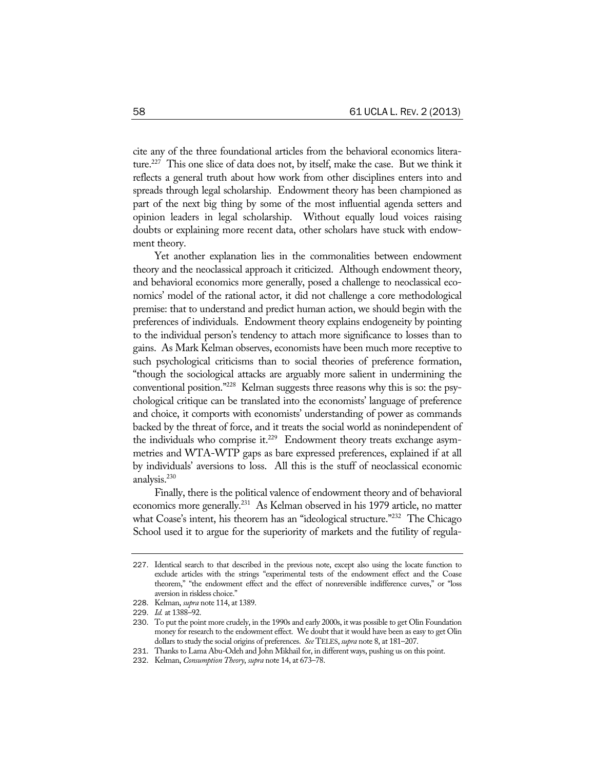cite any of the three foundational articles from the behavioral economics literature.[227] This one slice of data does not, by itself, make the case. But we think it reflects a general truth about how work from other disciplines enters into and spreads through legal scholarship. Endowment theory has been championed as part of the next big thing by some of the most influential agenda setters and opinion leaders in legal scholarship. Without equally loud voices raising doubts or explaining more recent data, other scholars have stuck with endowment theory.

Yet another explanation lies in the commonalities between endowment theory and the neoclassical approach it criticized. Although endowment theory, and behavioral economics more generally, posed a challenge to neoclassical economics' model of the rational actor, it did not challenge a core methodological premise: that to understand and predict human action, we should begin with the preferences of individuals. Endowment theory explains endogeneity by pointing to the individual person's tendency to attach more significance to losses than to gains. As Mark Kelman observes, economists have been much more receptive to such psychological criticisms than to social theories of preference formation, "though the sociological attacks are arguably more salient in undermining the conventional position."[228] Kelman suggests three reasons why this is so: the psychological critique can be translated into the economists' language of preference and choice, it comports with economists' understanding of power as commands backed by the threat of force, and it treats the social world as nonindependent of the individuals who comprise it.[229] Endowment theory treats exchange asymmetries and WTA-WTP gaps as bare expressed preferences, explained if at all by individuals' aversions to loss. All this is the stuff of neoclassical economic analysis.[230]

Finally, there is the political valence of endowment theory and of behavioral economics more generally.[231] As Kelman observed in his 1979 article, no matter what Coase's intent, his theorem has an "ideological structure."[232] The Chicago School used it to argue for the superiority of markets and the futility of regula-

---

227. Identical search to that described in the previous note, except also using the locate function to exclude articles with the strings "experimental tests of the endowment effect and the Coase theorem," "the endowment effect and the effect of nonreversible indifference curves," or "loss aversion in riskless choice."

228. Kelman, *supra* note 114, at 1389.

229. *Id.* at 1388–92.

230. To put the point more crudely, in the 1990s and early 2000s, it was possible to get Olin Foundation money for research to the endowment effect. We doubt that it would have been as easy to get Olin dollars to study the social origins of preferences. *See* TELES, *supra* note 8, at 181–207.

231. Thanks to Lama Abu-Odeh and John Mikhail for, in different ways, pushing us on this point.

232. Kelman, *Consumption Theory*, *supra* note 14, at 673–78.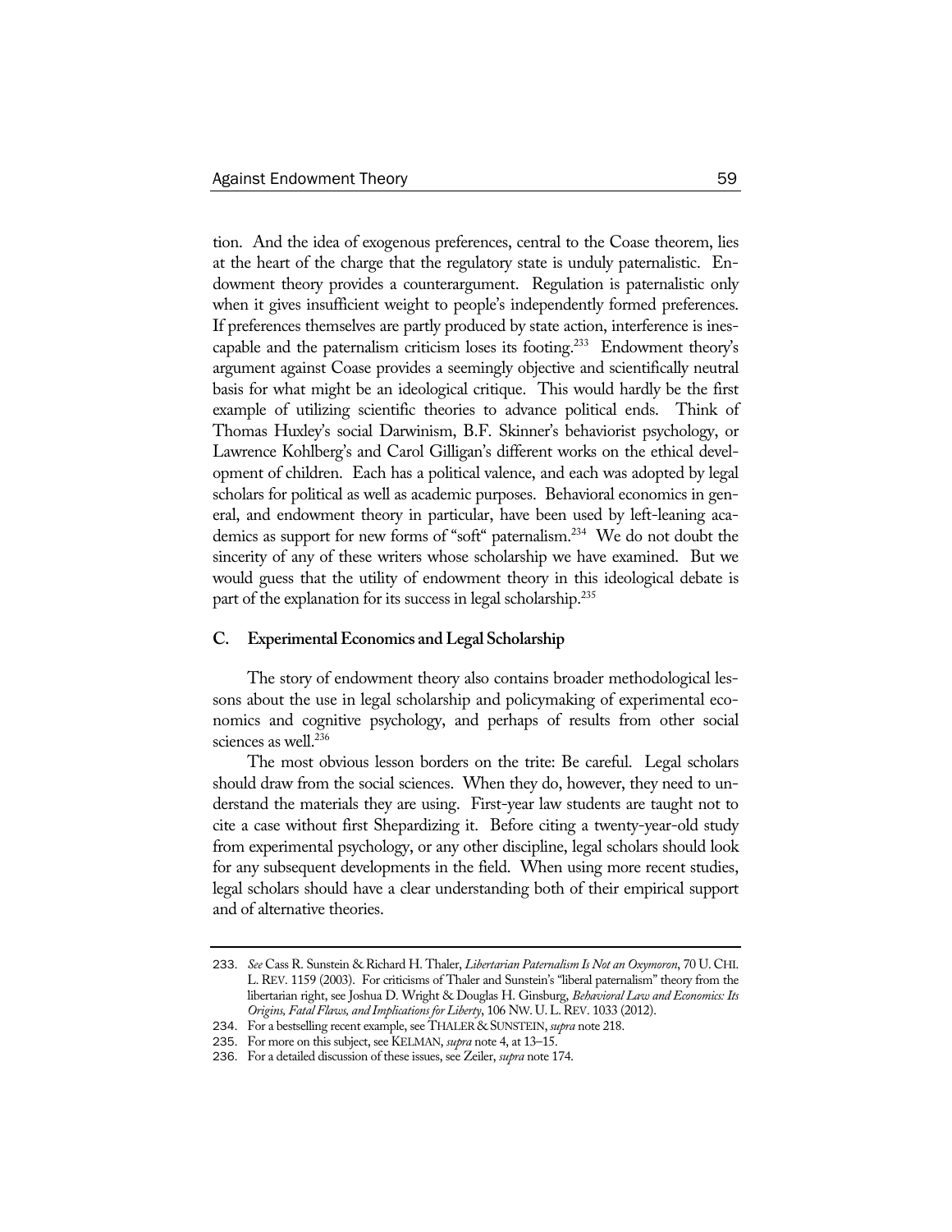tion. And the idea of exogenous preferences, central to the Coase theorem, lies at the heart of the charge that the regulatory state is unduly paternalistic. Endowment theory provides a counterargument. Regulation is paternalistic only when it gives insufficient weight to people's independently formed preferences. If preferences themselves are partly produced by state action, interference is inescapable and the paternalism criticism loses its footing.[233] Endowment theory's argument against Coase provides a seemingly objective and scientifically neutral basis for what might be an ideological critique. This would hardly be the first example of utilizing scientific theories to advance political ends. Think of Thomas Huxley's social Darwinism, B.F. Skinner's behaviorist psychology, or Lawrence Kohlberg's and Carol Gilligan's different works on the ethical development of children. Each has a political valence, and each was adopted by legal scholars for political as well as academic purposes. Behavioral economics in general, and endowment theory in particular, have been used by left-leaning academics as support for new forms of "soft" paternalism.[234] We do not doubt the sincerity of any of these writers whose scholarship we have examined. But we would guess that the utility of endowment theory in this ideological debate is part of the explanation for its success in legal scholarship.[235]

### C. Experimental Economics and Legal Scholarship

The story of endowment theory also contains broader methodological lessons about the use in legal scholarship and policymaking of experimental economics and cognitive psychology, and perhaps of results from other social sciences as well.[236]

The most obvious lesson borders on the trite: Be careful. Legal scholars should draw from the social sciences. When they do, however, they need to understand the materials they are using. First-year law students are taught not to cite a case without first Shepardizing it. Before citing a twenty-year-old study from experimental psychology, or any other discipline, legal scholars should look for any subsequent developments in the field. When using more recent studies, legal scholars should have a clear understanding both of their empirical support and of alternative theories.

---

233. *See* Cass R. Sunstein & Richard H. Thaler, *Libertarian Paternalism Is Not an Oxymoron*, 70 U. CHI. L. REV. 1159 (2003). For criticisms of Thaler and Sunstein's "liberal paternalism" theory from the libertarian right, see Joshua D. Wright & Douglas H. Ginsburg, *Behavioral Law and Economics: Its Origins, Fatal Flaws, and Implications for Liberty*, 106 NW. U. L. REV. 1033 (2012).

234. For a bestselling recent example, see THALER & SUNSTEIN, *supra* note 218.

235. For more on this subject, see KELMAN, *supra* note 4, at 13–15.

236. For a detailed discussion of these issues, see Zeiler, *supra* note 174.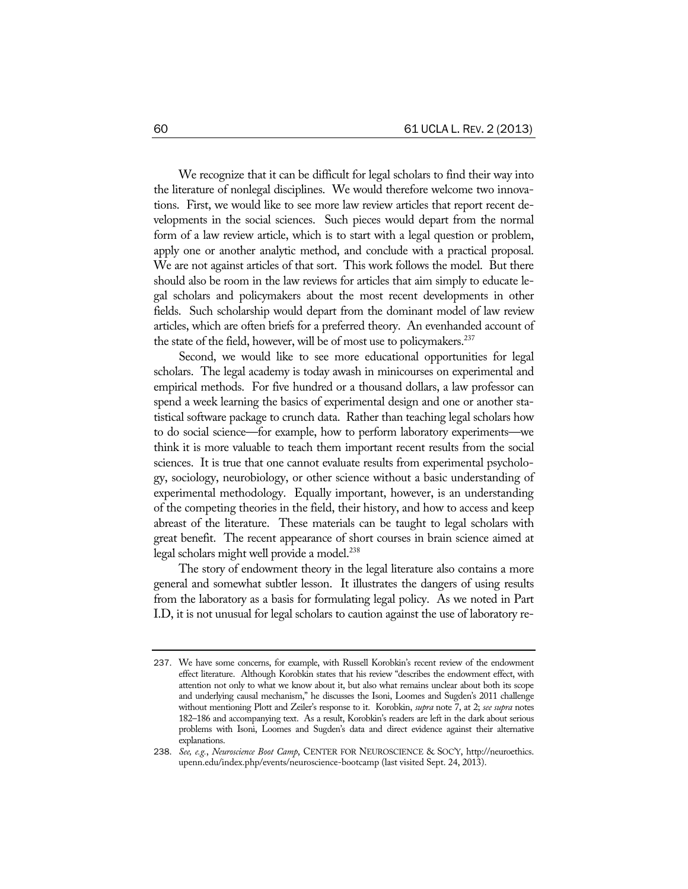We recognize that it can be difficult for legal scholars to find their way into the literature of nonlegal disciplines. We would therefore welcome two innovations. First, we would like to see more law review articles that report recent developments in the social sciences. Such pieces would depart from the normal form of a law review article, which is to start with a legal question or problem, apply one or another analytic method, and conclude with a practical proposal. We are not against articles of that sort. This work follows the model. But there should also be room in the law reviews for articles that aim simply to educate legal scholars and policymakers about the most recent developments in other fields. Such scholarship would depart from the dominant model of law review articles, which are often briefs for a preferred theory. An evenhanded account of the state of the field, however, will be of most use to policymakers.[237]

Second, we would like to see more educational opportunities for legal scholars. The legal academy is today awash in minicourses on experimental and empirical methods. For five hundred or a thousand dollars, a law professor can spend a week learning the basics of experimental design and one or another statistical software package to crunch data. Rather than teaching legal scholars how to do social science—for example, how to perform laboratory experiments—we think it is more valuable to teach them important recent results from the social sciences. It is true that one cannot evaluate results from experimental psychology, sociology, neurobiology, or other science without a basic understanding of experimental methodology. Equally important, however, is an understanding of the competing theories in the field, their history, and how to access and keep abreast of the literature. These materials can be taught to legal scholars with great benefit. The recent appearance of short courses in brain science aimed at legal scholars might well provide a model.[238]

The story of endowment theory in the legal literature also contains a more general and somewhat subtler lesson. It illustrates the dangers of using results from the laboratory as a basis for formulating legal policy. As we noted in Part I.D, it is not unusual for legal scholars to caution against the use of laboratory re-

---

237. We have some concerns, for example, with Russell Korobkin's recent review of the endowment effect literature. Although Korobkin states that his review "describes the endowment effect, with attention not only to what we know about it, but also what remains unclear about both its scope and underlying causal mechanism," he discusses the Isoni, Loomes and Sugden's 2011 challenge without mentioning Plott and Zeiler's response to it. Korobkin, *supra* note 7, at 2; *see supra* notes 182–186 and accompanying text. As a result, Korobkin's readers are left in the dark about serious problems with Isoni, Loomes and Sugden's data and direct evidence against their alternative explanations.

238. *See, e.g.*, *Neuroscience Boot Camp*, CENTER FOR NEUROSCIENCE & SOC'Y, http://neuroethics.upenn.edu/index.php/events/neuroscience-bootcamp (last visited Sept. 24, 2013).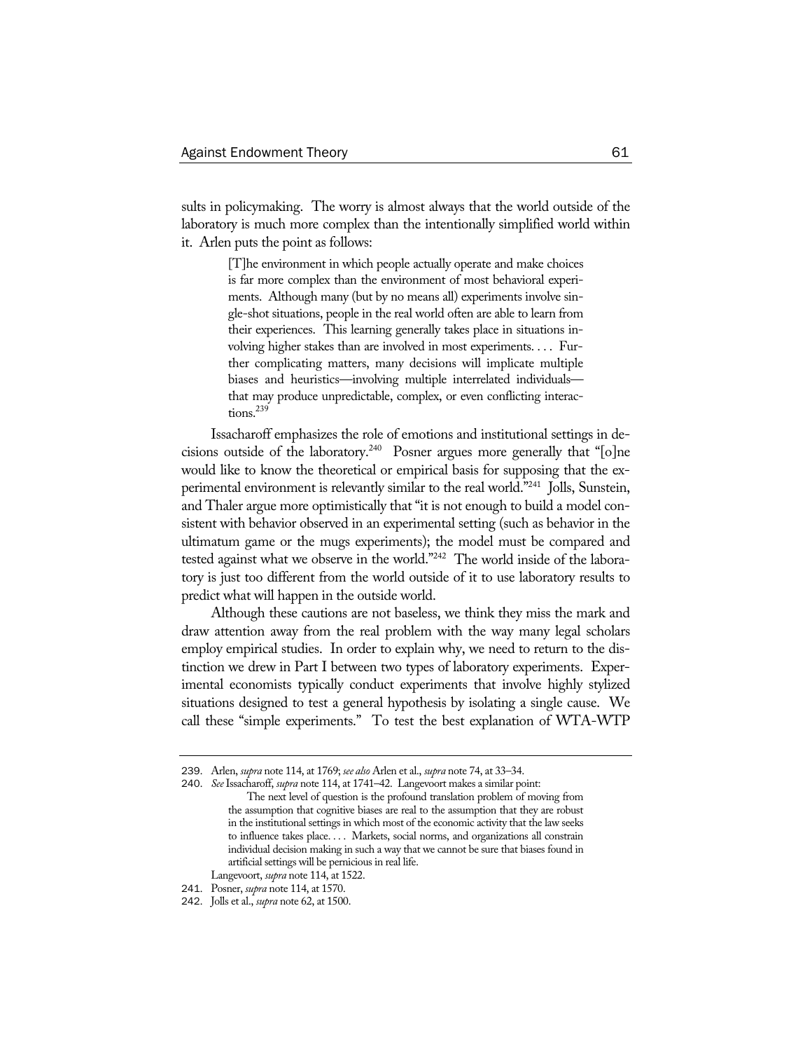sults in policymaking. The worry is almost always that the world outside of the laboratory is much more complex than the intentionally simplified world within it. Arlen puts the point as follows:

> [T]he environment in which people actually operate and make choices is far more complex than the environment of most behavioral experiments. Although many (but by no means all) experiments involve single-shot situations, people in the real world often are able to learn from their experiences. This learning generally takes place in situations involving higher stakes than are involved in most experiments. . . . Further complicating matters, many decisions will implicate multiple biases and heuristics—involving multiple interrelated individuals—that may produce unpredictable, complex, or even conflicting interactions.[239]

Issacharoff emphasizes the role of emotions and institutional settings in decisions outside of the laboratory.[240] Posner argues more generally that "[o]ne would like to know the theoretical or empirical basis for supposing that the experimental environment is relevantly similar to the real world."[241] Jolls, Sunstein, and Thaler argue more optimistically that "it is not enough to build a model consistent with behavior observed in an experimental setting (such as behavior in the ultimatum game or the mugs experiments); the model must be compared and tested against what we observe in the world."[242] The world inside of the laboratory is just too different from the world outside of it to use laboratory results to predict what will happen in the outside world.

Although these cautions are not baseless, we think they miss the mark and draw attention away from the real problem with the way many legal scholars employ empirical studies. In order to explain why, we need to return to the distinction we drew in Part I between two types of laboratory experiments. Experimental economists typically conduct experiments that involve highly stylized situations designed to test a general hypothesis by isolating a single cause. We call these "simple experiments." To test the best explanation of WTA-WTP

---

239. Arlen, *supra* note 114, at 1769; *see also* Arlen et al., *supra* note 74, at 33–34.

240. *See* Issacharoff, *supra* note 114, at 1741–42. Langevoort makes a similar point:

> The next level of question is the profound translation problem of moving from the assumption that cognitive biases are real to the assumption that they are robust in the institutional settings in which most of the economic activity that the law seeks to influence takes place. . . . Markets, social norms, and organizations all constrain individual decision making in such a way that we cannot be sure that biases found in artificial settings will be pernicious in real life.

Langevoort, *supra* note 114, at 1522.

241. Posner, *supra* note 114, at 1570.

242. Jolls et al., *supra* note 62, at 1500.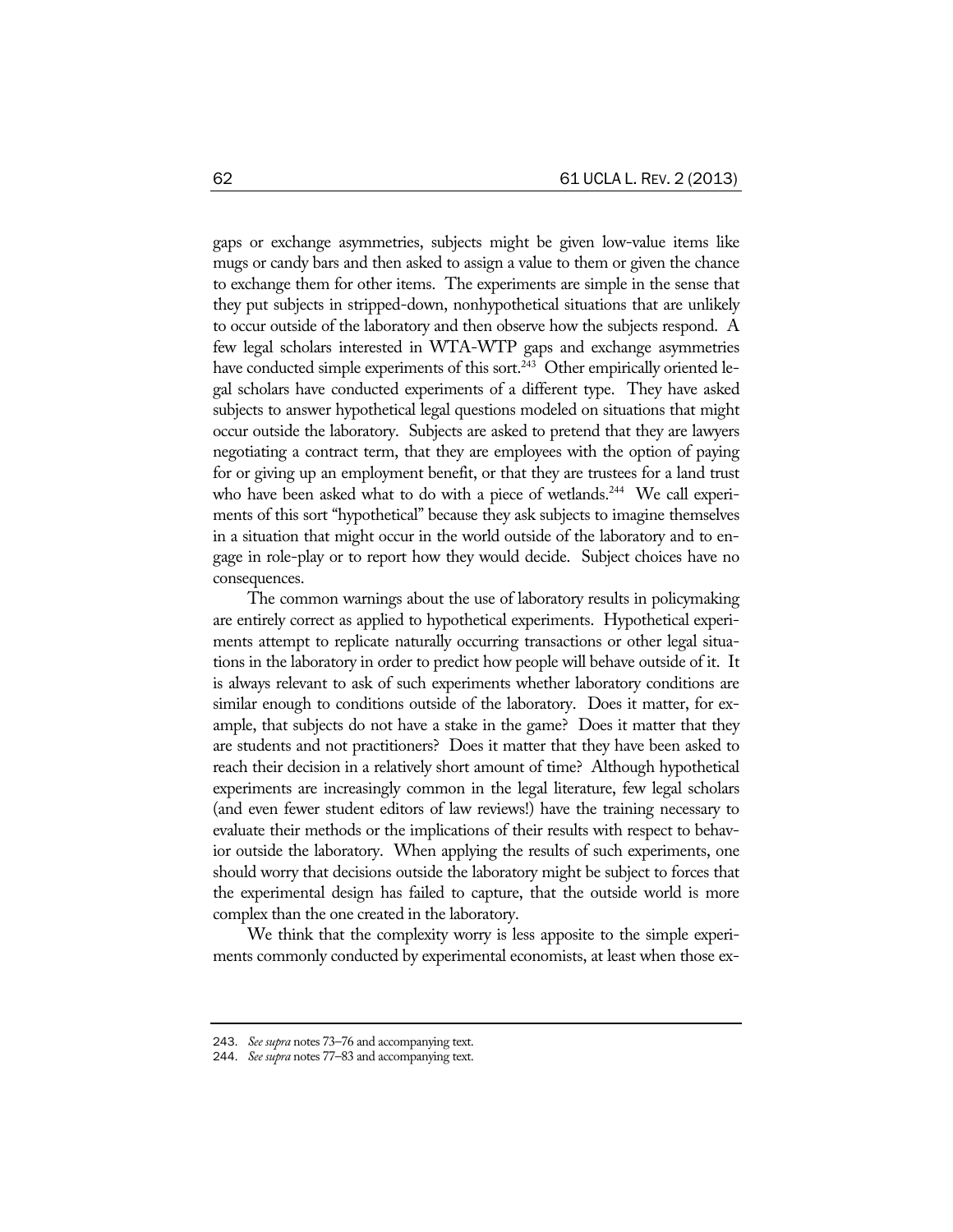gaps or exchange asymmetries, subjects might be given low-value items like mugs or candy bars and then asked to assign a value to them or given the chance to exchange them for other items. The experiments are simple in the sense that they put subjects in stripped-down, nonhypothetical situations that are unlikely to occur outside of the laboratory and then observe how the subjects respond. A few legal scholars interested in WTA-WTP gaps and exchange asymmetries have conducted simple experiments of this sort.[243] Other empirically oriented legal scholars have conducted experiments of a different type. They have asked subjects to answer hypothetical legal questions modeled on situations that might occur outside the laboratory. Subjects are asked to pretend that they are lawyers negotiating a contract term, that they are employees with the option of paying for or giving up an employment benefit, or that they are trustees for a land trust who have been asked what to do with a piece of wetlands.[244] We call experiments of this sort "hypothetical" because they ask subjects to imagine themselves in a situation that might occur in the world outside of the laboratory and to engage in role-play or to report how they would decide. Subject choices have no consequences.

The common warnings about the use of laboratory results in policymaking are entirely correct as applied to hypothetical experiments. Hypothetical experiments attempt to replicate naturally occurring transactions or other legal situations in the laboratory in order to predict how people will behave outside of it. It is always relevant to ask of such experiments whether laboratory conditions are similar enough to conditions outside of the laboratory. Does it matter, for example, that subjects do not have a stake in the game? Does it matter that they are students and not practitioners? Does it matter that they have been asked to reach their decision in a relatively short amount of time? Although hypothetical experiments are increasingly common in the legal literature, few legal scholars (and even fewer student editors of law reviews!) have the training necessary to evaluate their methods or the implications of their results with respect to behavior outside the laboratory. When applying the results of such experiments, one should worry that decisions outside the laboratory might be subject to forces that the experimental design has failed to capture, that the outside world is more complex than the one created in the laboratory.

We think that the complexity worry is less apposite to the simple experiments commonly conducted by experimental economists, at least when those ex-

---

243. *See supra* notes 73–76 and accompanying text.

244. *See supra* notes 77–83 and accompanying text.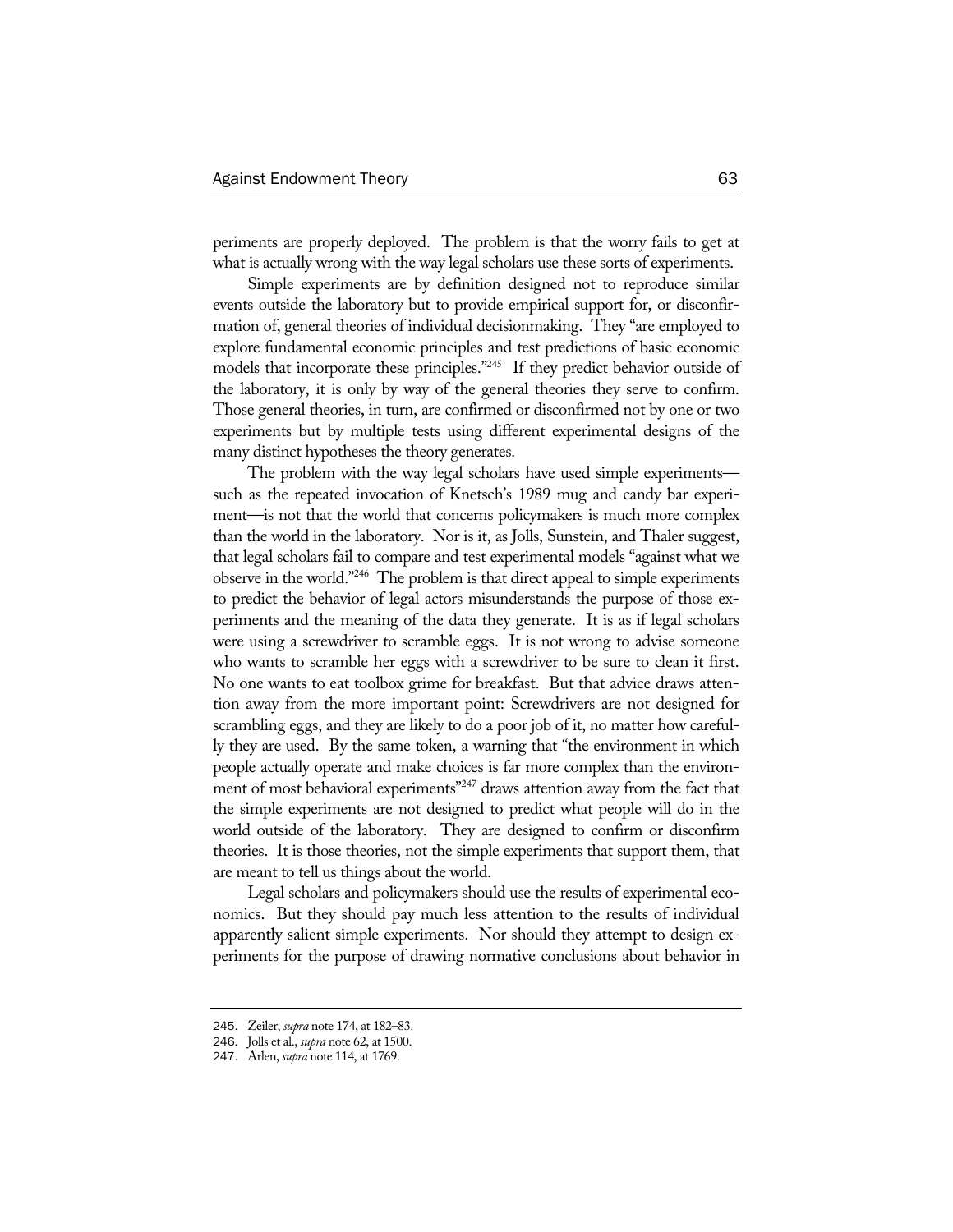periments are properly deployed. The problem is that the worry fails to get at what is actually wrong with the way legal scholars use these sorts of experiments.

Simple experiments are by definition designed not to reproduce similar events outside the laboratory but to provide empirical support for, or disconfirmation of, general theories of individual decisionmaking. They "are employed to explore fundamental economic principles and test predictions of basic economic models that incorporate these principles."[245] If they predict behavior outside of the laboratory, it is only by way of the general theories they serve to confirm. Those general theories, in turn, are confirmed or disconfirmed not by one or two experiments but by multiple tests using different experimental designs of the many distinct hypotheses the theory generates.

The problem with the way legal scholars have used simple experiments—such as the repeated invocation of Knetsch's 1989 mug and candy bar experiment—is not that the world that concerns policymakers is much more complex than the world in the laboratory. Nor is it, as Jolls, Sunstein, and Thaler suggest, that legal scholars fail to compare and test experimental models "against what we observe in the world."[246] The problem is that direct appeal to simple experiments to predict the behavior of legal actors misunderstands the purpose of those experiments and the meaning of the data they generate. It is as if legal scholars were using a screwdriver to scramble eggs. It is not wrong to advise someone who wants to scramble her eggs with a screwdriver to be sure to clean it first. No one wants to eat toolbox grime for breakfast. But that advice draws attention away from the more important point: Screwdrivers are not designed for scrambling eggs, and they are likely to do a poor job of it, no matter how carefully they are used. By the same token, a warning that "the environment in which people actually operate and make choices is far more complex than the environment of most behavioral experiments"[247] draws attention away from the fact that the simple experiments are not designed to predict what people will do in the world outside of the laboratory. They are designed to confirm or disconfirm theories. It is those theories, not the simple experiments that support them, that are meant to tell us things about the world.

Legal scholars and policymakers should use the results of experimental economics. But they should pay much less attention to the results of individual apparently salient simple experiments. Nor should they attempt to design experiments for the purpose of drawing normative conclusions about behavior in

---

245. Zeiler, *supra* note 174, at 182–83.

246. Jolls et al., *supra* note 62, at 1500.

247. Arlen, *supra* note 114, at 1769.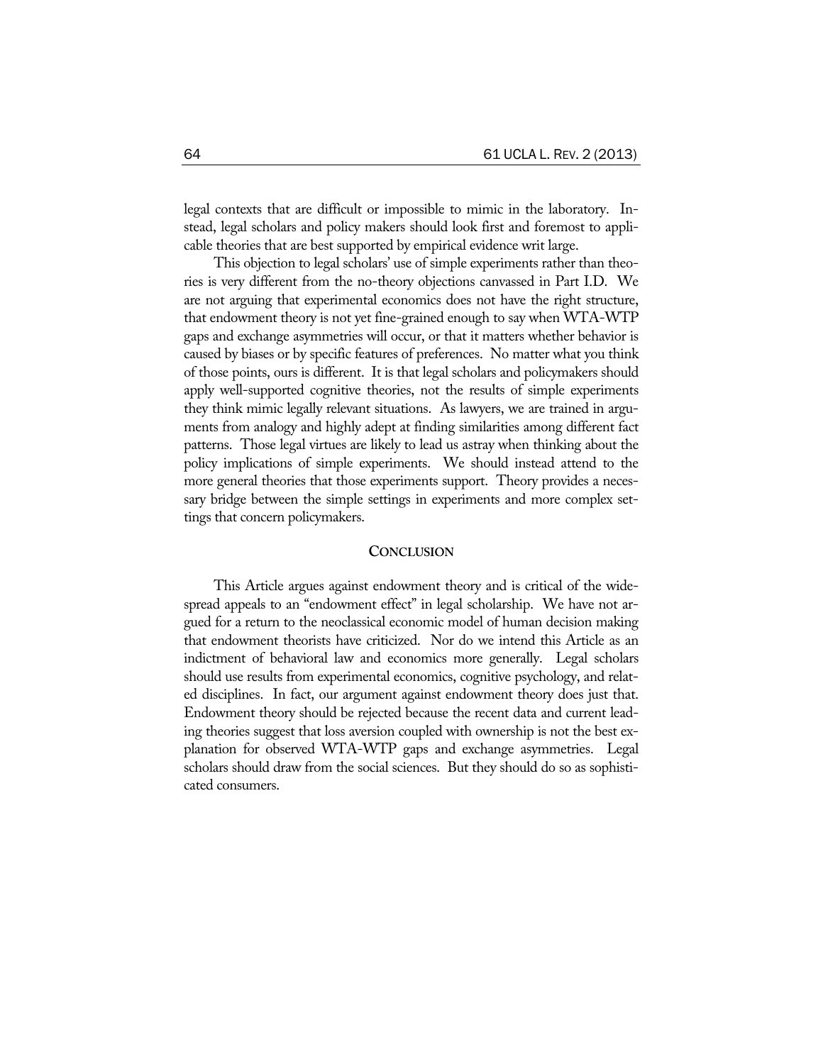legal contexts that are difficult or impossible to mimic in the laboratory. Instead, legal scholars and policy makers should look first and foremost to applicable theories that are best supported by empirical evidence writ large.

This objection to legal scholars' use of simple experiments rather than theories is very different from the no-theory objections canvassed in Part I.D. We are not arguing that experimental economics does not have the right structure, that endowment theory is not yet fine-grained enough to say when WTA-WTP gaps and exchange asymmetries will occur, or that it matters whether behavior is caused by biases or by specific features of preferences. No matter what you think of those points, ours is different. It is that legal scholars and policymakers should apply well-supported cognitive theories, not the results of simple experiments they think mimic legally relevant situations. As lawyers, we are trained in arguments from analogy and highly adept at finding similarities among different fact patterns. Those legal virtues are likely to lead us astray when thinking about the policy implications of simple experiments. We should instead attend to the more general theories that those experiments support. Theory provides a necessary bridge between the simple settings in experiments and more complex settings that concern policymakers.

## CONCLUSION

This Article argues against endowment theory and is critical of the widespread appeals to an "endowment effect" in legal scholarship. We have not argued for a return to the neoclassical economic model of human decision making that endowment theorists have criticized. Nor do we intend this Article as an indictment of behavioral law and economics more generally. Legal scholars should use results from experimental economics, cognitive psychology, and related disciplines. In fact, our argument against endowment theory does just that. Endowment theory should be rejected because the recent data and current leading theories suggest that loss aversion coupled with ownership is not the best explanation for observed WTA-WTP gaps and exchange asymmetries. Legal scholars should draw from the social sciences. But they should do so as sophisticated consumers.